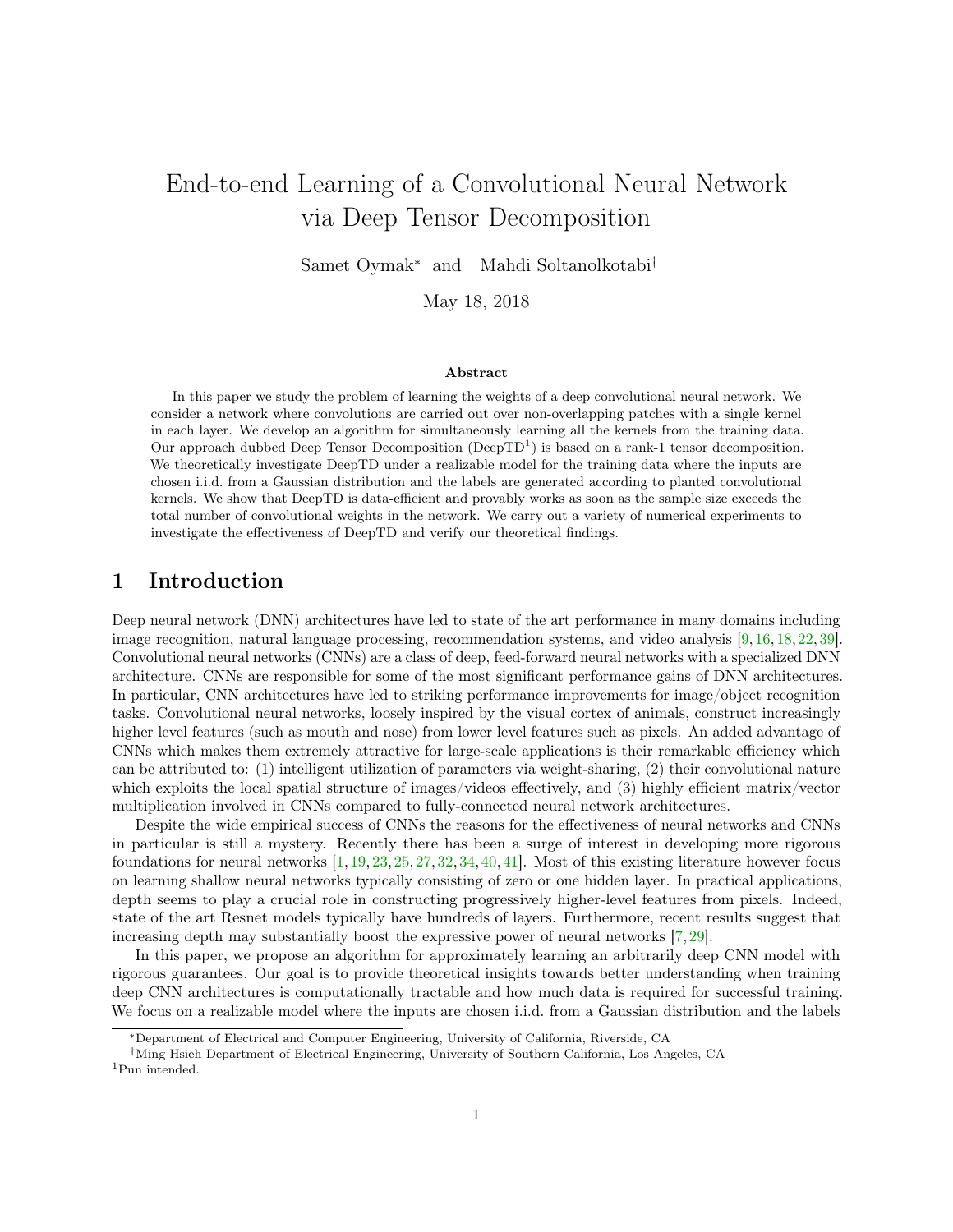# End-to-end Learning of a Convolutional Neural Network via Deep Tensor Decomposition

Samet Oymak* and Mahdi Soltanolkotabi†

May 18, 2018

### Abstract

In this paper we study the problem of learning the weights of a deep convolutional neural network. We consider a network where convolutions are carried out over non-overlapping patches with a single kernel in each layer. We develop an algorithm for simultaneously learning all the kernels from the training data. Our approach dubbed Deep Tensor Decomposition (DeepTD[1]) is based on a rank-1 tensor decomposition. We theoretically investigate DeepTD under a realizable model for the training data where the inputs are chosen i.i.d. from a Gaussian distribution and the labels are generated according to planted convolutional kernels. We show that DeepTD is data-efficient and provably works as soon as the sample size exceeds the total number of convolutional weights in the network. We carry out a variety of numerical experiments to investigate the effectiveness of DeepTD and verify our theoretical findings.

## 1 Introduction

Deep neural network (DNN) architectures have led to state of the art performance in many domains including image recognition, natural language processing, recommendation systems, and video analysis [9, 16, 18, 22, 39]. Convolutional neural networks (CNNs) are a class of deep, feed-forward neural networks with a specialized DNN architecture. CNNs are responsible for some of the most significant performance gains of DNN architectures. In particular, CNN architectures have led to striking performance improvements for image/object recognition tasks. Convolutional neural networks, loosely inspired by the visual cortex of animals, construct increasingly higher level features (such as mouth and nose) from lower level features such as pixels. An added advantage of CNNs which makes them extremely attractive for large-scale applications is their remarkable efficiency which can be attributed to: (1) intelligent utilization of parameters via weight-sharing, (2) their convolutional nature which exploits the local spatial structure of images/videos effectively, and (3) highly efficient matrix/vector multiplication involved in CNNs compared to fully-connected neural network architectures.

Despite the wide empirical success of CNNs the reasons for the effectiveness of neural networks and CNNs in particular is still a mystery. Recently there has been a surge of interest in developing more rigorous foundations for neural networks [1, 19, 23, 25, 27, 32, 34, 40, 41]. Most of this existing literature however focus on learning shallow neural networks typically consisting of zero or one hidden layer. In practical applications, depth seems to play a crucial role in constructing progressively higher-level features from pixels. Indeed, state of the art Resnet models typically have hundreds of layers. Furthermore, recent results suggest that increasing depth may substantially boost the expressive power of neural networks [7, 29].

In this paper, we propose an algorithm for approximately learning an arbitrarily deep CNN model with rigorous guarantees. Our goal is to provide theoretical insights towards better understanding when training deep CNN architectures is computationally tractable and how much data is required for successful training. We focus on a realizable model where the inputs are chosen i.i.d. from a Gaussian distribution and the labels

*Department of Electrical and Computer Engineering, University of California, Riverside, CA

†Ming Hsieh Department of Electrical Engineering, University of Southern California, Los Angeles, CA

[1]Pun intended.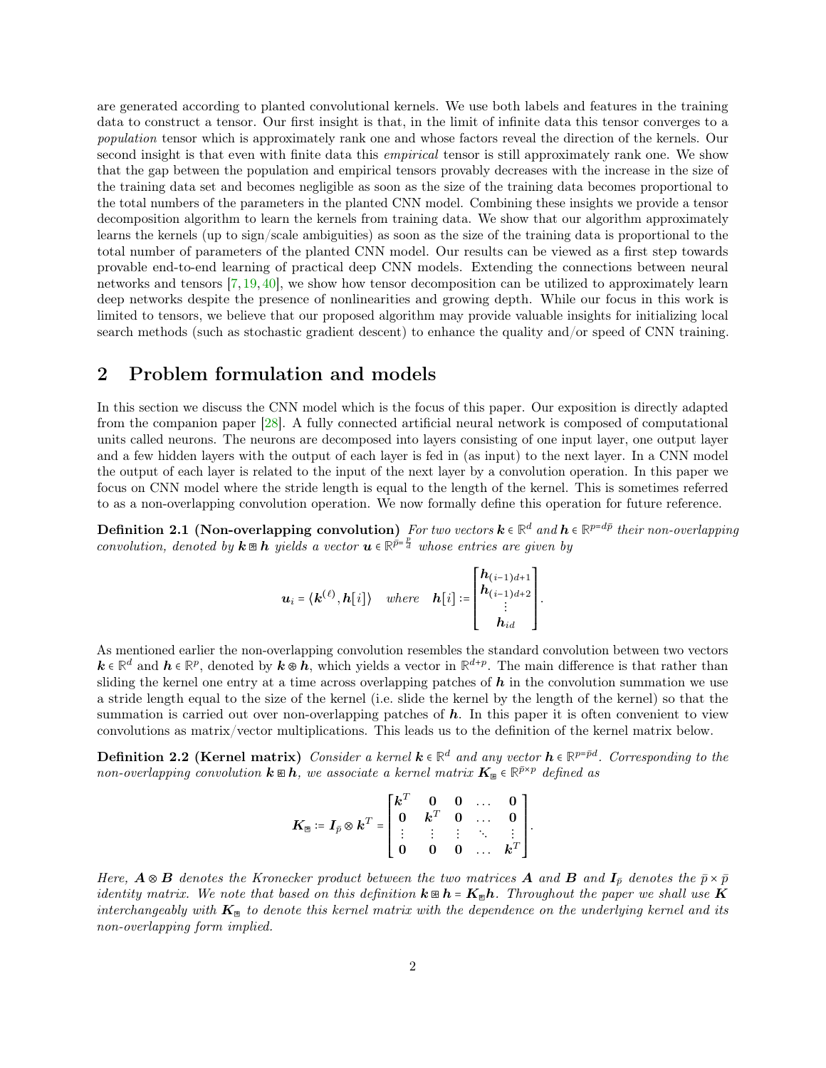are generated according to planted convolutional kernels. We use both labels and features in the training data to construct a tensor. Our first insight is that, in the limit of infinite data this tensor converges to a *population* tensor which is approximately rank one and whose factors reveal the direction of the kernels. Our second insight is that even with finite data this *empirical* tensor is still approximately rank one. We show that the gap between the population and empirical tensors provably decreases with the increase in the size of the training data set and becomes negligible as soon as the size of the training data becomes proportional to the total numbers of the parameters in the planted CNN model. Combining these insights we provide a tensor decomposition algorithm to learn the kernels from training data. We show that our algorithm approximately learns the kernels (up to sign/scale ambiguities) as soon as the size of the training data is proportional to the total number of parameters of the planted CNN model. Our results can be viewed as a first step towards provable end-to-end learning of practical deep CNN models. Extending the connections between neural networks and tensors [7, 19, 40], we show how tensor decomposition can be utilized to approximately learn deep networks despite the presence of nonlinearities and growing depth. While our focus in this work is limited to tensors, we believe that our proposed algorithm may provide valuable insights for initializing local search methods (such as stochastic gradient descent) to enhance the quality and/or speed of CNN training.

## 2 Problem formulation and models

In this section we discuss the CNN model which is the focus of this paper. Our exposition is directly adapted from the companion paper [28]. A fully connected artificial neural network is composed of computational units called neurons. The neurons are decomposed into layers consisting of one input layer, one output layer and a few hidden layers with the output of each layer is fed in (as input) to the next layer. In a CNN model the output of each layer is related to the input of the next layer by a convolution operation. In this paper we focus on CNN model where the stride length is equal to the length of the kernel. This is sometimes referred to as a non-overlapping convolution operation. We now formally define this operation for future reference.

**Definition 2.1 (Non-overlapping convolution)** *For two vectors $\boldsymbol{k} \in \mathbb{R}^d$ and $\boldsymbol{h} \in \mathbb{R}^{p=d\bar{p}}$ their non-overlapping convolution, denoted by $\boldsymbol{k} \boxtimes \boldsymbol{h}$ yields a vector $\boldsymbol{u} \in \mathbb{R}^{\bar{p}=\frac{p}{d}}$ whose entries are given by*

$$\boldsymbol{u}_i = \langle \boldsymbol{k}^{(\ell)}, \boldsymbol{h}[i] \rangle \quad where \quad \boldsymbol{h}[i] := \begin{bmatrix} \boldsymbol{h}_{(i-1)d+1} \\ \boldsymbol{h}_{(i-1)d+2} \\ \vdots \\ \boldsymbol{h}_{id} \end{bmatrix}.$$

As mentioned earlier the non-overlapping convolution resembles the standard convolution between two vectors $\boldsymbol{k} \in \mathbb{R}^d$ and $\boldsymbol{h} \in \mathbb{R}^p$, denoted by $\boldsymbol{k} \circledast \boldsymbol{h}$, which yields a vector in $\mathbb{R}^{d+p}$. The main difference is that rather than sliding the kernel one entry at a time across overlapping patches of $\boldsymbol{h}$ in the convolution summation we use a stride length equal to the size of the kernel (i.e. slide the kernel by the length of the kernel) so that the summation is carried out over non-overlapping patches of $\boldsymbol{h}$. In this paper it is often convenient to view convolutions as matrix/vector multiplications. This leads us to the definition of the kernel matrix below.

**Definition 2.2 (Kernel matrix)** *Consider a kernel $\boldsymbol{k} \in \mathbb{R}^d$ and any vector $\boldsymbol{h} \in \mathbb{R}^{p=\bar{p}d}$. Corresponding to the non-overlapping convolution $\boldsymbol{k} \boxtimes \boldsymbol{h}$, we associate a kernel matrix $\boldsymbol{K}_{\boxtimes} \in \mathbb{R}^{\bar{p}\times p}$ defined as*

$$\boldsymbol{K}_{\boxtimes} := \boldsymbol{I}_{\bar{p}} \otimes \boldsymbol{k}^T = \begin{bmatrix} \boldsymbol{k}^T & \boldsymbol{0} & \boldsymbol{0} & \dots & \boldsymbol{0} \\ \boldsymbol{0} & \boldsymbol{k}^T & \boldsymbol{0} & \dots & \boldsymbol{0} \\ \vdots & \vdots & \vdots & \ddots & \vdots \\ \boldsymbol{0} & \boldsymbol{0} & \boldsymbol{0} & \dots & \boldsymbol{k}^T \end{bmatrix}.$$

*Here, $\boldsymbol{A} \otimes \boldsymbol{B}$ denotes the Kronecker product between the two matrices $\boldsymbol{A}$ and $\boldsymbol{B}$ and $\boldsymbol{I}_{\bar{p}}$ denotes the $\bar{p} \times \bar{p}$ identity matrix. We note that based on this definition $\boldsymbol{k} \boxtimes \boldsymbol{h} = \boldsymbol{K}_{\boxtimes}\boldsymbol{h}$. Throughout the paper we shall use $\boldsymbol{K}$ interchangeably with $\boldsymbol{K}_{\boxtimes}$ to denote this kernel matrix with the dependence on the underlying kernel and its non-overlapping form implied.*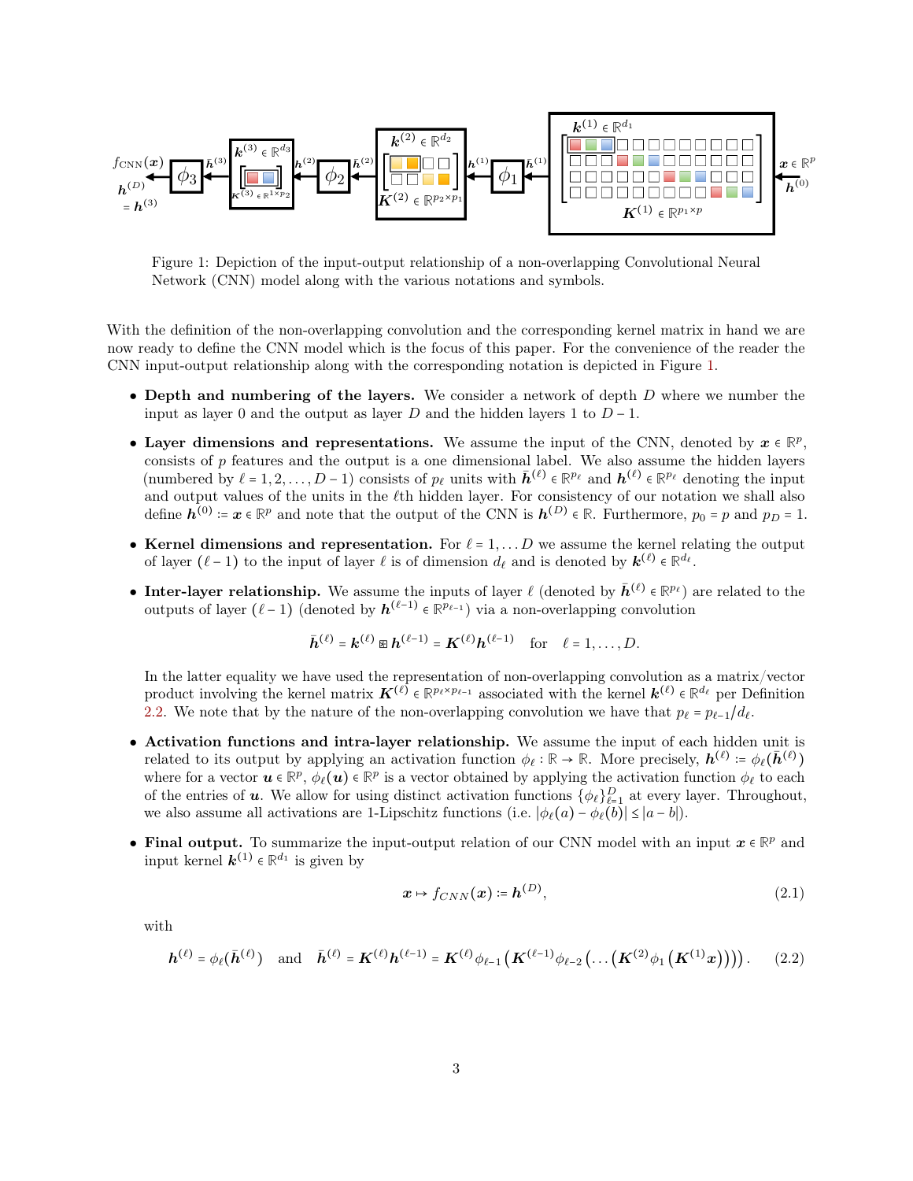Figure 1: Depiction of the input-output relationship of a non-overlapping Convolutional Neural Network (CNN) model along with the various notations and symbols.

With the definition of the non-overlapping convolution and the corresponding kernel matrix in hand we are now ready to define the CNN model which is the focus of this paper. For the convenience of the reader the CNN input-output relationship along with the corresponding notation is depicted in Figure 1.

- **Depth and numbering of the layers.** We consider a network of depth $D$ where we number the input as layer 0 and the output as layer $D$ and the hidden layers 1 to $D-1$.

- **Layer dimensions and representations.** We assume the input of the CNN, denoted by $\boldsymbol{x} \in \mathbb{R}^p$, consists of $p$ features and the output is a one dimensional label. We also assume the hidden layers (numbered by $\ell = 1, 2, \ldots, D-1$) consists of $p_\ell$ units with $\bar{\boldsymbol{h}}^{(\ell)} \in \mathbb{R}^{p_\ell}$ and $\boldsymbol{h}^{(\ell)} \in \mathbb{R}^{p_\ell}$ denoting the input and output values of the units in the $\ell$th hidden layer. For consistency of our notation we shall also define $\boldsymbol{h}^{(0)} := \boldsymbol{x} \in \mathbb{R}^p$ and note that the output of the CNN is $\boldsymbol{h}^{(D)} \in \mathbb{R}$. Furthermore, $p_0 = p$ and $p_D = 1$.

- **Kernel dimensions and representation.** For $\ell = 1, \ldots D$ we assume the kernel relating the output of layer $(\ell - 1)$ to the input of layer $\ell$ is of dimension $d_\ell$ and is denoted by $\boldsymbol{k}^{(\ell)} \in \mathbb{R}^{d_\ell}$.

- **Inter-layer relationship.** We assume the inputs of layer $\ell$ (denoted by $\bar{\boldsymbol{h}}^{(\ell)} \in \mathbb{R}^{p_\ell}$) are related to the outputs of layer $(\ell - 1)$ (denoted by $\boldsymbol{h}^{(\ell-1)} \in \mathbb{R}^{p_{\ell-1}}$) via a non-overlapping convolution

$$\bar{\boldsymbol{h}}^{(\ell)} = \boldsymbol{k}^{(\ell)} \boxtimes \boldsymbol{h}^{(\ell-1)} = \boldsymbol{K}^{(\ell)} \boldsymbol{h}^{(\ell-1)} \quad \text{for} \quad \ell = 1, \ldots, D.$$

  In the latter equality we have used the representation of non-overlapping convolution as a matrix/vector product involving the kernel matrix $\boldsymbol{K}^{(\ell)} \in \mathbb{R}^{p_\ell \times p_{\ell-1}}$ associated with the kernel $\boldsymbol{k}^{(\ell)} \in \mathbb{R}^{d_\ell}$ per Definition 2.2. We note that by the nature of the non-overlapping convolution we have that $p_\ell = p_{\ell-1}/d_\ell$.

- **Activation functions and intra-layer relationship.** We assume the input of each hidden unit is related to its output by applying an activation function $\phi_\ell : \mathbb{R} \to \mathbb{R}$. More precisely, $\boldsymbol{h}^{(\ell)} := \phi_\ell(\bar{\boldsymbol{h}}^{(\ell)})$ where for a vector $\boldsymbol{u} \in \mathbb{R}^p$, $\phi_\ell(\boldsymbol{u}) \in \mathbb{R}^p$ is a vector obtained by applying the activation function $\phi_\ell$ to each of the entries of $\boldsymbol{u}$. We allow for using distinct activation functions $\{\phi_\ell\}_{\ell=1}^D$ at every layer. Throughout, we also assume all activations are 1-Lipschitz functions (i.e. $|\phi_\ell(a) - \phi_\ell(b)| \le |a - b|$).

- **Final output.** To summarize the input-output relation of our CNN model with an input $\boldsymbol{x} \in \mathbb{R}^p$ and input kernel $\boldsymbol{k}^{(1)} \in \mathbb{R}^{d_1}$ is given by

$$\boldsymbol{x} \mapsto f_{CNN}(\boldsymbol{x}) := \boldsymbol{h}^{(D)}, \tag{2.1}$$

  with

$$\boldsymbol{h}^{(\ell)} = \phi_\ell(\bar{\boldsymbol{h}}^{(\ell)}) \quad \text{and} \quad \bar{\boldsymbol{h}}^{(\ell)} = \boldsymbol{K}^{(\ell)} \boldsymbol{h}^{(\ell-1)} = \boldsymbol{K}^{(\ell)} \phi_{\ell-1}\left(\boldsymbol{K}^{(\ell-1)} \phi_{\ell-2}\left(\ldots\left(\boldsymbol{K}^{(2)} \phi_1\left(\boldsymbol{K}^{(1)} \boldsymbol{x}\right)\right)\right)\right). \tag{2.2}$$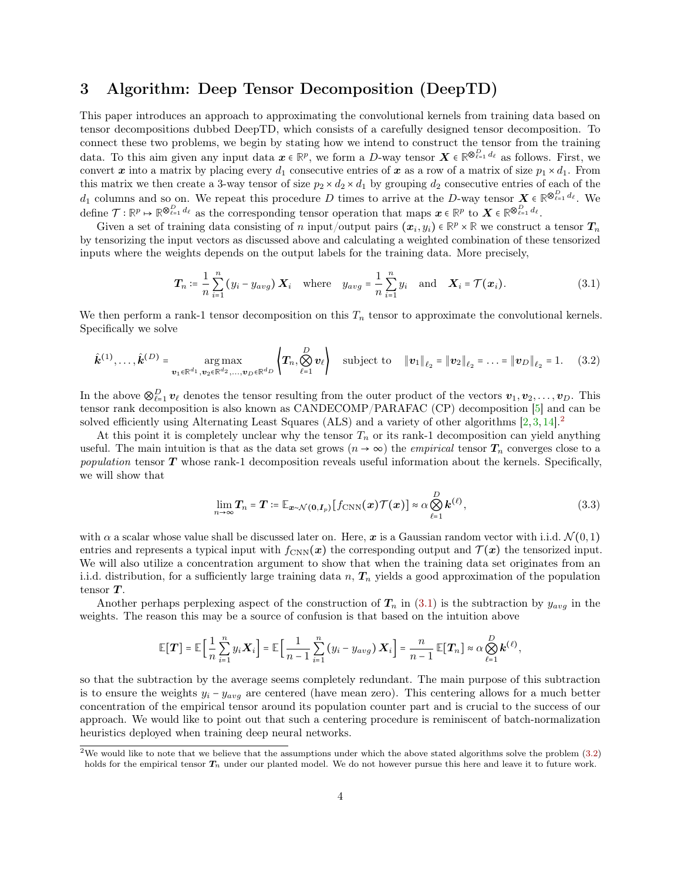## 3 Algorithm: Deep Tensor Decomposition (DeepTD)

This paper introduces an approach to approximating the convolutional kernels from training data based on tensor decompositions dubbed DeepTD, which consists of a carefully designed tensor decomposition. To connect these two problems, we begin by stating how we intend to construct the tensor from the training data. To this aim given any input data $\boldsymbol{x} \in \mathbb{R}^p$, we form a $D$-way tensor $\boldsymbol{X} \in \mathbb{R}^{\otimes_{\ell=1}^D d_\ell}$ as follows. First, we convert $\boldsymbol{x}$ into a matrix by placing every $d_1$ consecutive entries of $\boldsymbol{x}$ as a row of a matrix of size $p_1 \times d_1$. From this matrix we then create a 3-way tensor of size $p_2 \times d_2 \times d_1$ by grouping $d_2$ consecutive entries of each of the $d_1$ columns and so on. We repeat this procedure $D$ times to arrive at the $D$-way tensor $\boldsymbol{X} \in \mathbb{R}^{\otimes_{\ell=1}^D d_\ell}$. We define $\mathcal{T} : \mathbb{R}^p \mapsto \mathbb{R}^{\otimes_{\ell=1}^D d_\ell}$ as the corresponding tensor operation that maps $\boldsymbol{x} \in \mathbb{R}^p$ to $\boldsymbol{X} \in \mathbb{R}^{\otimes_{\ell=1}^D d_\ell}$.

Given a set of training data consisting of $n$ input/output pairs $(\boldsymbol{x}_i, y_i) \in \mathbb{R}^p \times \mathbb{R}$ we construct a tensor $\boldsymbol{T}_n$ by tensorizing the input vectors as discussed above and calculating a weighted combination of these tensorized inputs where the weights depends on the output labels for the training data. More precisely,

$$\boldsymbol{T}_n := \frac{1}{n}\sum_{i=1}^n (y_i - y_{avg})\, \boldsymbol{X}_i \quad \text{where} \quad y_{avg} = \frac{1}{n}\sum_{i=1}^n y_i \quad \text{and} \quad \boldsymbol{X}_i = \mathcal{T}(\boldsymbol{x}_i). \tag{3.1}$$

We then perform a rank-1 tensor decomposition on this $T_n$ tensor to approximate the convolutional kernels. Specifically we solve

$$\hat{\boldsymbol{k}}^{(1)}, \ldots, \hat{\boldsymbol{k}}^{(D)} = \underset{\boldsymbol{v}_1 \in \mathbb{R}^{d_1}, \boldsymbol{v}_2 \in \mathbb{R}^{d_2}, \ldots, \boldsymbol{v}_D \in \mathbb{R}^{d_D}}{\arg\max} \left\langle \boldsymbol{T}_n, \bigotimes_{\ell=1}^D \boldsymbol{v}_\ell \right\rangle \quad \text{subject to} \quad \|\boldsymbol{v}_1\|_{\ell_2} = \|\boldsymbol{v}_2\|_{\ell_2} = \ldots = \|\boldsymbol{v}_D\|_{\ell_2} = 1. \tag{3.2}$$

In the above $\otimes_{\ell=1}^D \boldsymbol{v}_\ell$ denotes the tensor resulting from the outer product of the vectors $\boldsymbol{v}_1, \boldsymbol{v}_2, \ldots, \boldsymbol{v}_D$. This tensor rank decomposition is also known as CANDECOMP/PARAFAC (CP) decomposition [5] and can be solved efficiently using Alternating Least Squares (ALS) and a variety of other algorithms [2, 3, 14].[2]

At this point it is completely unclear why the tensor $T_n$ or its rank-1 decomposition can yield anything useful. The main intuition is that as the data set grows ($n \to \infty$) the *empirical* tensor $\boldsymbol{T}_n$ converges close to a *population* tensor $\boldsymbol{T}$ whose rank-1 decomposition reveals useful information about the kernels. Specifically, we will show that

$$\lim_{n\to\infty} \boldsymbol{T}_n = \boldsymbol{T} := \mathbb{E}_{\boldsymbol{x}\sim\mathcal{N}(\boldsymbol{0},\boldsymbol{I}_p)}[f_{\text{CNN}}(\boldsymbol{x})\mathcal{T}(\boldsymbol{x})] \approx \alpha \bigotimes_{\ell=1}^D \boldsymbol{k}^{(\ell)}, \tag{3.3}$$

with $\alpha$ a scalar whose value shall be discussed later on. Here, $\boldsymbol{x}$ is a Gaussian random vector with i.i.d. $\mathcal{N}(0,1)$ entries and represents a typical input with $f_{\text{CNN}}(\boldsymbol{x})$ the corresponding output and $\mathcal{T}(\boldsymbol{x})$ the tensorized input. We will also utilize a concentration argument to show that when the training data set originates from an i.i.d. distribution, for a sufficiently large training data $n$, $\boldsymbol{T}_n$ yields a good approximation of the population tensor $\boldsymbol{T}$.

Another perhaps perplexing aspect of the construction of $\boldsymbol{T}_n$ in (3.1) is the subtraction by $y_{avg}$ in the weights. The reason this may be a source of confusion is that based on the intuition above

$$\mathbb{E}[\boldsymbol{T}] = \mathbb{E}\Big[\frac{1}{n}\sum_{i=1}^n y_i \boldsymbol{X}_i\Big] = \mathbb{E}\Big[\frac{1}{n-1}\sum_{i=1}^n (y_i - y_{avg})\, \boldsymbol{X}_i\Big] = \frac{n}{n-1}\,\mathbb{E}[\boldsymbol{T}_n] \approx \alpha \bigotimes_{\ell=1}^D \boldsymbol{k}^{(\ell)},$$

so that the subtraction by the average seems completely redundant. The main purpose of this subtraction is to ensure the weights $y_i - y_{avg}$ are centered (have mean zero). This centering allows for a much better concentration of the empirical tensor around its population counter part and is crucial to the success of our approach. We would like to point out that such a centering procedure is reminiscent of batch-normalization heuristics deployed when training deep neural networks.

[2] We would like to note that we believe that the assumptions under which the above stated algorithms solve the problem (3.2) holds for the empirical tensor $\boldsymbol{T}_n$ under our planted model. We do not however pursue this here and leave it to future work.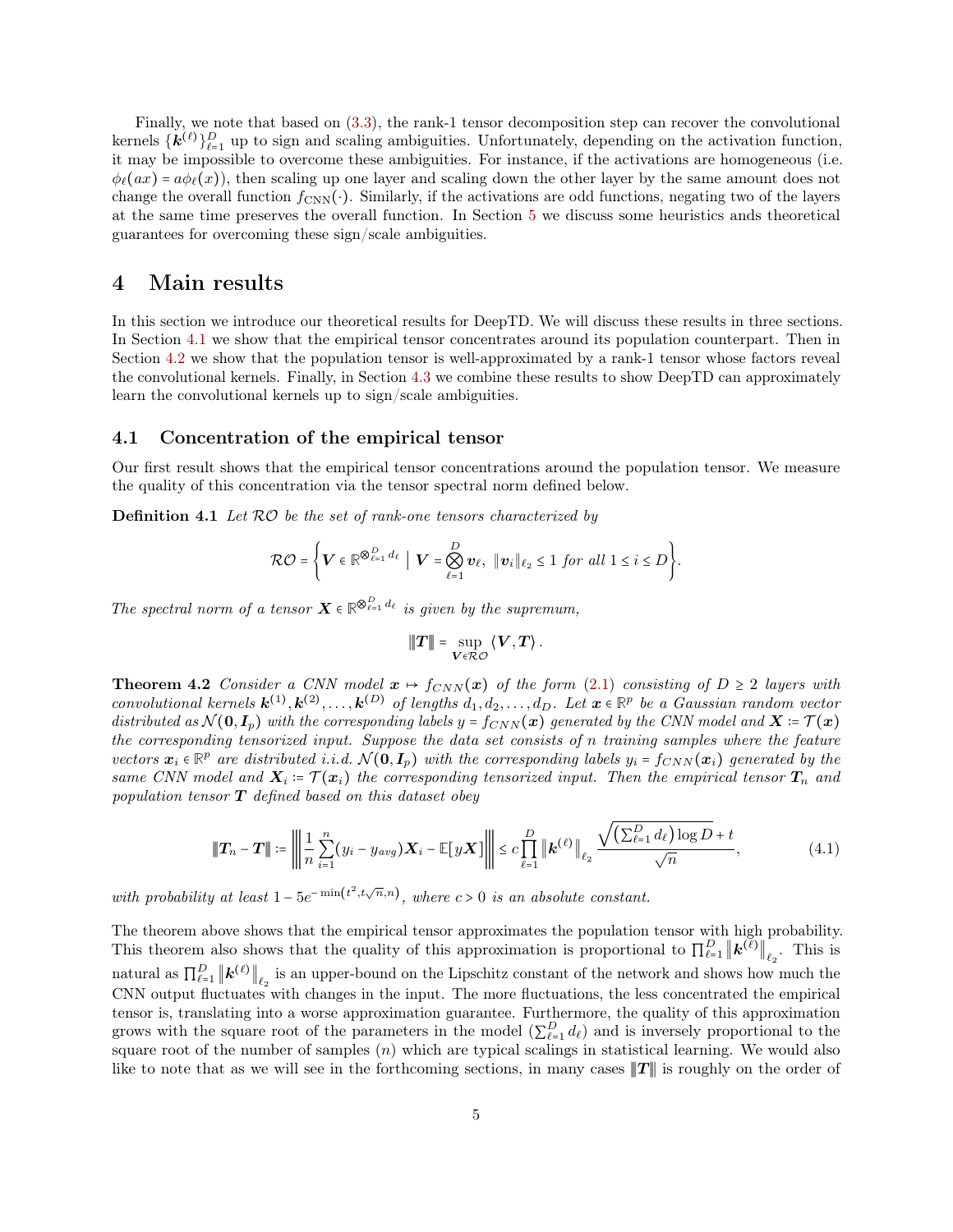Finally, we note that based on (3.3), the rank-1 tensor decomposition step can recover the convolutional kernels $\{\boldsymbol{k}^{(\ell)}\}_{\ell=1}^{D}$ up to sign and scaling ambiguities. Unfortunately, depending on the activation function, it may be impossible to overcome these ambiguities. For instance, if the activations are homogeneous (i.e. $\phi_\ell(ax) = a\phi_\ell(x)$), then scaling up one layer and scaling down the other layer by the same amount does not change the overall function $f_{\text{CNN}}(\cdot)$. Similarly, if the activations are odd functions, negating two of the layers at the same time preserves the overall function. In Section 5 we discuss some heuristics ands theoretical guarantees for overcoming these sign/scale ambiguities.

# 4 Main results

In this section we introduce our theoretical results for DeepTD. We will discuss these results in three sections. In Section 4.1 we show that the empirical tensor concentrates around its population counterpart. Then in Section 4.2 we show that the population tensor is well-approximated by a rank-1 tensor whose factors reveal the convolutional kernels. Finally, in Section 4.3 we combine these results to show DeepTD can approximately learn the convolutional kernels up to sign/scale ambiguities.

## 4.1 Concentration of the empirical tensor

Our first result shows that the empirical tensor concentrations around the population tensor. We measure the quality of this concentration via the tensor spectral norm defined below.

**Definition 4.1** *Let $\mathcal{RO}$ be the set of rank-one tensors characterized by*

$$\mathcal{RO} = \left\{ \boldsymbol{V} \in \mathbb{R}^{\bigotimes_{\ell=1}^{D} d_\ell} \;\Big|\; \boldsymbol{V} = \bigotimes_{\ell=1}^{D} \boldsymbol{v}_\ell,\ \|\boldsymbol{v}_i\|_{\ell_2} \le 1 \text{ for all } 1 \le i \le D \right\}.$$

*The spectral norm of a tensor $\boldsymbol{X} \in \mathbb{R}^{\bigotimes_{\ell=1}^{D} d_\ell}$ is given by the supremum,*

$$|||\boldsymbol{T}||| = \sup_{\boldsymbol{V} \in \mathcal{RO}} \langle \boldsymbol{V}, \boldsymbol{T} \rangle.$$

**Theorem 4.2** *Consider a CNN model $\boldsymbol{x} \mapsto f_{CNN}(\boldsymbol{x})$ of the form (2.1) consisting of $D \ge 2$ layers with convolutional kernels $\boldsymbol{k}^{(1)}, \boldsymbol{k}^{(2)}, \ldots, \boldsymbol{k}^{(D)}$ of lengths $d_1, d_2, \ldots, d_D$. Let $\boldsymbol{x} \in \mathbb{R}^p$ be a Gaussian random vector distributed as $\mathcal{N}(\boldsymbol{0}, \boldsymbol{I}_p)$ with the corresponding labels $y = f_{CNN}(\boldsymbol{x})$ generated by the CNN model and $\boldsymbol{X} := \mathcal{T}(\boldsymbol{x})$ the corresponding tensorized input. Suppose the data set consists of $n$ training samples where the feature vectors $\boldsymbol{x}_i \in \mathbb{R}^p$ are distributed i.i.d. $\mathcal{N}(\boldsymbol{0}, \boldsymbol{I}_p)$ with the corresponding labels $y_i = f_{CNN}(\boldsymbol{x}_i)$ generated by the same CNN model and $\boldsymbol{X}_i := \mathcal{T}(\boldsymbol{x}_i)$ the corresponding tensorized input. Then the empirical tensor $\boldsymbol{T}_n$ and population tensor $\boldsymbol{T}$ defined based on this dataset obey*

$$|||\boldsymbol{T}_n - \boldsymbol{T}||| := \left|\left|\left| \frac{1}{n}\sum_{i=1}^{n}(y_i - y_{avg})\boldsymbol{X}_i - \mathbb{E}[y\boldsymbol{X}] \right|\right|\right| \le c \prod_{\ell=1}^{D} \left\|\boldsymbol{k}^{(\ell)}\right\|_{\ell_2} \frac{\sqrt{\left(\sum_{\ell=1}^{D} d_\ell\right)\log D} + t}{\sqrt{n}}, \tag{4.1}$$

*with probability at least $1 - 5e^{-\min\left(t^2, t\sqrt{n}, n\right)}$, where $c > 0$ is an absolute constant.*

The theorem above shows that the empirical tensor approximates the population tensor with high probability. This theorem also shows that the quality of this approximation is proportional to $\prod_{\ell=1}^{D} \left\|\boldsymbol{k}^{(\ell)}\right\|_{\ell_2}$. This is natural as $\prod_{\ell=1}^{D} \left\|\boldsymbol{k}^{(\ell)}\right\|_{\ell_2}$ is an upper-bound on the Lipschitz constant of the network and shows how much the CNN output fluctuates with changes in the input. The more fluctuations, the less concentrated the empirical tensor is, translating into a worse approximation guarantee. Furthermore, the quality of this approximation grows with the square root of the parameters in the model ($\sum_{\ell=1}^{D} d_\ell$) and is inversely proportional to the square root of the number of samples ($n$) which are typical scalings in statistical learning. We would also like to note that as we will see in the forthcoming sections, in many cases $|||\boldsymbol{T}|||$ is roughly on the order of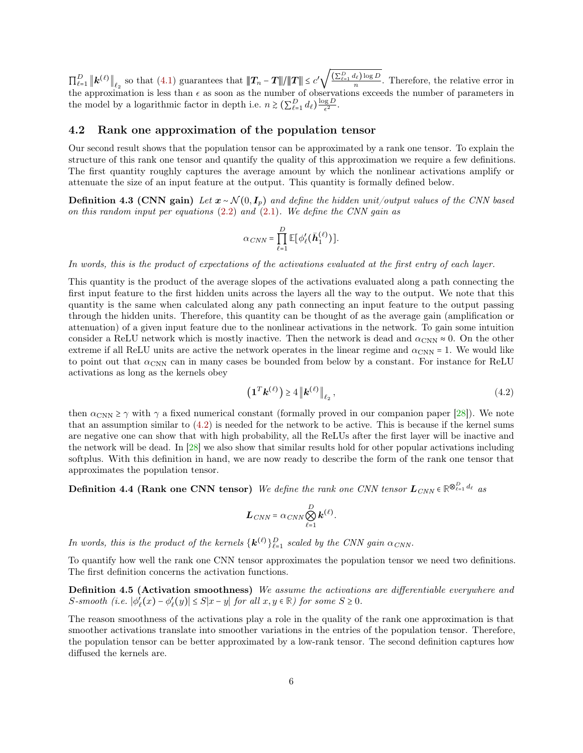$\prod_{\ell=1}^D \left\|\boldsymbol{k}^{(\ell)}\right\|_{\ell_2}$ so that (4.1) guarantees that $\|\boldsymbol{T}_n - \boldsymbol{T}\|/\|\boldsymbol{T}\| \le c'\sqrt{\frac{(\sum_{\ell=1}^D d_\ell)\log D}{n}}$. Therefore, the relative error in the approximation is less than $\epsilon$ as soon as the number of observations exceeds the number of parameters in the model by a logarithmic factor in depth i.e. $n \gtrsim (\sum_{\ell=1}^D d_\ell)\frac{\log D}{\epsilon^2}$.

## 4.2 Rank one approximation of the population tensor

Our second result shows that the population tensor can be approximated by a rank one tensor. To explain the structure of this rank one tensor and quantify the quality of this approximation we require a few definitions. The first quantity roughly captures the average amount by which the nonlinear activations amplify or attenuate the size of an input feature at the output. This quantity is formally defined below.

**Definition 4.3 (CNN gain)** *Let $\boldsymbol{x} \sim \mathcal{N}(0, \boldsymbol{I}_p)$ and define the hidden unit/output values of the CNN based on this random input per equations (2.2) and (2.1). We define the CNN gain as*

$$\alpha_{CNN} = \prod_{\ell=1}^D \mathbb{E}[\phi_\ell'(\bar{\boldsymbol{h}}_1^{(\ell)})].$$

*In words, this is the product of expectations of the activations evaluated at the first entry of each layer.*

This quantity is the product of the average slopes of the activations evaluated along a path connecting the first input feature to the first hidden units across the layers all the way to the output. We note that this quantity is the same when calculated along any path connecting an input feature to the output passing through the hidden units. Therefore, this quantity can be thought of as the average gain (amplification or attenuation) of a given input feature due to the nonlinear activations in the network. To gain some intuition consider a ReLU network which is mostly inactive. Then the network is dead and $\alpha_{\text{CNN}} \approx 0$. On the other extreme if all ReLU units are active the network operates in the linear regime and $\alpha_{\text{CNN}} = 1$. We would like to point out that $\alpha_{\text{CNN}}$ can in many cases be bounded from below by a constant. For instance for ReLU activations as long as the kernels obey

$$\left(\boldsymbol{1}^T\boldsymbol{k}^{(\ell)}\right) \ge 4\left\|\boldsymbol{k}^{(\ell)}\right\|_{\ell_2}, \tag{4.2}$$

then $\alpha_{\text{CNN}} \ge \gamma$ with $\gamma$ a fixed numerical constant (formally proved in our companion paper [28]). We note that an assumption similar to (4.2) is needed for the network to be active. This is because if the kernel sums are negative one can show that with high probability, all the ReLUs after the first layer will be inactive and the network will be dead. In [28] we also show that similar results hold for other popular activations including softplus. With this definition in hand, we are now ready to describe the form of the rank one tensor that approximates the population tensor.

**Definition 4.4 (Rank one CNN tensor)** *We define the rank one CNN tensor $\boldsymbol{L}_{CNN} \in \mathbb{R}^{\otimes_{\ell=1}^D d_\ell}$ as*

$$\boldsymbol{L}_{CNN} = \alpha_{CNN}\bigotimes_{\ell=1}^D \boldsymbol{k}^{(\ell)}.$$

*In words, this is the product of the kernels $\{\boldsymbol{k}^{(\ell)}\}_{\ell=1}^D$ scaled by the CNN gain $\alpha_{CNN}$.*

To quantify how well the rank one CNN tensor approximates the population tensor we need two definitions. The first definition concerns the activation functions.

**Definition 4.5 (Activation smoothness)** *We assume the activations are differentiable everywhere and $S$-smooth (i.e. $|\phi_\ell'(x) - \phi_\ell'(y)| \le S|x-y|$ for all $x, y \in \mathbb{R}$) for some $S \ge 0$.*

The reason smoothness of the activations play a role in the quality of the rank one approximation is that smoother activations translate into smoother variations in the entries of the population tensor. Therefore, the population tensor can be better approximated by a low-rank tensor. The second definition captures how diffused the kernels are.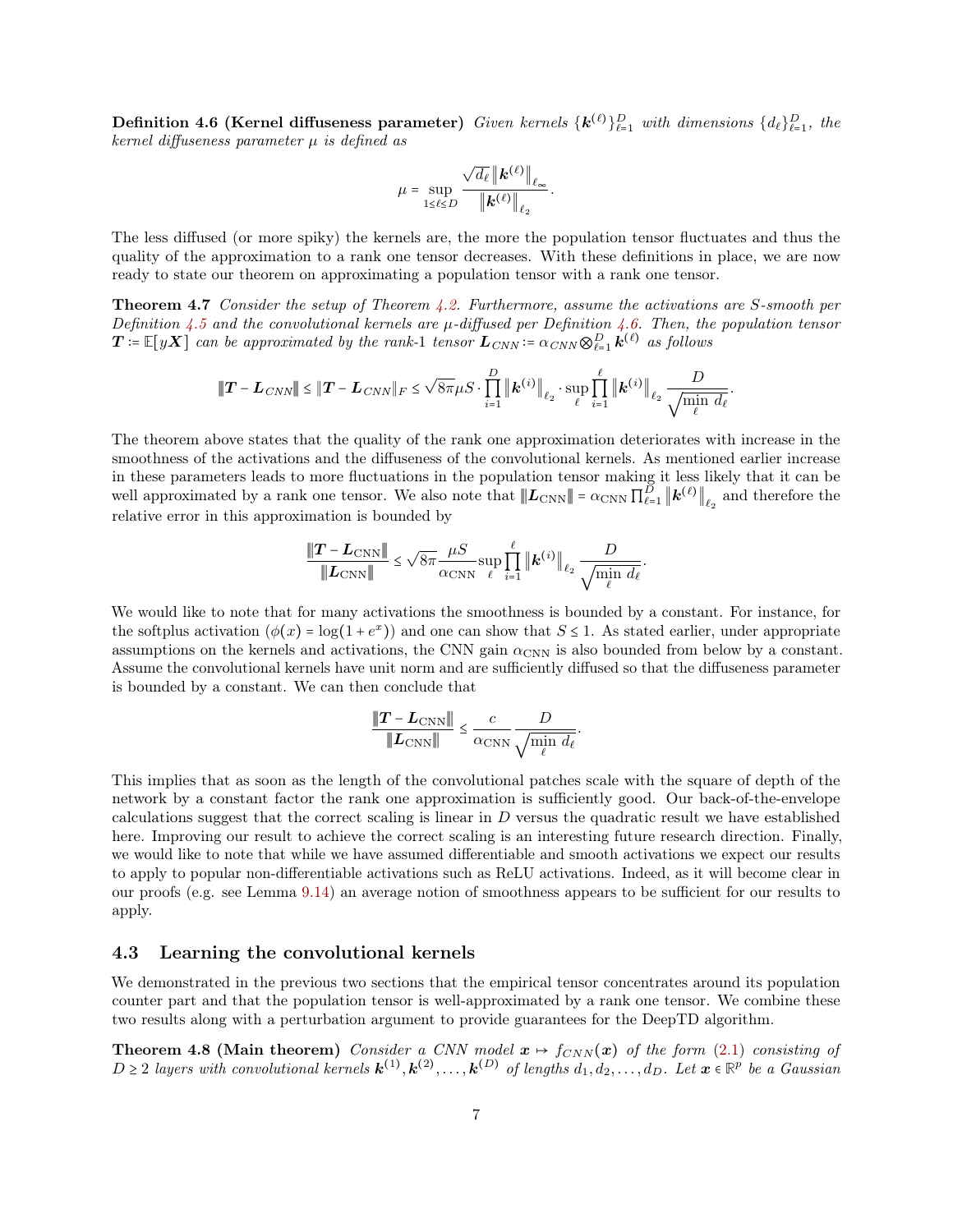**Definition 4.6 (Kernel diffuseness parameter)** *Given kernels $\{\boldsymbol{k}^{(\ell)}\}_{\ell=1}^D$ with dimensions $\{d_\ell\}_{\ell=1}^D$, the kernel diffuseness parameter $\mu$ is defined as*

$$\mu = \sup_{1\le\ell\le D} \frac{\sqrt{d_\ell}\left\|\boldsymbol{k}^{(\ell)}\right\|_{\ell_\infty}}{\left\|\boldsymbol{k}^{(\ell)}\right\|_{\ell_2}}.$$

The less diffused (or more spiky) the kernels are, the more the population tensor fluctuates and thus the quality of the approximation to a rank one tensor decreases. With these definitions in place, we are now ready to state our theorem on approximating a population tensor with a rank one tensor.

**Theorem 4.7** *Consider the setup of Theorem 4.2. Furthermore, assume the activations are S-smooth per Definition 4.5 and the convolutional kernels are $\mu$-diffused per Definition 4.6. Then, the population tensor $\boldsymbol{T} := \mathbb{E}[y\boldsymbol{X}]$ can be approximated by the rank-1 tensor $\boldsymbol{L}_{CNN} := \alpha_{CNN}\bigotimes_{\ell=1}^D \boldsymbol{k}^{(\ell)}$ as follows*

$$\|\boldsymbol{T}-\boldsymbol{L}_{CNN}\| \le \|\boldsymbol{T}-\boldsymbol{L}_{CNN}\|_F \le \sqrt{8\pi}\mu S \cdot \prod_{i=1}^D \left\|\boldsymbol{k}^{(i)}\right\|_{\ell_2} \cdot \sup_\ell \prod_{i=1}^\ell \left\|\boldsymbol{k}^{(i)}\right\|_{\ell_2} \frac{D}{\sqrt{\min_\ell d_\ell}}.$$

The theorem above states that the quality of the rank one approximation deteriorates with increase in the smoothness of the activations and the diffuseness of the convolutional kernels. As mentioned earlier increase in these parameters leads to more fluctuations in the population tensor making it less likely that it can be well approximated by a rank one tensor. We also note that $\|\boldsymbol{L}_{\text{CNN}}\| = \alpha_{\text{CNN}}\prod_{\ell=1}^D \left\|\boldsymbol{k}^{(\ell)}\right\|_{\ell_2}$ and therefore the relative error in this approximation is bounded by

$$\frac{\|\boldsymbol{T}-\boldsymbol{L}_{\text{CNN}}\|}{\|\boldsymbol{L}_{\text{CNN}}\|} \le \sqrt{8\pi}\frac{\mu S}{\alpha_{\text{CNN}}}\sup_\ell \prod_{i=1}^\ell \left\|\boldsymbol{k}^{(i)}\right\|_{\ell_2} \frac{D}{\sqrt{\min_\ell d_\ell}}.$$

We would like to note that for many activations the smoothness is bounded by a constant. For instance, for the softplus activation ($\phi(x) = \log(1+e^x)$) and one can show that $S \le 1$. As stated earlier, under appropriate assumptions on the kernels and activations, the CNN gain $\alpha_{\text{CNN}}$ is also bounded from below by a constant. Assume the convolutional kernels have unit norm and are sufficiently diffused so that the diffuseness parameter is bounded by a constant. We can then conclude that

$$\frac{\|\boldsymbol{T}-\boldsymbol{L}_{\text{CNN}}\|}{\|\boldsymbol{L}_{\text{CNN}}\|} \le \frac{c}{\alpha_{\text{CNN}}}\frac{D}{\sqrt{\min_\ell d_\ell}}.$$

This implies that as soon as the length of the convolutional patches scale with the square of depth of the network by a constant factor the rank one approximation is sufficiently good. Our back-of-the-envelope calculations suggest that the correct scaling is linear in $D$ versus the quadratic result we have established here. Improving our result to achieve the correct scaling is an interesting future research direction. Finally, we would like to note that while we have assumed differentiable and smooth activations we expect our results to apply to popular non-differentiable activations such as ReLU activations. Indeed, as it will become clear in our proofs (e.g. see Lemma 9.14) an average notion of smoothness appears to be sufficient for our results to apply.

## 4.3 Learning the convolutional kernels

We demonstrated in the previous two sections that the empirical tensor concentrates around its population counter part and that the population tensor is well-approximated by a rank one tensor. We combine these two results along with a perturbation argument to provide guarantees for the DeepTD algorithm.

**Theorem 4.8 (Main theorem)** *Consider a CNN model $\boldsymbol{x} \mapsto f_{CNN}(\boldsymbol{x})$ of the form (2.1) consisting of $D \ge 2$ layers with convolutional kernels $\boldsymbol{k}^{(1)}, \boldsymbol{k}^{(2)}, \ldots, \boldsymbol{k}^{(D)}$ of lengths $d_1, d_2, \ldots, d_D$. Let $\boldsymbol{x} \in \mathbb{R}^p$ be a Gaussian*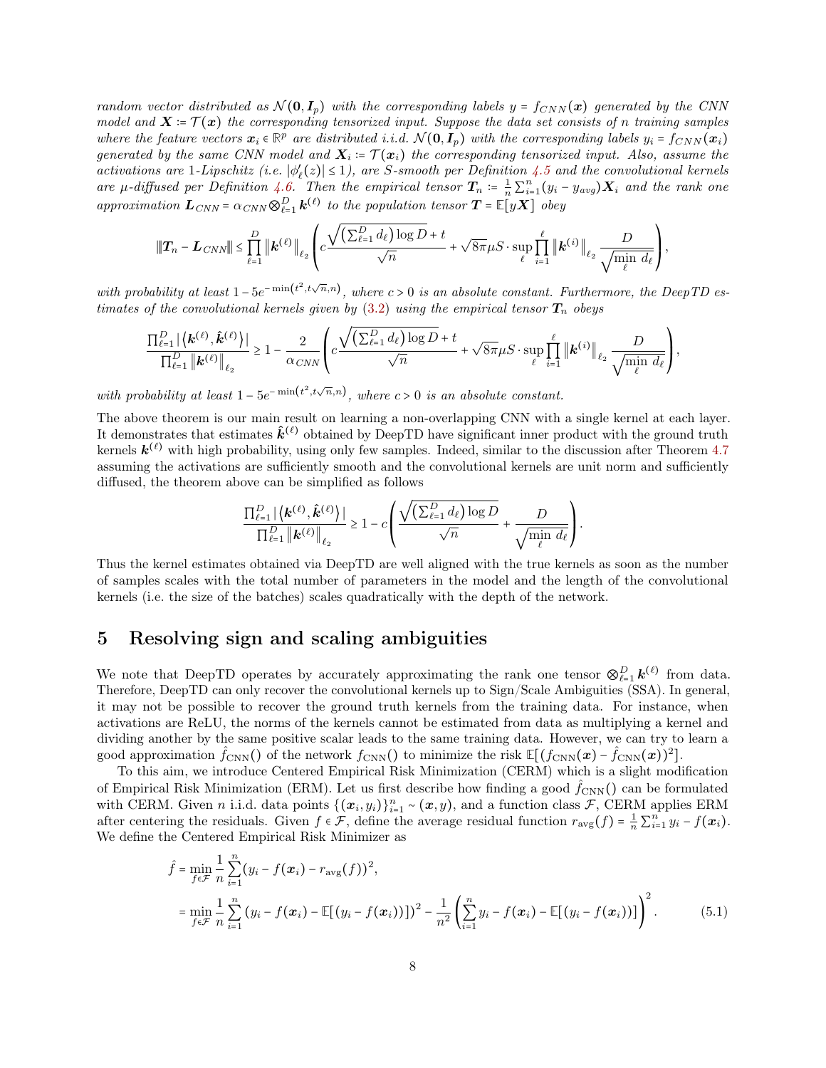*random vector distributed as $\mathcal{N}(\mathbf{0}, \boldsymbol{I}_p)$ with the corresponding labels $y = f_{CNN}(\boldsymbol{x})$ generated by the CNN model and $\boldsymbol{X} \coloneqq \mathcal{T}(\boldsymbol{x})$ the corresponding tensorized input. Suppose the data set consists of n training samples where the feature vectors $\boldsymbol{x}_i \in \mathbb{R}^p$ are distributed i.i.d. $\mathcal{N}(\mathbf{0}, \boldsymbol{I}_p)$ with the corresponding labels $y_i = f_{CNN}(\boldsymbol{x}_i)$ generated by the same CNN model and $\boldsymbol{X}_i \coloneqq \mathcal{T}(\boldsymbol{x}_i)$ the corresponding tensorized input. Also, assume the activations are 1-Lipschitz (i.e. $|\phi_\ell'(z)| \le 1$), are S-smooth per Definition 4.5 and the convolutional kernels are $\mu$-diffused per Definition 4.6. Then the empirical tensor $\boldsymbol{T}_n \coloneqq \frac{1}{n}\sum_{i=1}^n (y_i - y_{avg})\boldsymbol{X}_i$ and the rank one approximation $\boldsymbol{L}_{CNN} = \alpha_{CNN} \bigotimes_{\ell=1}^D \boldsymbol{k}^{(\ell)}$ to the population tensor $\boldsymbol{T} = \mathbb{E}[y\boldsymbol{X}]$ obey*

$$
\|\boldsymbol{T}_n - \boldsymbol{L}_{CNN}\| \le \prod_{\ell=1}^D \left\|\boldsymbol{k}^{(\ell)}\right\|_{\ell_2} \left( c\frac{\sqrt{\left(\sum_{\ell=1}^D d_\ell\right)\log D} + t}{\sqrt{n}} + \sqrt{8\pi}\mu S \cdot \sup_\ell \prod_{i=1}^\ell \left\|\boldsymbol{k}^{(i)}\right\|_{\ell_2} \frac{D}{\sqrt{\min_\ell d_\ell}} \right),
$$

*with probability at least $1 - 5e^{-\min\left(t^2, t\sqrt{n}, n\right)}$, where $c > 0$ is an absolute constant. Furthermore, the DeepTD estimates of the convolutional kernels given by (3.2) using the empirical tensor $\boldsymbol{T}_n$ obeys*

$$
\frac{\prod_{\ell=1}^D |\langle \boldsymbol{k}^{(\ell)}, \hat{\boldsymbol{k}}^{(\ell)} \rangle|}{\prod_{\ell=1}^D \left\|\boldsymbol{k}^{(\ell)}\right\|_{\ell_2}} \ge 1 - \frac{2}{\alpha_{CNN}} \left( c\frac{\sqrt{\left(\sum_{\ell=1}^D d_\ell\right)\log D} + t}{\sqrt{n}} + \sqrt{8\pi}\mu S \cdot \sup_\ell \prod_{i=1}^\ell \left\|\boldsymbol{k}^{(i)}\right\|_{\ell_2} \frac{D}{\sqrt{\min_\ell d_\ell}} \right),
$$

*with probability at least $1 - 5e^{-\min\left(t^2, t\sqrt{n}, n\right)}$, where $c > 0$ is an absolute constant.*

The above theorem is our main result on learning a non-overlapping CNN with a single kernel at each layer. It demonstrates that estimates $\hat{\boldsymbol{k}}^{(\ell)}$ obtained by DeepTD have significant inner product with the ground truth kernels $\boldsymbol{k}^{(\ell)}$ with high probability, using only few samples. Indeed, similar to the discussion after Theorem 4.7 assuming the activations are sufficiently smooth and the convolutional kernels are unit norm and sufficiently diffused, the theorem above can be simplified as follows

$$
\frac{\prod_{\ell=1}^D |\langle \boldsymbol{k}^{(\ell)}, \hat{\boldsymbol{k}}^{(\ell)} \rangle|}{\prod_{\ell=1}^D \left\|\boldsymbol{k}^{(\ell)}\right\|_{\ell_2}} \ge 1 - c\left( \frac{\sqrt{\left(\sum_{\ell=1}^D d_\ell\right)\log D}}{\sqrt{n}} + \frac{D}{\sqrt{\min_\ell d_\ell}} \right).
$$

Thus the kernel estimates obtained via DeepTD are well aligned with the true kernels as soon as the number of samples scales with the total number of parameters in the model and the length of the convolutional kernels (i.e. the size of the batches) scales quadratically with the depth of the network.

## 5 Resolving sign and scaling ambiguities

We note that DeepTD operates by accurately approximating the rank one tensor $\otimes_{\ell=1}^D \boldsymbol{k}^{(\ell)}$ from data. Therefore, DeepTD can only recover the convolutional kernels up to Sign/Scale Ambiguities (SSA). In general, it may not be possible to recover the ground truth kernels from the training data. For instance, when activations are ReLU, the norms of the kernels cannot be estimated from data as multiplying a kernel and dividing another by the same positive scalar leads to the same training data. However, we can try to learn a good approximation $\hat{f}_{\text{CNN}}()$ of the network $f_{\text{CNN}}()$ to minimize the risk $\mathbb{E}[(f_{\text{CNN}}(\boldsymbol{x}) - \hat{f}_{\text{CNN}}(\boldsymbol{x}))^2]$.

To this aim, we introduce Centered Empirical Risk Minimization (CERM) which is a slight modification of Empirical Risk Minimization (ERM). Let us first describe how finding a good $\hat{f}_{\text{CNN}}()$ can be formulated with CERM. Given $n$ i.i.d. data points $\{(\boldsymbol{x}_i, y_i)\}_{i=1}^n \sim (\boldsymbol{x}, y)$, and a function class $\mathcal{F}$, CERM applies ERM after centering the residuals. Given $f \in \mathcal{F}$, define the average residual function $r_{\text{avg}}(f) = \frac{1}{n}\sum_{i=1}^n y_i - f(\boldsymbol{x}_i)$. We define the Centered Empirical Risk Minimizer as

$$
\begin{aligned}
\hat{f} &= \min_{f \in \mathcal{F}} \frac{1}{n}\sum_{i=1}^n (y_i - f(\boldsymbol{x}_i) - r_{\text{avg}}(f))^2, \\
&= \min_{f \in \mathcal{F}} \frac{1}{n}\sum_{i=1}^n \left(y_i - f(\boldsymbol{x}_i) - \mathbb{E}[(y_i - f(\boldsymbol{x}_i))]\right)^2 - \frac{1}{n^2}\left(\sum_{i=1}^n y_i - f(\boldsymbol{x}_i) - \mathbb{E}[(y_i - f(\boldsymbol{x}_i))]\right)^2.
\end{aligned} \tag{5.1}
$$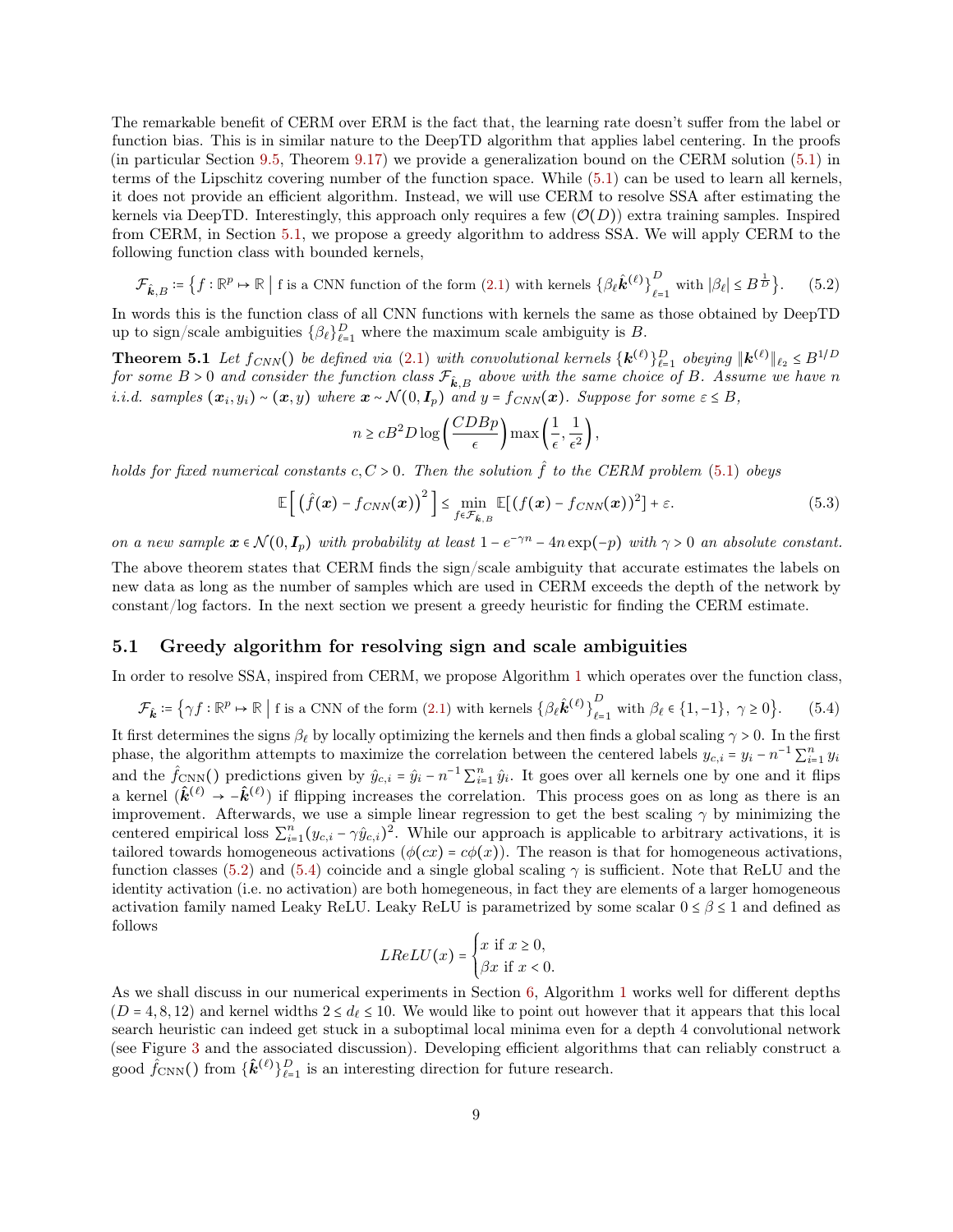The remarkable benefit of CERM over ERM is the fact that, the learning rate doesn't suffer from the label or function bias. This is in similar nature to the DeepTD algorithm that applies label centering. In the proofs (in particular Section 9.5, Theorem 9.17) we provide a generalization bound on the CERM solution (5.1) in terms of the Lipschitz covering number of the function space. While (5.1) can be used to learn all kernels, it does not provide an efficient algorithm. Instead, we will use CERM to resolve SSA after estimating the kernels via DeepTD. Interestingly, this approach only requires a few ($\mathcal{O}(D)$) extra training samples. Inspired from CERM, in Section 5.1, we propose a greedy algorithm to address SSA. We will apply CERM to the following function class with bounded kernels,

$$\mathcal{F}_{\hat{\boldsymbol{k}},B} \coloneqq \left\{ f : \mathbb{R}^p \mapsto \mathbb{R} \;\middle|\; \text{f is a CNN function of the form (2.1) with kernels } \{\beta_\ell \hat{\boldsymbol{k}}^{(\ell)}\}_{\ell=1}^D \text{ with } |\beta_\ell| \le B^{\frac{1}{D}} \right\}. \tag{5.2}$$

In words this is the function class of all CNN functions with kernels the same as those obtained by DeepTD up to sign/scale ambiguities $\{\beta_\ell\}_{\ell=1}^D$ where the maximum scale ambiguity is $B$.

**Theorem 5.1** *Let $f_{CNN}()$ be defined via (2.1) with convolutional kernels $\{\boldsymbol{k}^{(\ell)}\}_{\ell=1}^D$ obeying $\|\boldsymbol{k}^{(\ell)}\|_{\ell_2} \le B^{1/D}$ for some $B > 0$ and consider the function class $\mathcal{F}_{\hat{\boldsymbol{k}},B}$ above with the same choice of $B$. Assume we have $n$ i.i.d. samples $(\boldsymbol{x}_i, y_i) \sim (\boldsymbol{x}, y)$ where $\boldsymbol{x} \sim \mathcal{N}(0, \boldsymbol{I}_p)$ and $y = f_{CNN}(\boldsymbol{x})$. Suppose for some $\varepsilon \le B$,*

$$n \ge cB^2 D \log\left(\frac{CDBp}{\epsilon}\right) \max\left(\frac{1}{\epsilon}, \frac{1}{\epsilon^2}\right),$$

*holds for fixed numerical constants $c, C > 0$. Then the solution $\hat{f}$ to the CERM problem (5.1) obeys*

$$\mathbb{E}\left[\left(\hat{f}(\boldsymbol{x}) - f_{CNN}(\boldsymbol{x})\right)^2\right] \le \min_{f \in \mathcal{F}_{\hat{\boldsymbol{k}},B}} \mathbb{E}[(f(\boldsymbol{x}) - f_{CNN}(\boldsymbol{x}))^2] + \varepsilon. \tag{5.3}$$

*on a new sample $\boldsymbol{x} \in \mathcal{N}(0, \boldsymbol{I}_p)$ with probability at least $1 - e^{-\gamma n} - 4n\exp(-p)$ with $\gamma > 0$ an absolute constant.*

The above theorem states that CERM finds the sign/scale ambiguity that accurate estimates the labels on new data as long as the number of samples which are used in CERM exceeds the depth of the network by constant/log factors. In the next section we present a greedy heuristic for finding the CERM estimate.

## 5.1 Greedy algorithm for resolving sign and scale ambiguities

In order to resolve SSA, inspired from CERM, we propose Algorithm 1 which operates over the function class,

$$\mathcal{F}_{\hat{\boldsymbol{k}}} \coloneqq \left\{ \gamma f : \mathbb{R}^p \mapsto \mathbb{R} \;\middle|\; \text{f is a CNN of the form (2.1) with kernels } \{\beta_\ell \hat{\boldsymbol{k}}^{(\ell)}\}_{\ell=1}^D \text{ with } \beta_\ell \in \{1, -1\},\ \gamma \ge 0 \right\}. \tag{5.4}$$

It first determines the signs $\beta_\ell$ by locally optimizing the kernels and then finds a global scaling $\gamma > 0$. In the first phase, the algorithm attempts to maximize the correlation between the centered labels $y_{c,i} = y_i - n^{-1}\sum_{i=1}^n y_i$ and the $\hat{f}_{\text{CNN}}()$ predictions given by $\hat{y}_{c,i} = \hat{y}_i - n^{-1}\sum_{i=1}^n \hat{y}_i$. It goes over all kernels one by one and it flips a kernel ($\hat{\boldsymbol{k}}^{(\ell)} \to -\hat{\boldsymbol{k}}^{(\ell)}$) if flipping increases the correlation. This process goes on as long as there is an improvement. Afterwards, we use a simple linear regression to get the best scaling $\gamma$ by minimizing the centered empirical loss $\sum_{i=1}^n (y_{c,i} - \gamma \hat{y}_{c,i})^2$. While our approach is applicable to arbitrary activations, it is tailored towards homogeneous activations ($\phi(cx) = c\phi(x)$). The reason is that for homogeneous activations, function classes (5.2) and (5.4) coincide and a single global scaling $\gamma$ is sufficient. Note that ReLU and the identity activation (i.e. no activation) are both homogeneous, in fact they are elements of a larger homogeneous activation family named Leaky ReLU. Leaky ReLU is parametrized by some scalar $0 \le \beta \le 1$ and defined as follows

$$LReLU(x) = \begin{cases} x \text{ if } x \ge 0, \\ \beta x \text{ if } x < 0. \end{cases}$$

As we shall discuss in our numerical experiments in Section 6, Algorithm 1 works well for different depths ($D = 4, 8, 12$) and kernel widths $2 \le d_\ell \le 10$. We would like to point out however that it appears that this local search heuristic can indeed get stuck in a suboptimal local minima even for a depth 4 convolutional network (see Figure 3 and the associated discussion). Developing efficient algorithms that can reliably construct a good $\hat{f}_{\text{CNN}}()$ from $\{\hat{\boldsymbol{k}}^{(\ell)}\}_{\ell=1}^D$ is an interesting direction for future research.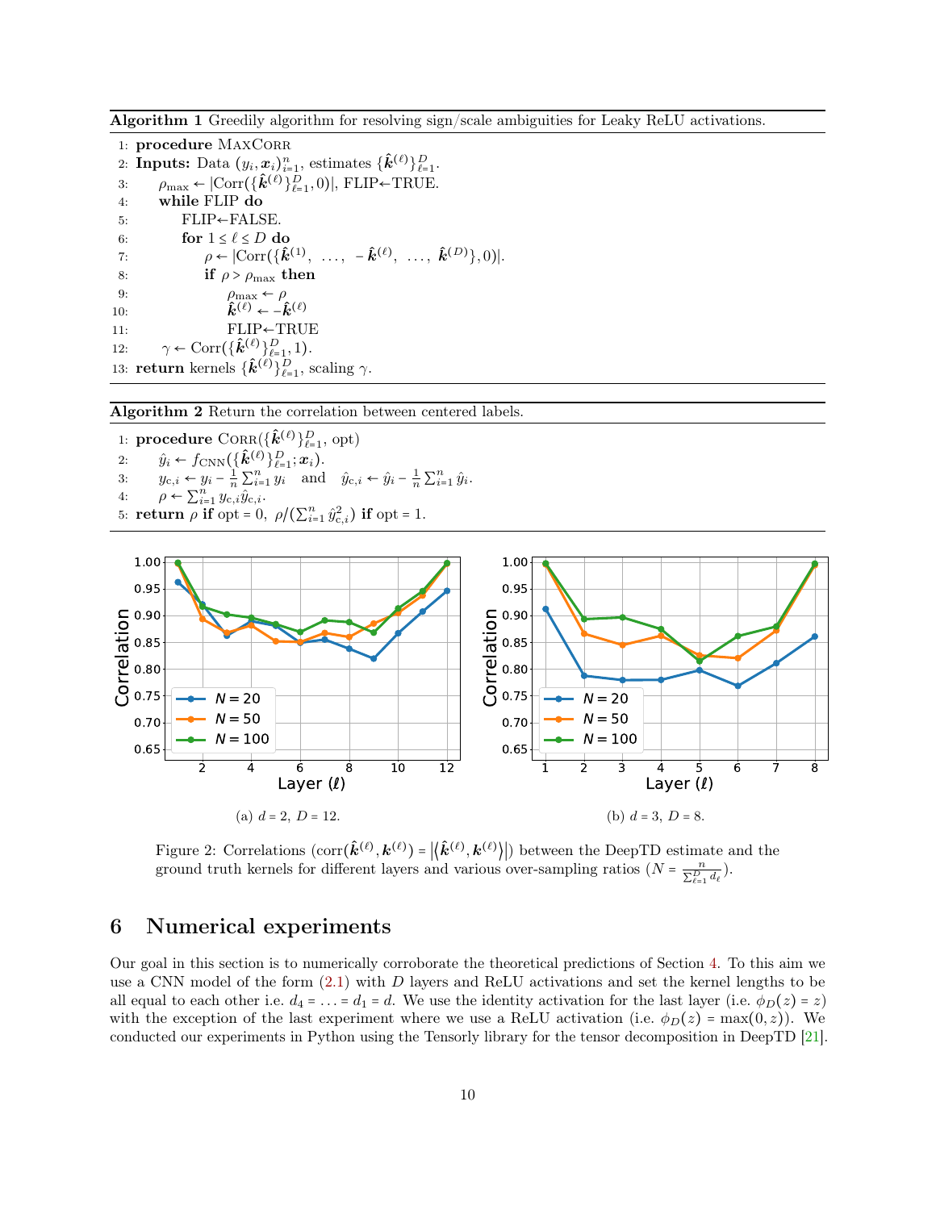**Algorithm 1** Greedily algorithm for resolving sign/scale ambiguities for Leaky ReLU activations.

1: **procedure** MaxCorr
2: **Inputs:** Data $(y_i, \boldsymbol{x}_i)_{i=1}^n$, estimates $\{\hat{\boldsymbol{k}}^{(\ell)}\}_{\ell=1}^D$.
3: $\quad\rho_{\max} \leftarrow |\mathrm{Corr}(\{\hat{\boldsymbol{k}}^{(\ell)}\}_{\ell=1}^D, 0)|$, FLIP←TRUE.
4: $\quad$**while** FLIP **do**
5: $\quad\quad$FLIP←FALSE.
6: $\quad\quad$**for** $1 \le \ell \le D$ **do**
7: $\quad\quad\quad\rho \leftarrow |\mathrm{Corr}(\{\hat{\boldsymbol{k}}^{(1)}, \ \dots, \ -\hat{\boldsymbol{k}}^{(\ell)}, \ \dots, \ \hat{\boldsymbol{k}}^{(D)}\}, 0)|$.
8: $\quad\quad\quad$**if** $\rho > \rho_{\max}$ **then**
9: $\quad\quad\quad\quad\rho_{\max} \leftarrow \rho$
10: $\quad\quad\quad\quad\hat{\boldsymbol{k}}^{(\ell)} \leftarrow -\hat{\boldsymbol{k}}^{(\ell)}$
11: $\quad\quad\quad\quad$FLIP←TRUE
12: $\quad\gamma \leftarrow \mathrm{Corr}(\{\hat{\boldsymbol{k}}^{(\ell)}\}_{\ell=1}^D, 1)$.
13: **return** kernels $\{\hat{\boldsymbol{k}}^{(\ell)}\}_{\ell=1}^D$, scaling $\gamma$.

**Algorithm 2** Return the correlation between centered labels.

1: **procedure** Corr($\{\hat{\boldsymbol{k}}^{(\ell)}\}_{\ell=1}^D$, opt)
2: $\quad\hat{y}_i \leftarrow f_{\mathrm{CNN}}(\{\hat{\boldsymbol{k}}^{(\ell)}\}_{\ell=1}^D; \boldsymbol{x}_i)$.
3: $\quad y_{c,i} \leftarrow y_i - \frac{1}{n}\sum_{i=1}^n y_i \quad$ and $\quad \hat{y}_{c,i} \leftarrow \hat{y}_i - \frac{1}{n}\sum_{i=1}^n \hat{y}_i$.
4: $\quad\rho \leftarrow \sum_{i=1}^n y_{c,i}\hat{y}_{c,i}$.
5: **return** $\rho$ **if** opt $= 0$, $\rho / (\sum_{i=1}^n \hat{y}_{c,i}^2)$ **if** opt $= 1$.

(a) $d = 2, \ D = 12$.

(b) $d = 3, \ D = 8$.

Figure 2: Correlations $(\mathrm{corr}(\hat{\boldsymbol{k}}^{(\ell)}, \boldsymbol{k}^{(\ell)}) = |\langle \hat{\boldsymbol{k}}^{(\ell)}, \boldsymbol{k}^{(\ell)} \rangle|)$ between the DeepTD estimate and the ground truth kernels for different layers and various over-sampling ratios ($N = \frac{n}{\sum_{\ell=1}^D d_\ell}$).

# 6 Numerical experiments

Our goal in this section is to numerically corroborate the theoretical predictions of Section 4. To this aim we use a CNN model of the form (2.1) with $D$ layers and ReLU activations and set the kernel lengths to be all equal to each other i.e. $d_4 = \ldots = d_1 = d$. We use the identity activation for the last layer (i.e. $\phi_D(z) = z$) with the exception of the last experiment where we use a ReLU activation (i.e. $\phi_D(z) = \max(0, z)$). We conducted our experiments in Python using the Tensorly library for the tensor decomposition in DeepTD [21].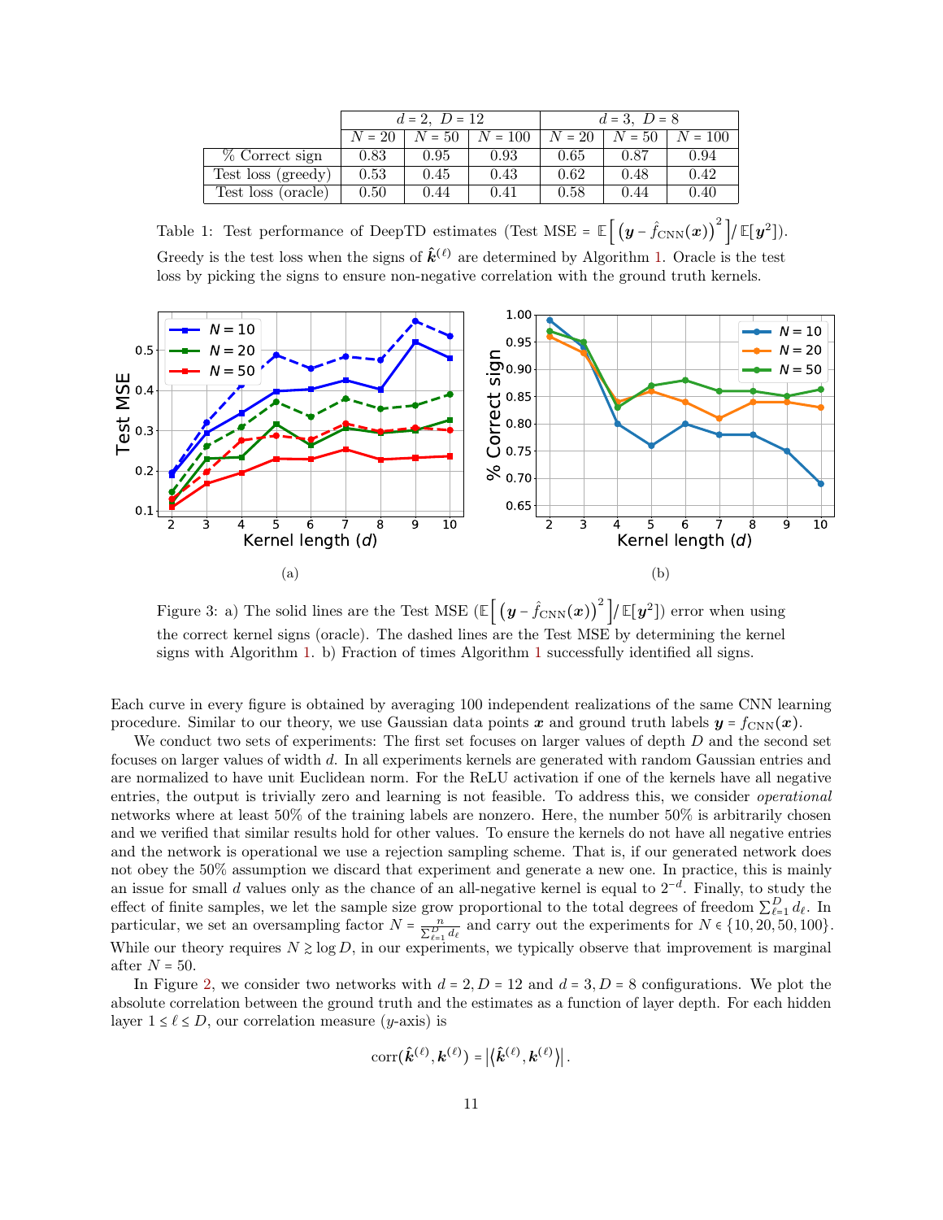| | $d=2,\ D=12$ | | | $d=3,\ D=8$ | | |
|---|---|---|---|---|---|---|
| | $N=20$ | $N=50$ | $N=100$ | $N=20$ | $N=50$ | $N=100$ |
| % Correct sign | 0.83 | 0.95 | 0.93 | 0.65 | 0.87 | 0.94 |
| Test loss (greedy) | 0.53 | 0.45 | 0.43 | 0.62 | 0.48 | 0.42 |
| Test loss (oracle) | 0.50 | 0.44 | 0.41 | 0.58 | 0.44 | 0.40 |

Table 1: Test performance of DeepTD estimates (Test MSE $= \mathbb{E}\left[\left(\boldsymbol{y} - \hat{f}_{\text{CNN}}(\boldsymbol{x})\right)^2\right] / \mathbb{E}[\boldsymbol{y}^2]$). Greedy is the test loss when the signs of $\hat{\boldsymbol{k}}^{(\ell)}$ are determined by Algorithm 1. Oracle is the test loss by picking the signs to ensure non-negative correlation with the ground truth kernels.

Figure 3: a) The solid lines are the Test MSE ($\mathbb{E}\left[\left(\boldsymbol{y} - \hat{f}_{\text{CNN}}(\boldsymbol{x})\right)^2\right] / \mathbb{E}[\boldsymbol{y}^2]$) error when using the correct kernel signs (oracle). The dashed lines are the Test MSE by determining the kernel signs with Algorithm 1. b) Fraction of times Algorithm 1 successfully identified all signs.

Each curve in every figure is obtained by averaging 100 independent realizations of the same CNN learning procedure. Similar to our theory, we use Gaussian data points $\boldsymbol{x}$ and ground truth labels $\boldsymbol{y} = f_{\text{CNN}}(\boldsymbol{x})$.

We conduct two sets of experiments: The first set focuses on larger values of depth $D$ and the second set focuses on larger values of width $d$. In all experiments kernels are generated with random Gaussian entries and are normalized to have unit Euclidean norm. For the ReLU activation if one of the kernels have all negative entries, the output is trivially zero and learning is not feasible. To address this, we consider *operational* networks where at least 50% of the training labels are nonzero. Here, the number 50% is arbitrarily chosen and we verified that similar results hold for other values. To ensure the kernels do not have all negative entries and the network is operational we use a rejection sampling scheme. That is, if our generated network does not obey the 50% assumption we discard that experiment and generate a new one. In practice, this is mainly an issue for small $d$ values only as the chance of an all-negative kernel is equal to $2^{-d}$. Finally, to study the effect of finite samples, we let the sample size grow proportional to the total degrees of freedom $\sum_{\ell=1}^{D} d_\ell$. In particular, we set an oversampling factor $N = \frac{n}{\sum_{\ell=1}^{D} d_\ell}$ and carry out the experiments for $N \in \{10, 20, 50, 100\}$. While our theory requires $N \gtrsim \log D$, in our experiments, we typically observe that improvement is marginal after $N = 50$.

In Figure 2, we consider two networks with $d = 2, D = 12$ and $d = 3, D = 8$ configurations. We plot the absolute correlation between the ground truth and the estimates as a function of layer depth. For each hidden layer $1 \le \ell \le D$, our correlation measure ($y$-axis) is

$$\operatorname{corr}(\hat{\boldsymbol{k}}^{(\ell)}, \boldsymbol{k}^{(\ell)}) = \left|\langle \hat{\boldsymbol{k}}^{(\ell)}, \boldsymbol{k}^{(\ell)} \rangle\right|.$$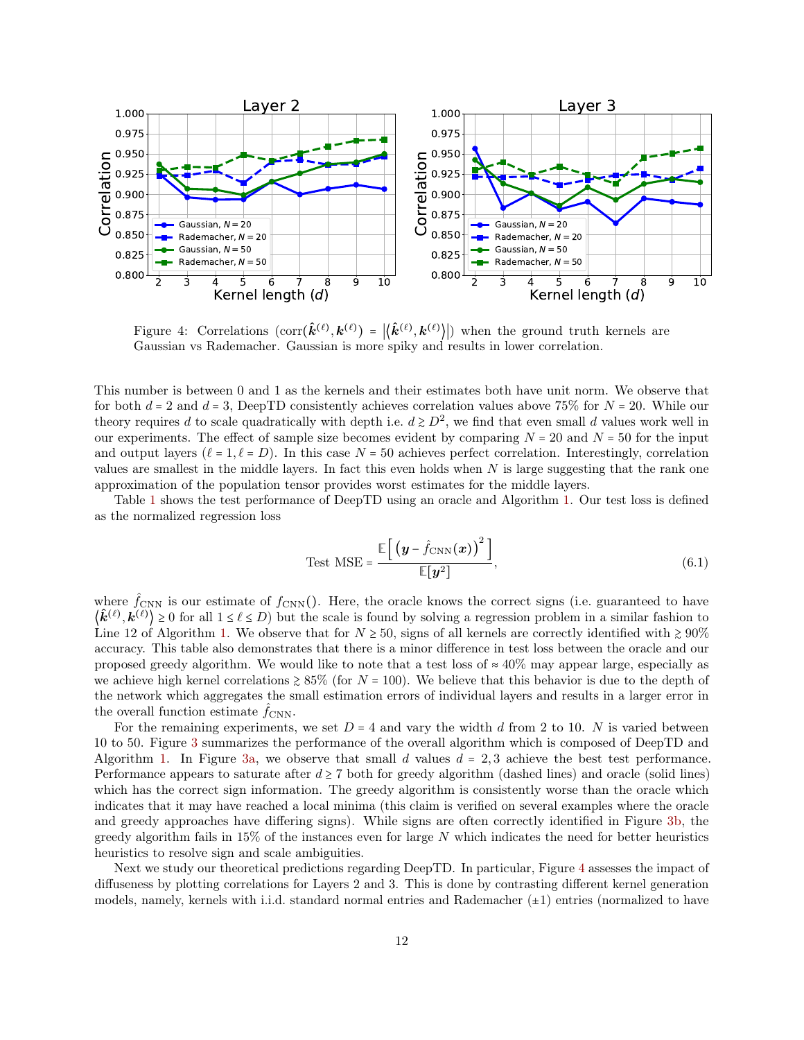Figure 4: Correlations ($\text{corr}(\hat{\boldsymbol{k}}^{(\ell)}, \boldsymbol{k}^{(\ell)}) = |\langle \hat{\boldsymbol{k}}^{(\ell)}, \boldsymbol{k}^{(\ell)} \rangle|$) when the ground truth kernels are Gaussian vs Rademacher. Gaussian is more spiky and results in lower correlation.

This number is between 0 and 1 as the kernels and their estimates both have unit norm. We observe that for both $d = 2$ and $d = 3$, DeepTD consistently achieves correlation values above 75% for $N = 20$. While our theory requires $d$ to scale quadratically with depth i.e. $d \gtrsim D^2$, we find that even small $d$ values work well in our experiments. The effect of sample size becomes evident by comparing $N = 20$ and $N = 50$ for the input and output layers ($\ell = 1, \ell = D$). In this case $N = 50$ achieves perfect correlation. Interestingly, correlation values are smallest in the middle layers. In fact this even holds when $N$ is large suggesting that the rank one approximation of the population tensor provides worst estimates for the middle layers.

Table 1 shows the test performance of DeepTD using an oracle and Algorithm 1. Our test loss is defined as the normalized regression loss

$$\text{Test MSE} = \frac{\mathbb{E}\left[\left(\boldsymbol{y} - \hat{f}_{\text{CNN}}(\boldsymbol{x})\right)^2\right]}{\mathbb{E}[\boldsymbol{y}^2]}, \tag{6.1}$$

where $\hat{f}_{\text{CNN}}$ is our estimate of $f_{\text{CNN}}()$. Here, the oracle knows the correct signs (i.e. guaranteed to have $\langle \hat{\boldsymbol{k}}^{(\ell)}, \boldsymbol{k}^{(\ell)} \rangle \geq 0$ for all $1 \leq \ell \leq D$) but the scale is found by solving a regression problem in a similar fashion to Line 12 of Algorithm 1. We observe that for $N \geq 50$, signs of all kernels are correctly identified with $\gtrsim 90\%$ accuracy. This table also demonstrates that there is a minor difference in test loss between the oracle and our proposed greedy algorithm. We would like to note that a test loss of $\approx 40\%$ may appear large, especially as we achieve high kernel correlations $\gtrsim 85\%$ (for $N = 100$). We believe that this behavior is due to the depth of the network which aggregates the small estimation errors of individual layers and results in a larger error in the overall function estimate $\hat{f}_{\text{CNN}}$.

For the remaining experiments, we set $D = 4$ and vary the width $d$ from 2 to 10. $N$ is varied between 10 to 50. Figure 3 summarizes the performance of the overall algorithm which is composed of DeepTD and Algorithm 1. In Figure 3a, we observe that small $d$ values $d = 2, 3$ achieve the best test performance. Performance appears to saturate after $d \geq 7$ both for greedy algorithm (dashed lines) and oracle (solid lines) which has the correct sign information. The greedy algorithm is consistently worse than the oracle which indicates that it may have reached a local minima (this claim is verified on several examples where the oracle and greedy approaches have differing signs). While signs are often correctly identified in Figure 3b, the greedy algorithm fails in 15% of the instances even for large $N$ which indicates the need for better heuristics to resolve sign and scale ambiguities.

Next we study our theoretical predictions regarding DeepTD. In particular, Figure 4 assesses the impact of diffuseness by plotting correlations for Layers 2 and 3. This is done by contrasting different kernel generation models, namely, kernels with i.i.d. standard normal entries and Rademacher ($\pm 1$) entries (normalized to have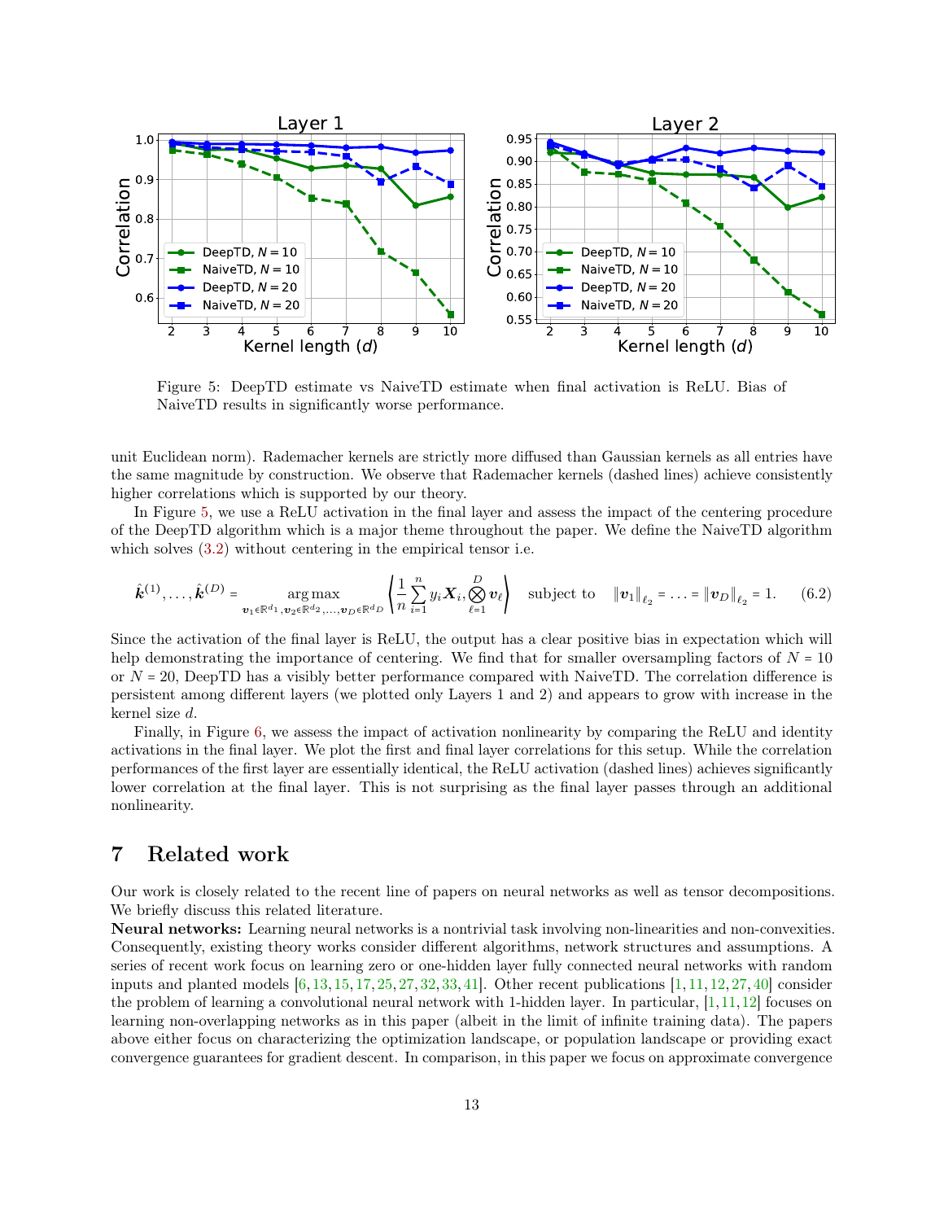Figure 5: DeepTD estimate vs NaiveTD estimate when final activation is ReLU. Bias of NaiveTD results in significantly worse performance.

unit Euclidean norm). Rademacher kernels are strictly more diffused than Gaussian kernels as all entries have the same magnitude by construction. We observe that Rademacher kernels (dashed lines) achieve consistently higher correlations which is supported by our theory.

In Figure 5, we use a ReLU activation in the final layer and assess the impact of the centering procedure of the DeepTD algorithm which is a major theme throughout the paper. We define the NaiveTD algorithm which solves (3.2) without centering in the empirical tensor i.e.

$$\hat{\boldsymbol{k}}^{(1)},\ldots,\hat{\boldsymbol{k}}^{(D)} = \underset{\boldsymbol{v}_1\in\mathbb{R}^{d_1},\boldsymbol{v}_2\in\mathbb{R}^{d_2},\ldots,\boldsymbol{v}_D\in\mathbb{R}^{d_D}}{\arg\max} \left\langle \frac{1}{n}\sum_{i=1}^{n} y_i \boldsymbol{X}_i, \bigotimes_{\ell=1}^{D} \boldsymbol{v}_\ell \right\rangle \quad \text{subject to} \quad \|\boldsymbol{v}_1\|_{\ell_2} = \ldots = \|\boldsymbol{v}_D\|_{\ell_2} = 1. \tag{6.2}$$

Since the activation of the final layer is ReLU, the output has a clear positive bias in expectation which will help demonstrating the importance of centering. We find that for smaller oversampling factors of $N = 10$ or $N = 20$, DeepTD has a visibly better performance compared with NaiveTD. The correlation difference is persistent among different layers (we plotted only Layers 1 and 2) and appears to grow with increase in the kernel size $d$.

Finally, in Figure 6, we assess the impact of activation nonlinearity by comparing the ReLU and identity activations in the final layer. We plot the first and final layer correlations for this setup. While the correlation performances of the first layer are essentially identical, the ReLU activation (dashed lines) achieves significantly lower correlation at the final layer. This is not surprising as the final layer passes through an additional nonlinearity.

# 7 Related work

Our work is closely related to the recent line of papers on neural networks as well as tensor decompositions. We briefly discuss this related literature.

**Neural networks:** Learning neural networks is a nontrivial task involving non-linearities and non-convexities. Consequently, existing theory works consider different algorithms, network structures and assumptions. A series of recent work focus on learning zero or one-hidden layer fully connected neural networks with random inputs and planted models [6, 13, 15, 17, 25, 27, 32, 33, 41]. Other recent publications [1, 11, 12, 27, 40] consider the problem of learning a convolutional neural network with 1-hidden layer. In particular, [1, 11, 12] focuses on learning non-overlapping networks as in this paper (albeit in the limit of infinite training data). The papers above either focus on characterizing the optimization landscape, or population landscape or providing exact convergence guarantees for gradient descent. In comparison, in this paper we focus on approximate convergence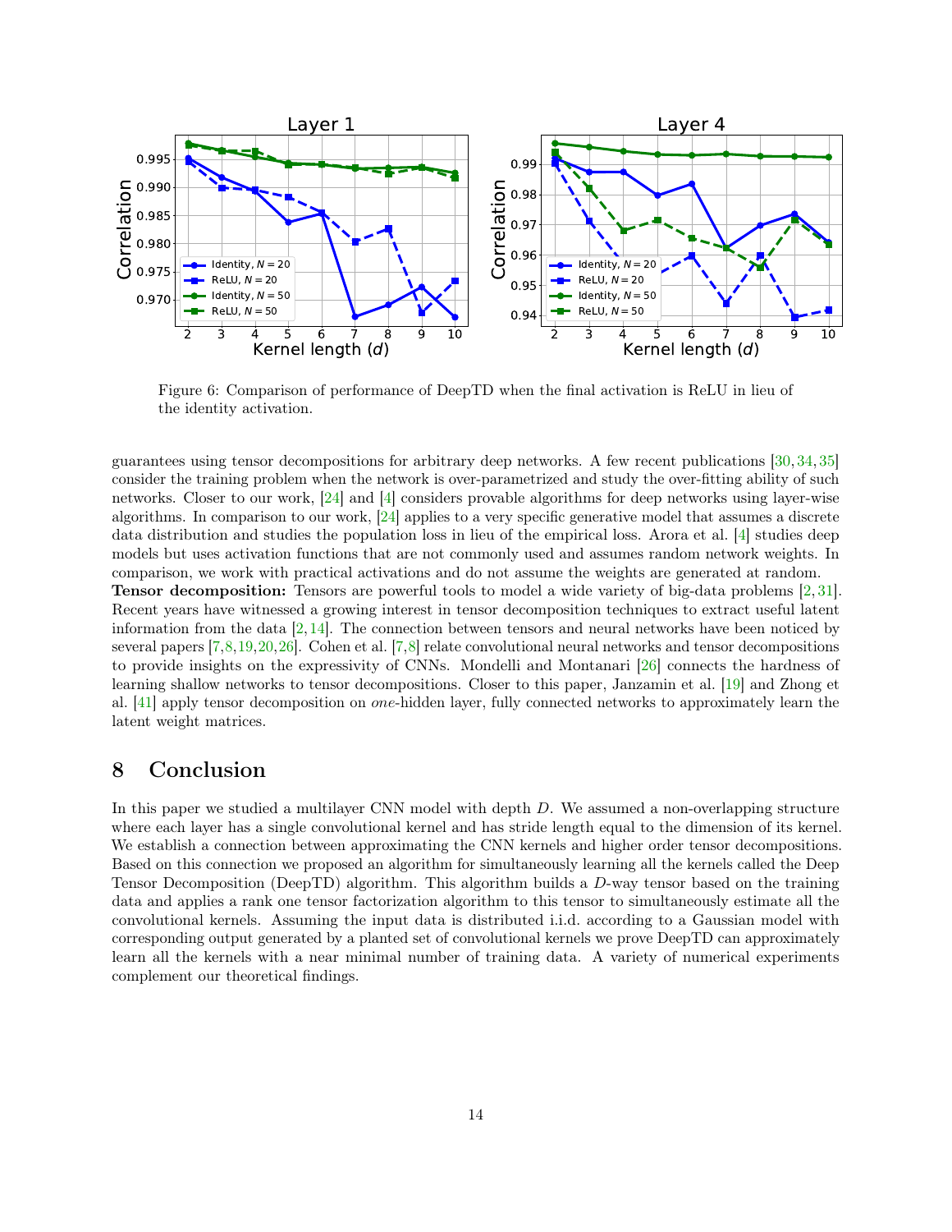Figure 6: Comparison of performance of DeepTD when the final activation is ReLU in lieu of the identity activation.

guarantees using tensor decompositions for arbitrary deep networks. A few recent publications [30,34,35] consider the training problem when the network is over-parametrized and study the over-fitting ability of such networks. Closer to our work, [24] and [4] considers provable algorithms for deep networks using layer-wise algorithms. In comparison to our work, [24] applies to a very specific generative model that assumes a discrete data distribution and studies the population loss in lieu of the empirical loss. Arora et al. [4] studies deep models but uses activation functions that are not commonly used and assumes random network weights. In comparison, we work with practical activations and do not assume the weights are generated at random.

**Tensor decomposition:** Tensors are powerful tools to model a wide variety of big-data problems [2,31]. Recent years have witnessed a growing interest in tensor decomposition techniques to extract useful latent information from the data [2,14]. The connection between tensors and neural networks have been noticed by several papers [7,8,19,20,26]. Cohen et al. [7,8] relate convolutional neural networks and tensor decompositions to provide insights on the expressivity of CNNs. Mondelli and Montanari [26] connects the hardness of learning shallow networks to tensor decompositions. Closer to this paper, Janzamin et al. [19] and Zhong et al. [41] apply tensor decomposition on *one*-hidden layer, fully connected networks to approximately learn the latent weight matrices.

# 8 Conclusion

In this paper we studied a multilayer CNN model with depth $D$. We assumed a non-overlapping structure where each layer has a single convolutional kernel and has stride length equal to the dimension of its kernel. We establish a connection between approximating the CNN kernels and higher order tensor decompositions. Based on this connection we proposed an algorithm for simultaneously learning all the kernels called the Deep Tensor Decomposition (DeepTD) algorithm. This algorithm builds a $D$-way tensor based on the training data and applies a rank one tensor factorization algorithm to this tensor to simultaneously estimate all the convolutional kernels. Assuming the input data is distributed i.i.d. according to a Gaussian model with corresponding output generated by a planted set of convolutional kernels we prove DeepTD can approximately learn all the kernels with a near minimal number of training data. A variety of numerical experiments complement our theoretical findings.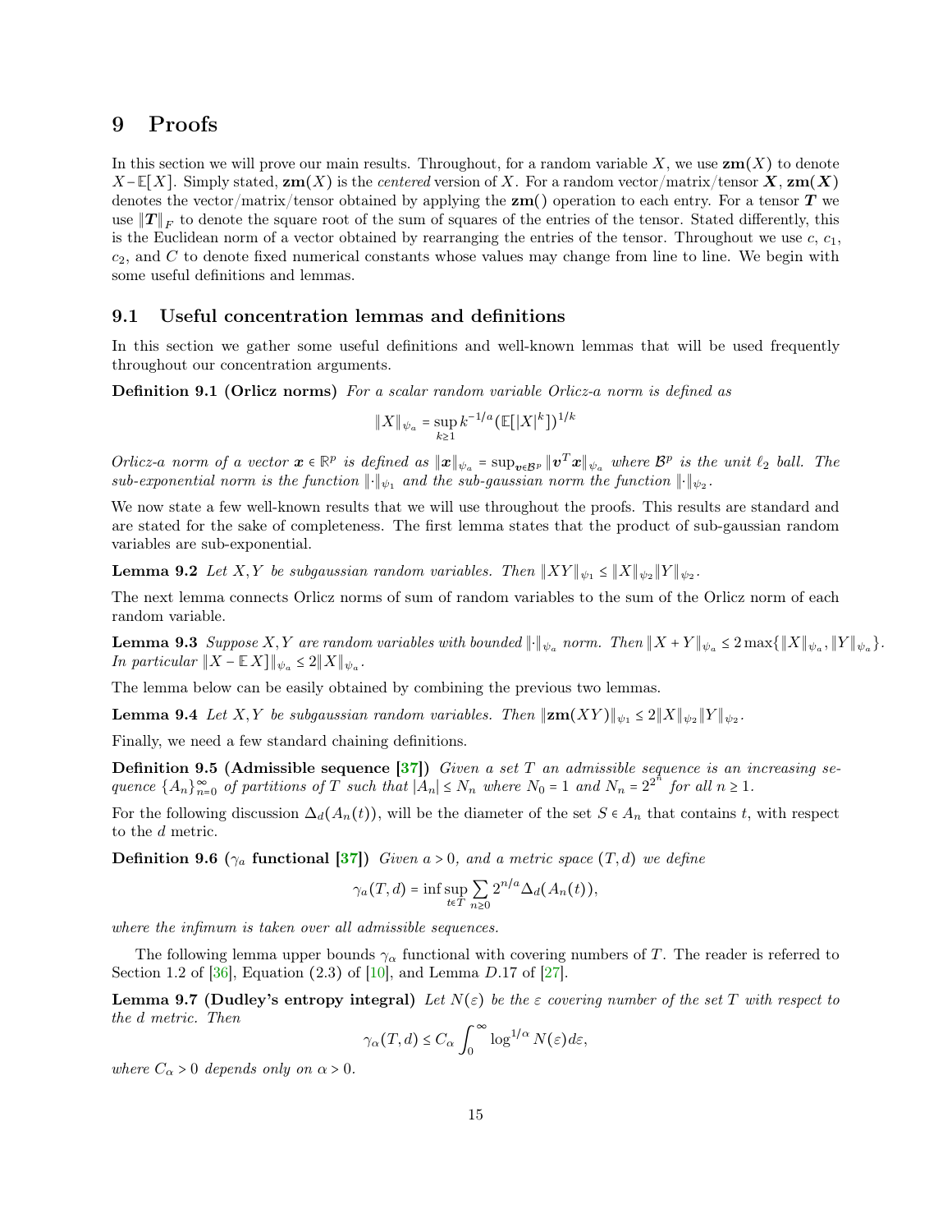# 9 Proofs

In this section we will prove our main results. Throughout, for a random variable $X$, we use $\mathbf{zm}(X)$ to denote $X - \mathbb{E}[X]$. Simply stated, $\mathbf{zm}(X)$ is the *centered* version of $X$. For a random vector/matrix/tensor $\boldsymbol{X}$, $\mathbf{zm}(\boldsymbol{X})$ denotes the vector/matrix/tensor obtained by applying the $\mathbf{zm}()$ operation to each entry. For a tensor $\boldsymbol{T}$ we use $\|\boldsymbol{T}\|_F$ to denote the square root of the sum of squares of the entries of the tensor. Stated differently, this is the Euclidean norm of a vector obtained by rearranging the entries of the tensor. Throughout we use $c$, $c_1$, $c_2$, and $C$ to denote fixed numerical constants whose values may change from line to line. We begin with some useful definitions and lemmas.

## 9.1 Useful concentration lemmas and definitions

In this section we gather some useful definitions and well-known lemmas that will be used frequently throughout our concentration arguments.

**Definition 9.1 (Orlicz norms)** *For a scalar random variable Orlicz-a norm is defined as*

$$\|X\|_{\psi_a} = \sup_{k\geq 1} k^{-1/a} (\mathbb{E}[|X|^k])^{1/k}$$

*Orlicz-a norm of a vector $\boldsymbol{x} \in \mathbb{R}^p$ is defined as $\|\boldsymbol{x}\|_{\psi_a} = \sup_{\boldsymbol{v}\in\mathcal{B}^p} \|\boldsymbol{v}^T\boldsymbol{x}\|_{\psi_a}$ where $\mathcal{B}^p$ is the unit $\ell_2$ ball. The sub-exponential norm is the function $\|\cdot\|_{\psi_1}$ and the sub-gaussian norm the function $\|\cdot\|_{\psi_2}$.*

We now state a few well-known results that we will use throughout the proofs. This results are standard and are stated for the sake of completeness. The first lemma states that the product of sub-gaussian random variables are sub-exponential.

**Lemma 9.2** *Let $X, Y$ be subgaussian random variables. Then $\|XY\|_{\psi_1} \leq \|X\|_{\psi_2}\|Y\|_{\psi_2}$.*

The next lemma connects Orlicz norms of sum of random variables to the sum of the Orlicz norm of each random variable.

**Lemma 9.3** *Suppose $X, Y$ are random variables with bounded $\|\cdot\|_{\psi_a}$ norm. Then $\|X + Y\|_{\psi_a} \leq 2\max\{\|X\|_{\psi_a}, \|Y\|_{\psi_a}\}$. In particular $\|X - \mathbb{E}\,X\|_{\psi_a} \leq 2\|X\|_{\psi_a}$.*

The lemma below can be easily obtained by combining the previous two lemmas.

**Lemma 9.4** *Let $X, Y$ be subgaussian random variables. Then $\|\mathbf{zm}(XY)\|_{\psi_1} \leq 2\|X\|_{\psi_2}\|Y\|_{\psi_2}$.*

Finally, we need a few standard chaining definitions.

**Definition 9.5 (Admissible sequence [37])** *Given a set $T$ an admissible sequence is an increasing sequence $\{A_n\}_{n=0}^{\infty}$ of partitions of $T$ such that $|A_n| \leq N_n$ where $N_0 = 1$ and $N_n = 2^{2^n}$ for all $n \geq 1$.*

For the following discussion $\Delta_d(A_n(t))$, will be the diameter of the set $S \in A_n$ that contains $t$, with respect to the $d$ metric.

**Definition 9.6 ($\gamma_a$ functional [37])** *Given $a > 0$, and a metric space $(T, d)$ we define*

$$\gamma_a(T, d) = \inf \sup_{t\in T} \sum_{n\geq 0} 2^{n/a} \Delta_d(A_n(t)),$$

*where the infimum is taken over all admissible sequences.*

The following lemma upper bounds $\gamma_\alpha$ functional with covering numbers of $T$. The reader is referred to Section 1.2 of [36], Equation (2.3) of [10], and Lemma $D.17$ of [27].

**Lemma 9.7 (Dudley's entropy integral)** *Let $N(\varepsilon)$ be the $\varepsilon$ covering number of the set $T$ with respect to the $d$ metric. Then*

$$\gamma_\alpha(T, d) \leq C_\alpha \int_0^\infty \log^{1/\alpha} N(\varepsilon) d\varepsilon,$$

*where $C_\alpha > 0$ depends only on $\alpha > 0$.*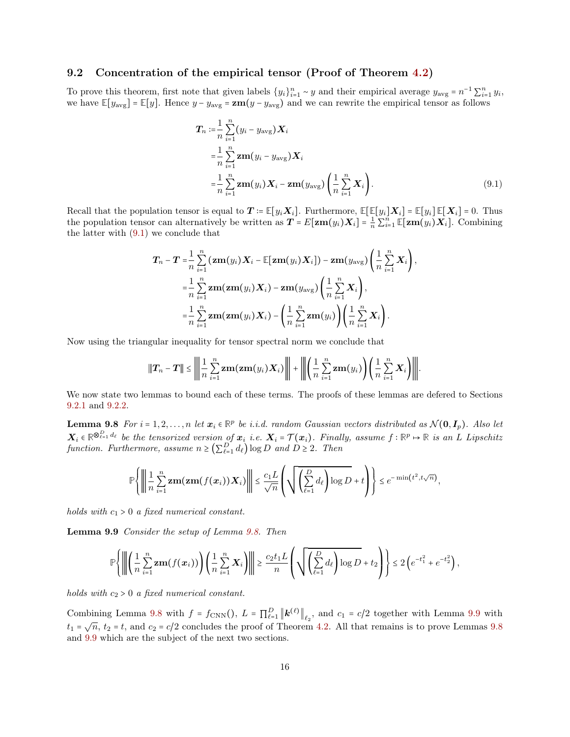### 9.2 Concentration of the empirical tensor (Proof of Theorem 4.2)

To prove this theorem, first note that given labels $\{y_i\}_{i=1}^n \sim y$ and their empirical average $y_{\text{avg}} = n^{-1}\sum_{i=1}^n y_i$, we have $\mathbb{E}[y_{\text{avg}}] = \mathbb{E}[y]$. Hence $y - y_{\text{avg}} = \mathbf{zm}(y - y_{\text{avg}})$ and we can rewrite the empirical tensor as follows

$$
\begin{aligned}
\boldsymbol{T}_n :=& \frac{1}{n}\sum_{i=1}^n (y_i - y_{\text{avg}})\boldsymbol{X}_i \\
=& \frac{1}{n}\sum_{i=1}^n \mathbf{zm}(y_i - y_{\text{avg}})\boldsymbol{X}_i \\
=& \frac{1}{n}\sum_{i=1}^n \mathbf{zm}(y_i)\boldsymbol{X}_i - \mathbf{zm}(y_{\text{avg}})\left(\frac{1}{n}\sum_{i=1}^n \boldsymbol{X}_i\right).
\end{aligned} \tag{9.1}
$$

Recall that the population tensor is equal to $\boldsymbol{T} := \mathbb{E}[y_i\boldsymbol{X}_i]$. Furthermore, $\mathbb{E}[\mathbb{E}[y_i]\boldsymbol{X}_i] = \mathbb{E}[y_i]\,\mathbb{E}[\boldsymbol{X}_i] = 0$. Thus the population tensor can alternatively be written as $\boldsymbol{T} = E[\mathbf{zm}(y_i)\boldsymbol{X}_i] = \frac{1}{n}\sum_{i=1}^n \mathbb{E}[\mathbf{zm}(y_i)\boldsymbol{X}_i]$. Combining the latter with (9.1) we conclude that

$$
\begin{aligned}
\boldsymbol{T}_n - \boldsymbol{T} =& \frac{1}{n}\sum_{i=1}^n \left(\mathbf{zm}(y_i)\boldsymbol{X}_i - \mathbb{E}[\mathbf{zm}(y_i)\boldsymbol{X}_i]\right) - \mathbf{zm}(y_{\text{avg}})\left(\frac{1}{n}\sum_{i=1}^n \boldsymbol{X}_i\right), \\
=& \frac{1}{n}\sum_{i=1}^n \mathbf{zm}(\mathbf{zm}(y_i)\boldsymbol{X}_i) - \mathbf{zm}(y_{\text{avg}})\left(\frac{1}{n}\sum_{i=1}^n \boldsymbol{X}_i\right), \\
=& \frac{1}{n}\sum_{i=1}^n \mathbf{zm}(\mathbf{zm}(y_i)\boldsymbol{X}_i) - \left(\frac{1}{n}\sum_{i=1}^n \mathbf{zm}(y_i)\right)\left(\frac{1}{n}\sum_{i=1}^n \boldsymbol{X}_i\right).
\end{aligned}
$$

Now using the triangular inequality for tensor spectral norm we conclude that

$$
\|\boldsymbol{T}_n - \boldsymbol{T}\| \le \left\|\frac{1}{n}\sum_{i=1}^n \mathbf{zm}(\mathbf{zm}(y_i)\boldsymbol{X}_i)\right\| + \left\|\left(\frac{1}{n}\sum_{i=1}^n \mathbf{zm}(y_i)\right)\left(\frac{1}{n}\sum_{i=1}^n \boldsymbol{X}_i\right)\right\|.
$$

We now state two lemmas to bound each of these terms. The proofs of these lemmas are defered to Sections 9.2.1 and 9.2.2.

**Lemma 9.8** *For $i = 1, 2, \ldots, n$ let $\boldsymbol{x}_i \in \mathbb{R}^p$ be i.i.d. random Gaussian vectors distributed as $\mathcal{N}(\boldsymbol{0}, \boldsymbol{I}_p)$. Also let $\boldsymbol{X}_i \in \mathbb{R}^{\otimes_{\ell=1}^D d_\ell}$ be the tensorized version of $\boldsymbol{x}_i$ i.e. $\boldsymbol{X}_i = \mathcal{T}(\boldsymbol{x}_i)$. Finally, assume $f : \mathbb{R}^p \mapsto \mathbb{R}$ is an $L$ Lipschitz function. Furthermore, assume $n \ge \left(\sum_{\ell=1}^D d_\ell\right)\log D$ and $D \ge 2$. Then*

$$
\mathbb{P}\left\{\left\|\frac{1}{n}\sum_{i=1}^n \mathbf{zm}(\mathbf{zm}(f(\boldsymbol{x}_i))\boldsymbol{X}_i)\right\| \le \frac{c_1 L}{\sqrt{n}}\left(\sqrt{\left(\sum_{\ell=1}^D d_\ell\right)\log D} + t\right)\right\} \le e^{-\min\left(t^2, t\sqrt{n}\right)},
$$

*holds with $c_1 > 0$ a fixed numerical constant.*

**Lemma 9.9** *Consider the setup of Lemma 9.8. Then*

$$
\mathbb{P}\left\{\left\|\left(\frac{1}{n}\sum_{i=1}^n \mathbf{zm}(f(\boldsymbol{x}_i))\right)\left(\frac{1}{n}\sum_{i=1}^n \boldsymbol{X}_i\right)\right\| \ge \frac{c_2 t_1 L}{n}\left(\sqrt{\left(\sum_{\ell=1}^D d_\ell\right)\log D} + t_2\right)\right\} \le 2\left(e^{-t_1^2} + e^{-t_2^2}\right),
$$

*holds with $c_2 > 0$ a fixed numerical constant.*

Combining Lemma 9.8 with $f = f_{\text{CNN}}()$, $L = \prod_{\ell=1}^D \left\|\boldsymbol{k}^{(\ell)}\right\|_{\ell_2}$, and $c_1 = c/2$ together with Lemma 9.9 with $t_1 = \sqrt{n}$, $t_2 = t$, and $c_2 = c/2$ concludes the proof of Theorem 4.2. All that remains is to prove Lemmas 9.8 and 9.9 which are the subject of the next two sections.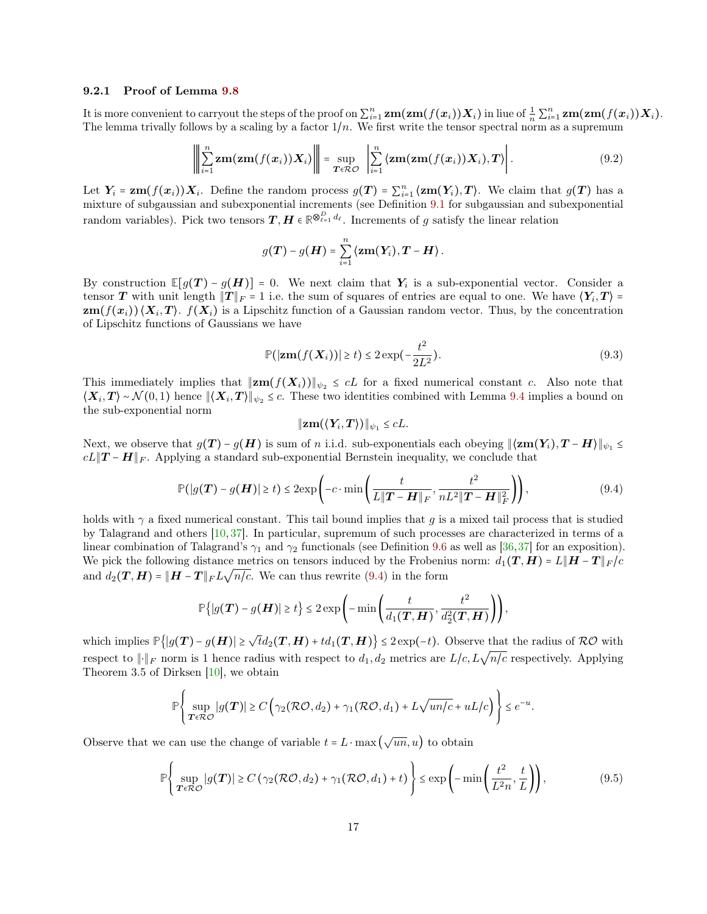### 9.2.1 Proof of Lemma 9.8

It is more convenient to carryout the steps of the proof on $\sum_{i=1}^n \mathbf{zm}(\mathbf{zm}(f(\boldsymbol{x}_i))\boldsymbol{X}_i)$ in lieu of $\frac{1}{n}\sum_{i=1}^n \mathbf{zm}(\mathbf{zm}(f(\boldsymbol{x}_i))\boldsymbol{X}_i)$. The lemma trivially follows by a scaling by a factor $1/n$. We first write the tensor spectral norm as a supremum

$$\left\| \sum_{i=1}^n \mathbf{zm}(\mathbf{zm}(f(\boldsymbol{x}_i))\boldsymbol{X}_i) \right\| = \sup_{\boldsymbol{T}\in\mathcal{RO}} \left| \sum_{i=1}^n \langle \mathbf{zm}(\mathbf{zm}(f(\boldsymbol{x}_i))\boldsymbol{X}_i), \boldsymbol{T}\rangle \right|. \tag{9.2}$$

Let $\boldsymbol{Y}_i = \mathbf{zm}(f(\boldsymbol{x}_i))\boldsymbol{X}_i$. Define the random process $g(\boldsymbol{T}) = \sum_{i=1}^n \langle \mathbf{zm}(\boldsymbol{Y}_i), \boldsymbol{T}\rangle$. We claim that $g(\boldsymbol{T})$ has a mixture of subgaussian and subexponential increments (see Definition 9.1 for subgaussian and subexponential random variables). Pick two tensors $\boldsymbol{T}, \boldsymbol{H} \in \mathbb{R}^{\otimes_{\ell=1}^D d_\ell}$. Increments of $g$ satisfy the linear relation

$$g(\boldsymbol{T}) - g(\boldsymbol{H}) = \sum_{i=1}^n \langle \mathbf{zm}(\boldsymbol{Y}_i), \boldsymbol{T} - \boldsymbol{H}\rangle.$$

By construction $\mathbb{E}[g(\boldsymbol{T}) - g(\boldsymbol{H})] = 0$. We next claim that $\boldsymbol{Y}_i$ is a sub-exponential vector. Consider a tensor $\boldsymbol{T}$ with unit length $\|\boldsymbol{T}\|_F = 1$ i.e. the sum of squares of entries are equal to one. We have $\langle \boldsymbol{Y}_i, \boldsymbol{T}\rangle = \mathbf{zm}(f(\boldsymbol{x}_i))\langle \boldsymbol{X}_i, \boldsymbol{T}\rangle$. $f(\boldsymbol{X}_i)$ is a Lipschitz function of a Gaussian random vector. Thus, by the concentration of Lipschitz functions of Gaussians we have

$$\mathbb{P}(|\mathbf{zm}(f(\boldsymbol{X}_i))| \geq t) \leq 2\exp(-\frac{t^2}{2L^2}). \tag{9.3}$$

This immediately implies that $\|\mathbf{zm}(f(\boldsymbol{X}_i))\|_{\psi_2} \leq cL$ for a fixed numerical constant $c$. Also note that $\langle \boldsymbol{X}_i, \boldsymbol{T}\rangle \sim \mathcal{N}(0,1)$ hence $\|\langle \boldsymbol{X}_i, \boldsymbol{T}\rangle\|_{\psi_2} \leq c$. These two identities combined with Lemma 9.4 implies a bound on the sub-exponential norm

$$\|\mathbf{zm}(\langle \boldsymbol{Y}_i, \boldsymbol{T}\rangle)\|_{\psi_1} \leq cL.$$

Next, we observe that $g(\boldsymbol{T}) - g(\boldsymbol{H})$ is sum of $n$ i.i.d. sub-exponentials each obeying $\|\langle \mathbf{zm}(\boldsymbol{Y}_i), \boldsymbol{T} - \boldsymbol{H}\rangle\|_{\psi_1} \leq cL\|\boldsymbol{T} - \boldsymbol{H}\|_F$. Applying a standard sub-exponential Bernstein inequality, we conclude that

$$\mathbb{P}(|g(\boldsymbol{T}) - g(\boldsymbol{H})| \geq t) \leq 2\exp\left(-c \cdot \min\left(\frac{t}{L\|\boldsymbol{T} - \boldsymbol{H}\|_F}, \frac{t^2}{nL^2\|\boldsymbol{T} - \boldsymbol{H}\|_F^2}\right)\right), \tag{9.4}$$

holds with $\gamma$ a fixed numerical constant. This tail bound implies that $g$ is a mixed tail process that is studied by Talagrand and others [10,37]. In particular, supremum of such processes are characterized in terms of a linear combination of Talagrand's $\gamma_1$ and $\gamma_2$ functionals (see Definition 9.6 as well as [36,37] for an exposition). We pick the following distance metrics on tensors induced by the Frobenius norm: $d_1(\boldsymbol{T}, \boldsymbol{H}) = L\|\boldsymbol{H} - \boldsymbol{T}\|_F/c$ and $d_2(\boldsymbol{T}, \boldsymbol{H}) = \|\boldsymbol{H} - \boldsymbol{T}\|_F L\sqrt{n/c}$. We can thus rewrite (9.4) in the form

$$\mathbb{P}\{|g(\boldsymbol{T}) - g(\boldsymbol{H})| \geq t\} \leq 2\exp\left(-\min\left(\frac{t}{d_1(\boldsymbol{T}, \boldsymbol{H})}, \frac{t^2}{d_2^2(\boldsymbol{T}, \boldsymbol{H})}\right)\right),$$

which implies $\mathbb{P}\{|g(\boldsymbol{T}) - g(\boldsymbol{H})| \geq \sqrt{t}d_2(\boldsymbol{T}, \boldsymbol{H}) + td_1(\boldsymbol{T}, \boldsymbol{H})\} \leq 2\exp(-t)$. Observe that the radius of $\mathcal{RO}$ with respect to $\|\cdot\|_F$ norm is 1 hence radius with respect to $d_1, d_2$ metrics are $L/c, L\sqrt{n/c}$ respectively. Applying Theorem 3.5 of Dirksen [10], we obtain

$$\mathbb{P}\left\{\sup_{\boldsymbol{T}\in\mathcal{RO}} |g(\boldsymbol{T})| \geq C\left(\gamma_2(\mathcal{RO}, d_2) + \gamma_1(\mathcal{RO}, d_1) + L\sqrt{un/c} + uL/c\right)\right\} \leq e^{-u}.$$

Observe that we can use the change of variable $t = L \cdot \max\left(\sqrt{un}, u\right)$ to obtain

$$\mathbb{P}\left\{\sup_{\boldsymbol{T}\in\mathcal{RO}} |g(\boldsymbol{T})| \geq C\left(\gamma_2(\mathcal{RO}, d_2) + \gamma_1(\mathcal{RO}, d_1) + t\right)\right\} \leq \exp\left(-\min\left(\frac{t^2}{L^2 n}, \frac{t}{L}\right)\right), \tag{9.5}$$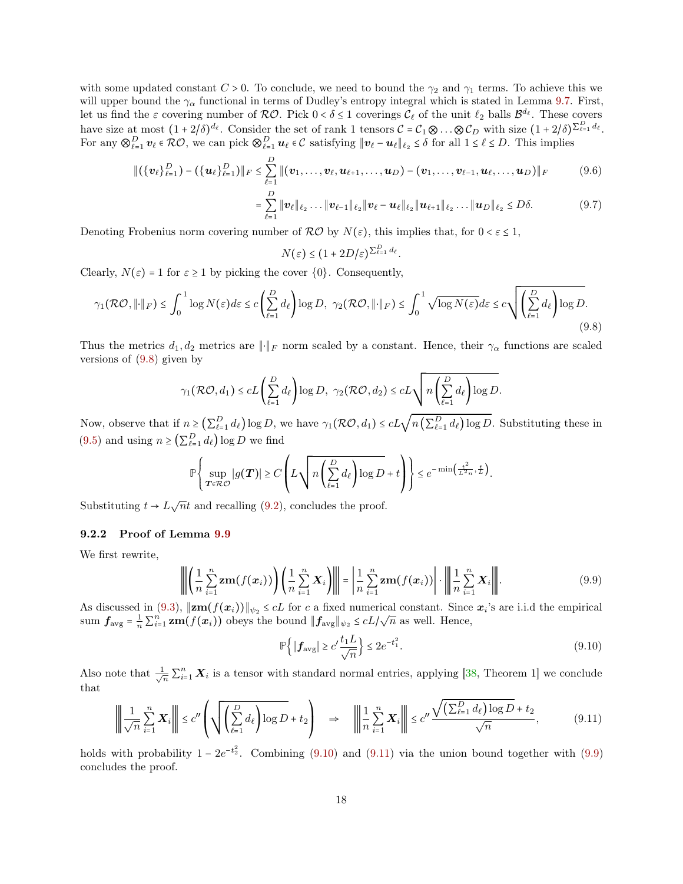with some updated constant $C > 0$. To conclude, we need to bound the $\gamma_2$ and $\gamma_1$ terms. To achieve this we will upper bound the $\gamma_\alpha$ functional in terms of Dudley's entropy integral which is stated in Lemma 9.7. First, let us find the $\varepsilon$ covering number of $\mathcal{RO}$. Pick $0 < \delta \le 1$ coverings $\mathcal{C}_\ell$ of the unit $\ell_2$ balls $\mathcal{B}^{d_\ell}$. These covers have size at most $(1+2/\delta)^{d_\ell}$. Consider the set of rank 1 tensors $\mathcal{C} = \mathcal{C}_1 \otimes \ldots \otimes \mathcal{C}_D$ with size $(1+2/\delta)^{\sum_{\ell=1}^D d_\ell}$. For any $\otimes_{\ell=1}^D \boldsymbol{v}_\ell \in \mathcal{RO}$, we can pick $\otimes_{\ell=1}^D \boldsymbol{u}_\ell \in \mathcal{C}$ satisfying $\|\boldsymbol{v}_\ell - \boldsymbol{u}_\ell\|_{\ell_2} \le \delta$ for all $1 \le \ell \le D$. This implies

$$\|(\{\boldsymbol{v}_\ell\}_{\ell=1}^D) - (\{\boldsymbol{u}_\ell\}_{\ell=1}^D)\|_F \le \sum_{\ell=1}^D \|(\boldsymbol{v}_1, \ldots, \boldsymbol{v}_\ell, \boldsymbol{u}_{\ell+1}, \ldots, \boldsymbol{u}_D) - (\boldsymbol{v}_1, \ldots, \boldsymbol{v}_{\ell-1}, \boldsymbol{u}_\ell, \ldots, \boldsymbol{u}_D)\|_F \tag{9.6}$$

$$= \sum_{\ell=1}^D \|\boldsymbol{v}_\ell\|_{\ell_2} \ldots \|\boldsymbol{v}_{\ell-1}\|_{\ell_2} \|\boldsymbol{v}_\ell - \boldsymbol{u}_\ell\|_{\ell_2} \|\boldsymbol{u}_{\ell+1}\|_{\ell_2} \ldots \|\boldsymbol{u}_D\|_{\ell_2} \le D\delta. \tag{9.7}$$

Denoting Frobenius norm covering number of $\mathcal{RO}$ by $N(\varepsilon)$, this implies that, for $0 < \varepsilon \le 1$,

$$N(\varepsilon) \le (1 + 2D/\varepsilon)^{\sum_{\ell=1}^D d_\ell}.$$

Clearly, $N(\varepsilon) = 1$ for $\varepsilon \ge 1$ by picking the cover $\{0\}$. Consequently,

$$\gamma_1(\mathcal{RO}, \|\cdot\|_F) \le \int_0^1 \log N(\varepsilon) d\varepsilon \le c\left(\sum_{\ell=1}^D d_\ell\right) \log D, \;\; \gamma_2(\mathcal{RO}, \|\cdot\|_F) \le \int_0^1 \sqrt{\log N(\varepsilon)} d\varepsilon \le c\sqrt{\left(\sum_{\ell=1}^D d_\ell\right) \log D}. \tag{9.8}$$

Thus the metrics $d_1, d_2$ metrics are $\|\cdot\|_F$ norm scaled by a constant. Hence, their $\gamma_\alpha$ functions are scaled versions of (9.8) given by

$$\gamma_1(\mathcal{RO}, d_1) \le cL\left(\sum_{\ell=1}^D d_\ell\right) \log D, \;\; \gamma_2(\mathcal{RO}, d_2) \le cL\sqrt{n\left(\sum_{\ell=1}^D d_\ell\right) \log D}.$$

Now, observe that if $n \ge \left(\sum_{\ell=1}^D d_\ell\right) \log D$, we have $\gamma_1(\mathcal{RO}, d_1) \le cL\sqrt{n\left(\sum_{\ell=1}^D d_\ell\right) \log D}$. Substituting these in (9.5) and using $n \ge \left(\sum_{\ell=1}^D d_\ell\right) \log D$ we find

$$\mathbb{P}\left\{\sup_{\boldsymbol{T} \in \mathcal{RO}} |g(\boldsymbol{T})| \ge C\left(L\sqrt{n\left(\sum_{\ell=1}^D d_\ell\right) \log D} + t\right)\right\} \le e^{-\min\left(\frac{t^2}{L^2 n}, \frac{t}{L}\right)}.$$

Substituting $t \to L\sqrt{n}t$ and recalling (9.2), concludes the proof.

### 9.2.2 Proof of Lemma 9.9

We first rewrite,

$$\left\|\left(\frac{1}{n}\sum_{i=1}^n \mathbf{zm}(f(\boldsymbol{x}_i))\right)\left(\frac{1}{n}\sum_{i=1}^n \boldsymbol{X}_i\right)\right\| = \left|\frac{1}{n}\sum_{i=1}^n \mathbf{zm}(f(\boldsymbol{x}_i))\right| \cdot \left\|\frac{1}{n}\sum_{i=1}^n \boldsymbol{X}_i\right\|. \tag{9.9}$$

As discussed in (9.3), $\|\mathbf{zm}(f(\boldsymbol{x}_i))\|_{\psi_2} \le cL$ for $c$ a fixed numerical constant. Since $\boldsymbol{x}_i$'s are i.i.d the empirical sum $\boldsymbol{f}_{\text{avg}} = \frac{1}{n}\sum_{i=1}^n \mathbf{zm}(f(\boldsymbol{x}_i))$ obeys the bound $\|\boldsymbol{f}_{\text{avg}}\|_{\psi_2} \le cL/\sqrt{n}$ as well. Hence,

$$\mathbb{P}\left\{|\boldsymbol{f}_{\text{avg}}| \ge c'\frac{t_1 L}{\sqrt{n}}\right\} \le 2e^{-t_1^2}. \tag{9.10}$$

Also note that $\frac{1}{\sqrt{n}}\sum_{i=1}^n \boldsymbol{X}_i$ is a tensor with standard normal entries, applying [38, Theorem 1] we conclude that

$$\left\|\frac{1}{\sqrt{n}}\sum_{i=1}^n \boldsymbol{X}_i\right\| \le c''\left(\sqrt{\left(\sum_{\ell=1}^D d_\ell\right)\log D} + t_2\right) \quad \Rightarrow \quad \left\|\frac{1}{n}\sum_{i=1}^n \boldsymbol{X}_i\right\| \le c''\frac{\sqrt{\left(\sum_{\ell=1}^D d_\ell\right)\log D} + t_2}{\sqrt{n}}, \tag{9.11}$$

holds with probability $1 - 2e^{-t_2^2}$. Combining (9.10) and (9.11) via the union bound together with (9.9) concludes the proof.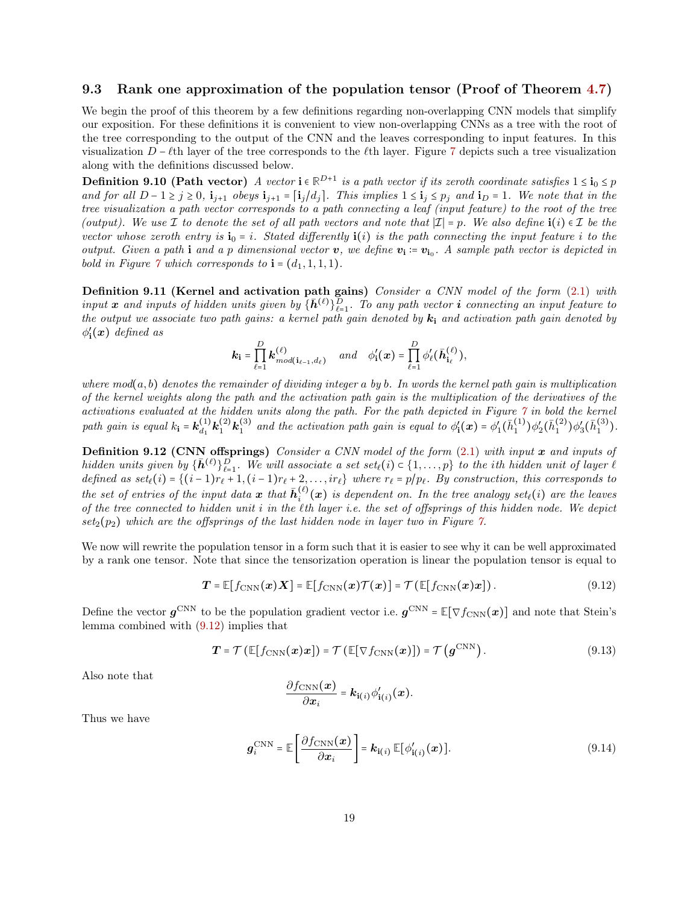### 9.3 Rank one approximation of the population tensor (Proof of Theorem 4.7)

We begin the proof of this theorem by a few definitions regarding non-overlapping CNN models that simplify our exposition. For these definitions it is convenient to view non-overlapping CNNs as a tree with the root of the tree corresponding to the output of the CNN and the leaves corresponding to input features. In this visualization $D-\ell$th layer of the tree corresponds to the $\ell$th layer. Figure 7 depicts such a tree visualization along with the definitions discussed below.

**Definition 9.10 (Path vector)** *A vector $\mathbf{i}\in\mathbb{R}^{D+1}$ is a path vector if its zeroth coordinate satisfies $1\le \mathbf{i}_0\le p$ and for all $D-1\ge j\ge 0$, $\mathbf{i}_{j+1}$ obeys $\mathbf{i}_{j+1}=\lceil \mathbf{i}_j/d_j\rceil$. This implies $1\le \mathbf{i}_j\le p_j$ and $\mathbf{i}_D=1$. We note that in the tree visualization a path vector corresponds to a path connecting a leaf (input feature) to the root of the tree (output). We use $\mathcal{I}$ to denote the set of all path vectors and note that $|\mathcal{I}|=p$. We also define $\mathbf{i}(i)\in\mathcal{I}$ be the vector whose zeroth entry is $\mathbf{i}_0=i$. Stated differently $\mathbf{i}(i)$ is the path connecting the input feature $i$ to the output. Given a path $\mathbf{i}$ and a $p$ dimensional vector $\boldsymbol{v}$, we define $\boldsymbol{v}_{\mathbf{i}}:=\boldsymbol{v}_{\mathbf{i}_0}$. A sample path vector is depicted in bold in Figure 7 which corresponds to $\mathbf{i}=(d_1,1,1,1)$.*

**Definition 9.11 (Kernel and activation path gains)** *Consider a CNN model of the form (2.1) with input $\boldsymbol{x}$ and inputs of hidden units given by $\{\bar{\boldsymbol{h}}^{(\ell)}\}_{\ell=1}^D$. To any path vector $\boldsymbol{i}$ connecting an input feature to the output we associate two path gains: a kernel path gain denoted by $\boldsymbol{k}_{\mathbf{i}}$ and activation path gain denoted by $\phi'_{\mathbf{i}}(\boldsymbol{x})$ defined as*

$$\boldsymbol{k}_{\mathbf{i}}=\prod_{\ell=1}^{D}\boldsymbol{k}^{(\ell)}_{mod(\mathbf{i}_{\ell-1},d_\ell)}\quad and\quad \phi'_{\mathbf{i}}(\boldsymbol{x})=\prod_{\ell=1}^{D}\phi'_\ell(\bar{\boldsymbol{h}}^{(\ell)}_{\mathbf{i}_\ell}),$$

*where $mod(a,b)$ denotes the remainder of dividing integer $a$ by $b$. In words the kernel path gain is multiplication of the kernel weights along the path and the activation path gain is the multiplication of the derivatives of the activations evaluated at the hidden units along the path. For the path depicted in Figure 7 in bold the kernel path gain is equal $k_{\mathbf{i}}=\boldsymbol{k}^{(1)}_{d_1}\boldsymbol{k}^{(2)}_1\boldsymbol{k}^{(3)}_1$ and the activation path gain is equal to $\phi'_{\mathbf{i}}(\boldsymbol{x})=\phi'_1(\bar{h}^{(1)}_1)\phi'_2(\bar{h}^{(2)}_1)\phi'_3(\bar{h}^{(3)}_1)$.*

**Definition 9.12 (CNN offsprings)** *Consider a CNN model of the form (2.1) with input $\boldsymbol{x}$ and inputs of hidden units given by $\{\bar{\boldsymbol{h}}^{(\ell)}\}_{\ell=1}^D$. We will associate a set $set_\ell(i)\subset\{1,\dots,p\}$ to the $i$th hidden unit of layer $\ell$ defined as $set_\ell(i)=\{(i-1)r_\ell+1,(i-1)r_\ell+2,\dots,ir_\ell\}$ where $r_\ell=p/p_\ell$. By construction, this corresponds to the set of entries of the input data $\boldsymbol{x}$ that $\bar{\boldsymbol{h}}^{(\ell)}_i(\boldsymbol{x})$ is dependent on. In the tree analogy $set_\ell(i)$ are the leaves of the tree connected to hidden unit $i$ in the $\ell$th layer i.e. the set of offsprings of this hidden node. We depict $set_2(p_2)$ which are the offsprings of the last hidden node in layer two in Figure 7.*

We now will rewrite the population tensor in a form such that it is easier to see why it can be well approximated by a rank one tensor. Note that since the tensorization operation is linear the population tensor is equal to

$$\boldsymbol{T}=\mathbb{E}[f_{\text{CNN}}(\boldsymbol{x})\boldsymbol{X}]=\mathbb{E}[f_{\text{CNN}}(\boldsymbol{x})\mathcal{T}(\boldsymbol{x})]=\mathcal{T}\left(\mathbb{E}[f_{\text{CNN}}(\boldsymbol{x})\boldsymbol{x}]\right).\tag{9.12}$$

Define the vector $\boldsymbol{g}^{\text{CNN}}$ to be the population gradient vector i.e. $\boldsymbol{g}^{\text{CNN}}=\mathbb{E}[\nabla f_{\text{CNN}}(\boldsymbol{x})]$ and note that Stein's lemma combined with (9.12) implies that

$$\boldsymbol{T}=\mathcal{T}\left(\mathbb{E}[f_{\text{CNN}}(\boldsymbol{x})\boldsymbol{x}]\right)=\mathcal{T}\left(\mathbb{E}[\nabla f_{\text{CNN}}(\boldsymbol{x})]\right)=\mathcal{T}\left(\boldsymbol{g}^{\text{CNN}}\right).\tag{9.13}$$

Also note that

$$\frac{\partial f_{\text{CNN}}(\boldsymbol{x})}{\partial \boldsymbol{x}_i}=\boldsymbol{k}_{\mathbf{i}(i)}\phi'_{\mathbf{i}(i)}(\boldsymbol{x}).$$

Thus we have

$$\boldsymbol{g}^{\text{CNN}}_i=\mathbb{E}\left[\frac{\partial f_{\text{CNN}}(\boldsymbol{x})}{\partial \boldsymbol{x}_i}\right]=\boldsymbol{k}_{\mathbf{i}(i)}\,\mathbb{E}[\phi'_{\mathbf{i}(i)}(\boldsymbol{x})].\tag{9.14}$$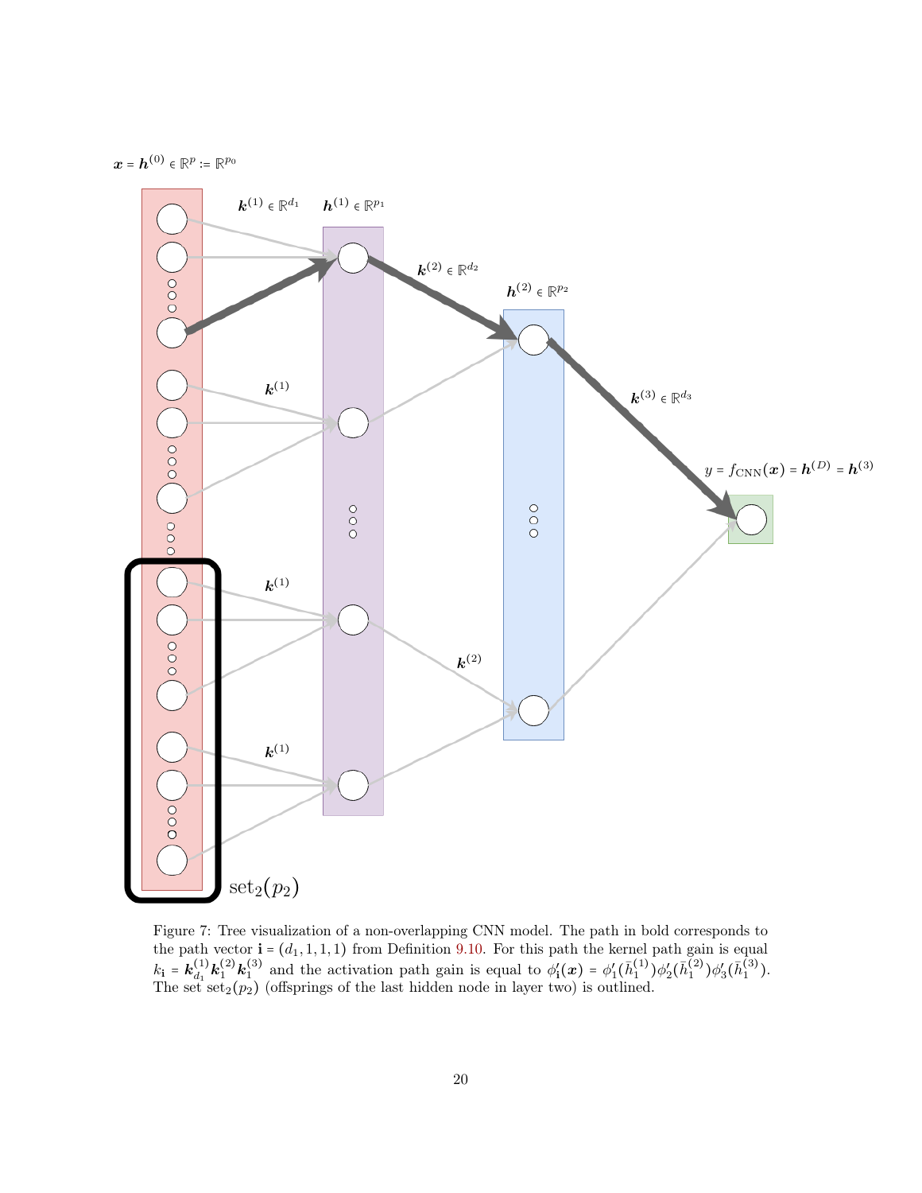Figure 7: Tree visualization of a non-overlapping CNN model. The path in bold corresponds to the path vector $\mathbf{i} = (d_1, 1, 1, 1)$ from Definition 9.10. For this path the kernel path gain is equal $k_{\mathbf{i}} = \boldsymbol{k}^{(1)}_{d_1} \boldsymbol{k}^{(2)}_1 \boldsymbol{k}^{(3)}_1$ and the activation path gain is equal to $\phi'_{\mathbf{i}}(\boldsymbol{x}) = \phi'_1(\bar{h}^{(1)}_1)\phi'_2(\bar{h}^{(2)}_1)\phi'_3(\bar{h}^{(3)}_1)$. The set $\text{set}_2(p_2)$ (offsprings of the last hidden node in layer two) is outlined.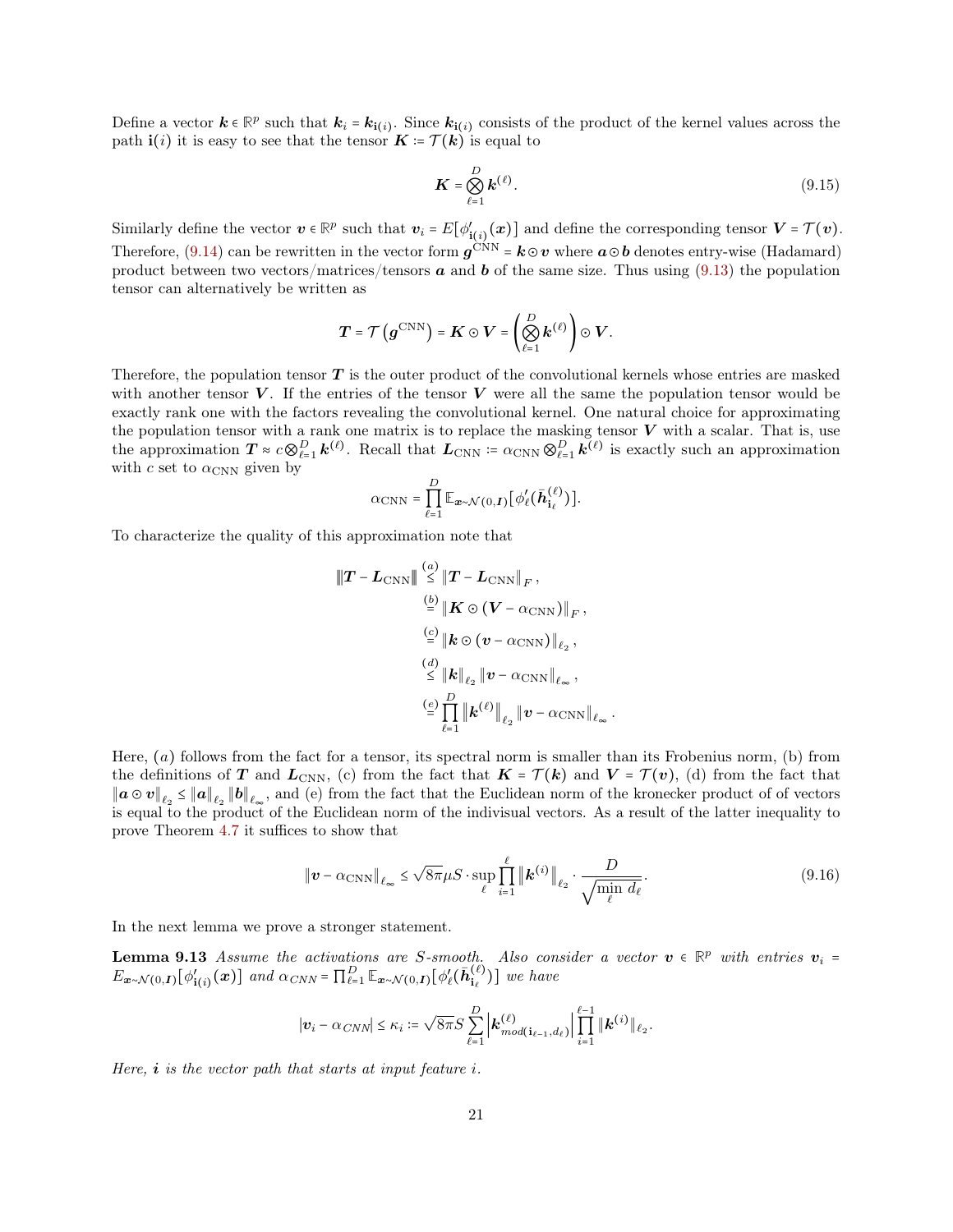Define a vector $\boldsymbol{k} \in \mathbb{R}^p$ such that $\boldsymbol{k}_i = \boldsymbol{k}_{\mathbf{i}(i)}$. Since $\boldsymbol{k}_{\mathbf{i}(i)}$ consists of the product of the kernel values across the path $\mathbf{i}(i)$ it is easy to see that the tensor $\boldsymbol{K} := \mathcal{T}(\boldsymbol{k})$ is equal to

$$\boldsymbol{K} = \bigotimes_{\ell=1}^{D} \boldsymbol{k}^{(\ell)}. \tag{9.15}$$

Similarly define the vector $\boldsymbol{v} \in \mathbb{R}^p$ such that $\boldsymbol{v}_i = E[\phi'_{\mathbf{i}(i)}(\boldsymbol{x})]$ and define the corresponding tensor $\boldsymbol{V} = \mathcal{T}(\boldsymbol{v})$. Therefore, (9.14) can be rewritten in the vector form $\boldsymbol{g}^{\text{CNN}} = \boldsymbol{k} \odot \boldsymbol{v}$ where $\boldsymbol{a} \odot \boldsymbol{b}$ denotes entry-wise (Hadamard) product between two vectors/matrices/tensors $\boldsymbol{a}$ and $\boldsymbol{b}$ of the same size. Thus using (9.13) the population tensor can alternatively be written as

$$\boldsymbol{T} = \mathcal{T}\left(\boldsymbol{g}^{\text{CNN}}\right) = \boldsymbol{K} \odot \boldsymbol{V} = \left(\bigotimes_{\ell=1}^{D} \boldsymbol{k}^{(\ell)}\right) \odot \boldsymbol{V}.$$

Therefore, the population tensor $\boldsymbol{T}$ is the outer product of the convolutional kernels whose entries are masked with another tensor $\boldsymbol{V}$. If the entries of the tensor $\boldsymbol{V}$ were all the same the population tensor would be exactly rank one with the factors revealing the convolutional kernel. One natural choice for approximating the population tensor with a rank one matrix is to replace the masking tensor $\boldsymbol{V}$ with a scalar. That is, use the approximation $\boldsymbol{T} \approx c \bigotimes_{\ell=1}^{D} \boldsymbol{k}^{(\ell)}$. Recall that $\boldsymbol{L}_{\text{CNN}} := \alpha_{\text{CNN}} \bigotimes_{\ell=1}^{D} \boldsymbol{k}^{(\ell)}$ is exactly such an approximation with $c$ set to $\alpha_{\text{CNN}}$ given by

$$\alpha_{\text{CNN}} = \prod_{\ell=1}^{D} \mathbb{E}_{\boldsymbol{x}\sim\mathcal{N}(0,\boldsymbol{I})}[\phi'_\ell(\bar{\boldsymbol{h}}_{\mathbf{i}_\ell}^{(\ell)})].$$

To characterize the quality of this approximation note that

$$\begin{aligned}
\|\boldsymbol{T} - \boldsymbol{L}_{\text{CNN}}\| &\overset{(a)}{\le} \|\boldsymbol{T} - \boldsymbol{L}_{\text{CNN}}\|_F, \\
&\overset{(b)}{=} \|\boldsymbol{K} \odot (\boldsymbol{V} - \alpha_{\text{CNN}})\|_F, \\
&\overset{(c)}{=} \|\boldsymbol{k} \odot (\boldsymbol{v} - \alpha_{\text{CNN}})\|_{\ell_2}, \\
&\overset{(d)}{\le} \|\boldsymbol{k}\|_{\ell_2} \|\boldsymbol{v} - \alpha_{\text{CNN}}\|_{\ell_\infty}, \\
&\overset{(e)}{=} \prod_{\ell=1}^{D} \left\|\boldsymbol{k}^{(\ell)}\right\|_{\ell_2} \|\boldsymbol{v} - \alpha_{\text{CNN}}\|_{\ell_\infty}.
\end{aligned}$$

Here, $(a)$ follows from the fact for a tensor, its spectral norm is smaller than its Frobenius norm, (b) from the definitions of $\boldsymbol{T}$ and $\boldsymbol{L}_{\text{CNN}}$, (c) from the fact that $\boldsymbol{K} = \mathcal{T}(\boldsymbol{k})$ and $\boldsymbol{V} = \mathcal{T}(\boldsymbol{v})$, (d) from the fact that $\|\boldsymbol{a} \odot \boldsymbol{v}\|_{\ell_2} \le \|\boldsymbol{a}\|_{\ell_2} \|\boldsymbol{b}\|_{\ell_\infty}$, and (e) from the fact that the Euclidean norm of the kronecker product of of vectors is equal to the product of the Euclidean norm of the indivisual vectors. As a result of the latter inequality to prove Theorem 4.7 it suffices to show that

$$\|\boldsymbol{v} - \alpha_{\text{CNN}}\|_{\ell_\infty} \le \sqrt{8\pi}\mu S \cdot \sup_{\ell} \prod_{i=1}^{\ell} \left\|\boldsymbol{k}^{(i)}\right\|_{\ell_2} \cdot \frac{D}{\sqrt{\min_{\ell} d_\ell}}. \tag{9.16}$$

In the next lemma we prove a stronger statement.

**Lemma 9.13** *Assume the activations are $S$-smooth. Also consider a vector $\boldsymbol{v} \in \mathbb{R}^p$ with entries $\boldsymbol{v}_i = E_{\boldsymbol{x}\sim\mathcal{N}(0,\boldsymbol{I})}[\phi'_{\mathbf{i}(i)}(\boldsymbol{x})]$ and $\alpha_{CNN} = \prod_{\ell=1}^{D} \mathbb{E}_{\boldsymbol{x}\sim\mathcal{N}(0,\boldsymbol{I})}[\phi'_\ell(\bar{\boldsymbol{h}}_{\mathbf{i}_\ell}^{(\ell)})]$ we have*

$$|\boldsymbol{v}_i - \alpha_{CNN}| \le \kappa_i := \sqrt{8\pi} S \sum_{\ell=1}^{D} \left|\boldsymbol{k}_{mod(\mathbf{i}_{\ell-1}, d_\ell)}^{(\ell)}\right| \prod_{i=1}^{\ell-1} \|\boldsymbol{k}^{(i)}\|_{\ell_2}.$$

*Here, $\boldsymbol{i}$ is the vector path that starts at input feature $i$.*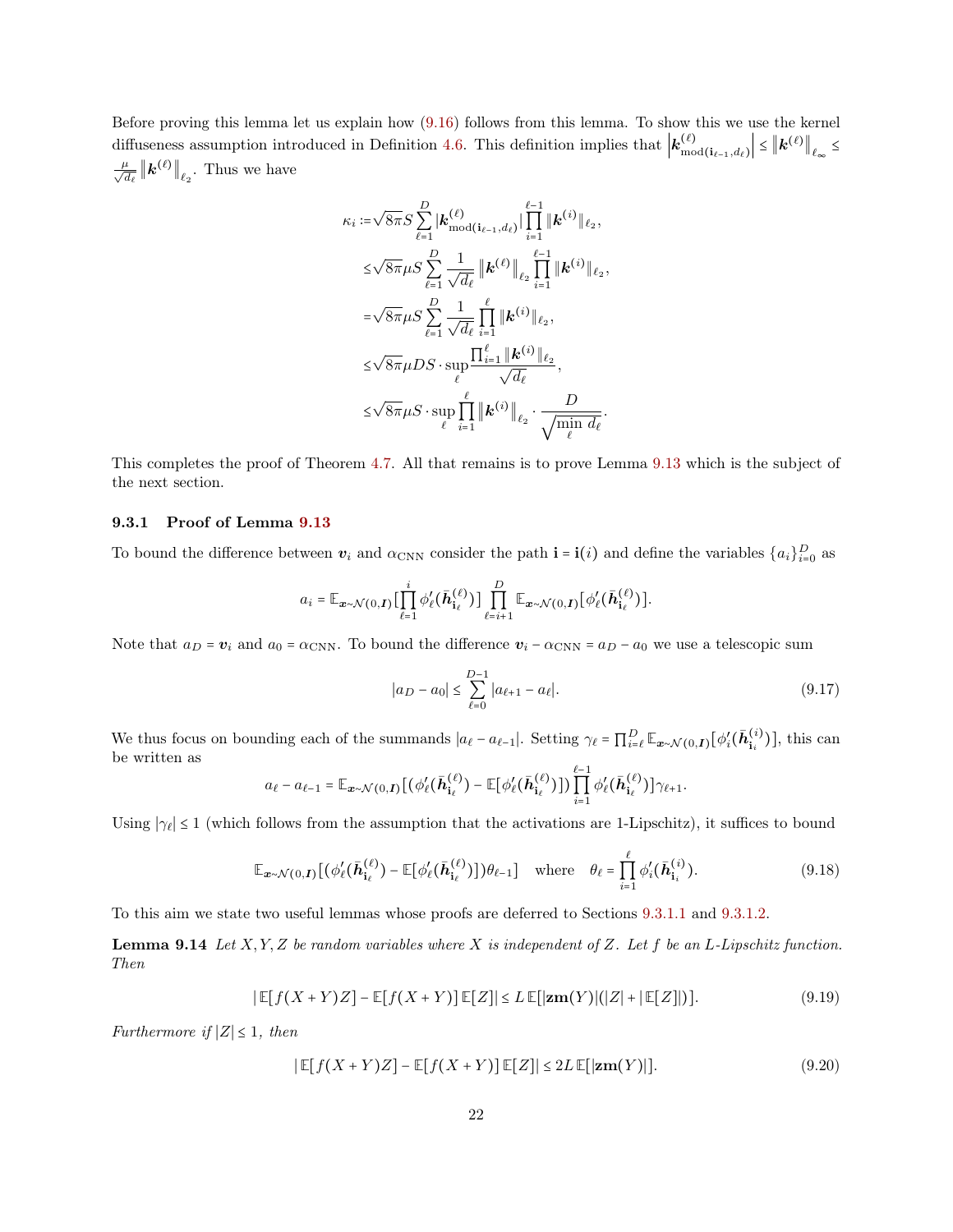Before proving this lemma let us explain how (9.16) follows from this lemma. To show this we use the kernel diffuseness assumption introduced in Definition 4.6. This definition implies that $\left|\boldsymbol{k}^{(\ell)}_{\text{mod}(\mathbf{i}_{\ell-1},d_\ell)}\right| \le \left\|\boldsymbol{k}^{(\ell)}\right\|_{\ell_\infty} \le \frac{\mu}{\sqrt{d_\ell}}\left\|\boldsymbol{k}^{(\ell)}\right\|_{\ell_2}$. Thus we have

$$
\begin{aligned}
\kappa_i :=& \sqrt{8\pi} S \sum_{\ell=1}^{D} |\boldsymbol{k}^{(\ell)}_{\text{mod}(\mathbf{i}_{\ell-1},d_\ell)}| \prod_{i=1}^{\ell-1} \|\boldsymbol{k}^{(i)}\|_{\ell_2},\\
\le& \sqrt{8\pi}\mu S \sum_{\ell=1}^{D} \frac{1}{\sqrt{d_\ell}} \left\|\boldsymbol{k}^{(\ell)}\right\|_{\ell_2} \prod_{i=1}^{\ell-1} \|\boldsymbol{k}^{(i)}\|_{\ell_2},\\
=& \sqrt{8\pi}\mu S \sum_{\ell=1}^{D} \frac{1}{\sqrt{d_\ell}} \prod_{i=1}^{\ell} \|\boldsymbol{k}^{(i)}\|_{\ell_2},\\
\le& \sqrt{8\pi}\mu D S \cdot \sup_{\ell} \frac{\prod_{i=1}^{\ell} \|\boldsymbol{k}^{(i)}\|_{\ell_2}}{\sqrt{d_\ell}},\\
\le& \sqrt{8\pi}\mu S \cdot \sup_{\ell} \prod_{i=1}^{\ell} \left\|\boldsymbol{k}^{(i)}\right\|_{\ell_2} \cdot \frac{D}{\sqrt{\min_{\ell} d_\ell}}.
\end{aligned}
$$

This completes the proof of Theorem 4.7. All that remains is to prove Lemma 9.13 which is the subject of the next section.

### 9.3.1 Proof of Lemma 9.13

To bound the difference between $\boldsymbol{v}_i$ and $\alpha_{\text{CNN}}$ consider the path $\mathbf{i} = \mathbf{i}(i)$ and define the variables $\{a_i\}_{i=0}^D$ as

$$
a_i = \mathbb{E}_{\boldsymbol{x}\sim\mathcal{N}(0,\boldsymbol{I})}[\prod_{\ell=1}^{i} \phi'_\ell(\bar{\boldsymbol{h}}^{(\ell)}_{\mathbf{i}_\ell})] \prod_{\ell=i+1}^{D} \mathbb{E}_{\boldsymbol{x}\sim\mathcal{N}(0,\boldsymbol{I})}[\phi'_\ell(\bar{\boldsymbol{h}}^{(\ell)}_{\mathbf{i}_\ell})].
$$

Note that $a_D = \boldsymbol{v}_i$ and $a_0 = \alpha_{\text{CNN}}$. To bound the difference $\boldsymbol{v}_i - \alpha_{\text{CNN}} = a_D - a_0$ we use a telescopic sum

$$
|a_D - a_0| \le \sum_{\ell=0}^{D-1} |a_{\ell+1} - a_\ell|. \tag{9.17}
$$

We thus focus on bounding each of the summands $|a_\ell - a_{\ell-1}|$. Setting $\gamma_\ell = \prod_{i=\ell}^{D} \mathbb{E}_{\boldsymbol{x}\sim\mathcal{N}(0,\boldsymbol{I})}[\phi'_i(\bar{\boldsymbol{h}}^{(i)}_{\mathbf{i}_i})]$, this can be written as

$$
a_\ell - a_{\ell-1} = \mathbb{E}_{\boldsymbol{x}\sim\mathcal{N}(0,\boldsymbol{I})}[(\phi'_\ell(\bar{\boldsymbol{h}}^{(\ell)}_{\mathbf{i}_\ell}) - \mathbb{E}[\phi'_\ell(\bar{\boldsymbol{h}}^{(\ell)}_{\mathbf{i}_\ell})]) \prod_{i=1}^{\ell-1} \phi'_\ell(\bar{\boldsymbol{h}}^{(\ell)}_{\mathbf{i}_\ell})]\gamma_{\ell+1}.
$$

Using $|\gamma_\ell| \le 1$ (which follows from the assumption that the activations are 1-Lipschitz), it suffices to bound

$$
\mathbb{E}_{\boldsymbol{x}\sim\mathcal{N}(0,\boldsymbol{I})}[(\phi'_\ell(\bar{\boldsymbol{h}}^{(\ell)}_{\mathbf{i}_\ell}) - \mathbb{E}[\phi'_\ell(\bar{\boldsymbol{h}}^{(\ell)}_{\mathbf{i}_\ell})])\theta_{\ell-1}] \quad \text{where} \quad \theta_\ell = \prod_{i=1}^{\ell} \phi'_i(\bar{\boldsymbol{h}}^{(i)}_{\mathbf{i}_i}). \tag{9.18}
$$

To this aim we state two useful lemmas whose proofs are deferred to Sections 9.3.1.1 and 9.3.1.2.

**Lemma 9.14** *Let $X, Y, Z$ be random variables where $X$ is independent of $Z$. Let $f$ be an $L$-Lipschitz function. Then*

$$
|\mathbb{E}[f(X+Y)Z] - \mathbb{E}[f(X+Y)]\mathbb{E}[Z]| \le L\,\mathbb{E}[|\mathbf{zm}(Y)|(|Z| + |\mathbb{E}[Z]|)]. \tag{9.19}
$$

*Furthermore if $|Z| \le 1$, then*

$$
|\mathbb{E}[f(X+Y)Z] - \mathbb{E}[f(X+Y)]\mathbb{E}[Z]| \le 2L\,\mathbb{E}[|\mathbf{zm}(Y)|]. \tag{9.20}
$$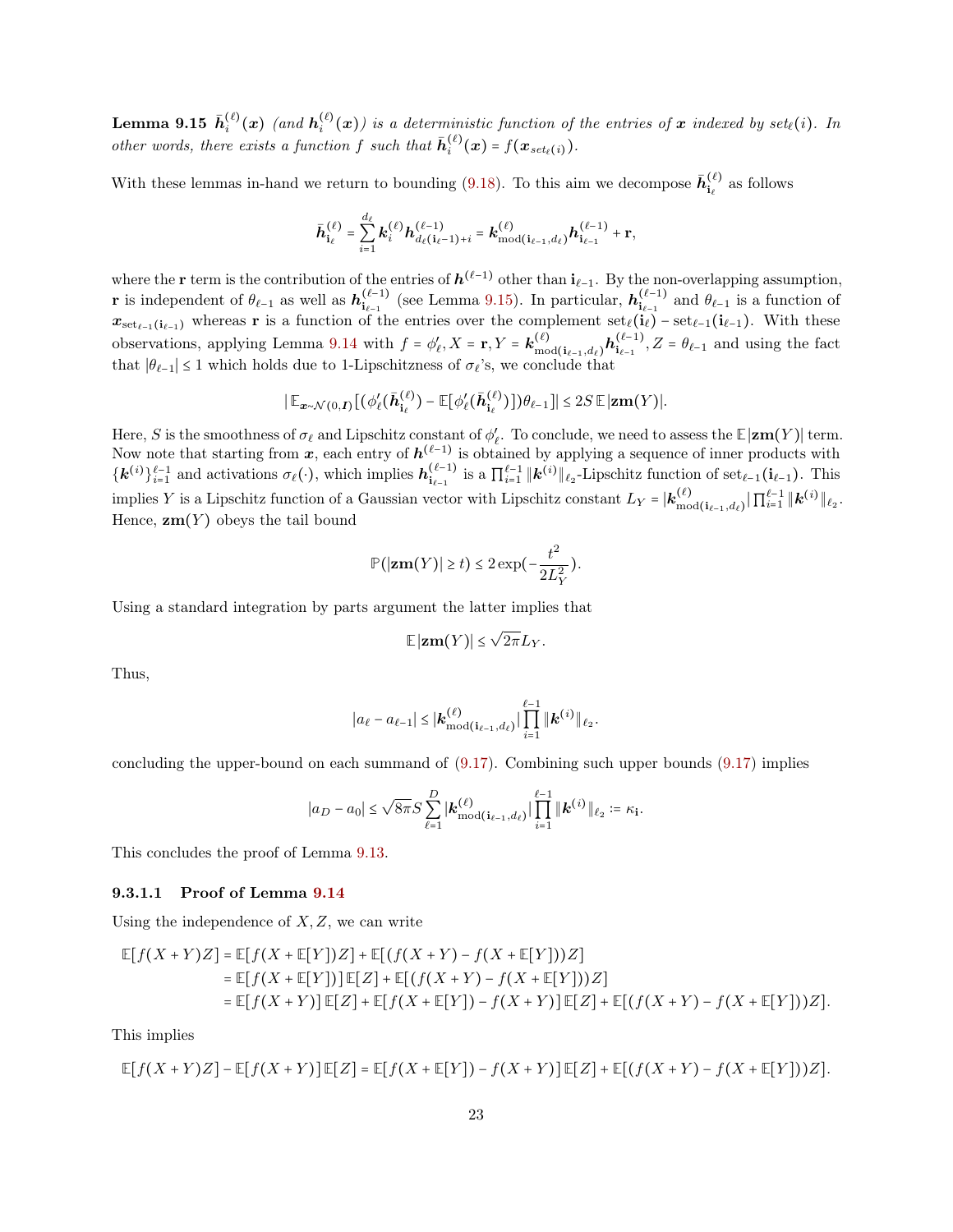**Lemma 9.15** *$\bar{\boldsymbol{h}}_i^{(\ell)}(\boldsymbol{x})$ (and $\boldsymbol{h}_i^{(\ell)}(\boldsymbol{x})$) is a deterministic function of the entries of $\boldsymbol{x}$ indexed by $set_\ell(i)$. In other words, there exists a function $f$ such that $\bar{\boldsymbol{h}}_i^{(\ell)}(\boldsymbol{x}) = f(\boldsymbol{x}_{set_\ell(i)})$.*

With these lemmas in-hand we return to bounding (9.18). To this aim we decompose $\bar{\boldsymbol{h}}_{\mathbf{i}_\ell}^{(\ell)}$ as follows

$$\bar{\boldsymbol{h}}_{\mathbf{i}_\ell}^{(\ell)} = \sum_{i=1}^{d_\ell} \boldsymbol{k}_i^{(\ell)} \boldsymbol{h}_{d_\ell(\mathbf{i}_\ell - 1)+i}^{(\ell-1)} = \boldsymbol{k}_{\text{mod}(\mathbf{i}_{\ell-1}, d_\ell)}^{(\ell)} \boldsymbol{h}_{\mathbf{i}_{\ell-1}}^{(\ell-1)} + \mathbf{r},$$

where the $\mathbf{r}$ term is the contribution of the entries of $\boldsymbol{h}^{(\ell-1)}$ other than $\mathbf{i}_{\ell-1}$. By the non-overlapping assumption, $\mathbf{r}$ is independent of $\theta_{\ell-1}$ as well as $\boldsymbol{h}_{\mathbf{i}_{\ell-1}}^{(\ell-1)}$ (see Lemma 9.15). In particular, $\boldsymbol{h}_{\mathbf{i}_{\ell-1}}^{(\ell-1)}$ and $\theta_{\ell-1}$ is a function of $\boldsymbol{x}_{\text{set}_{\ell-1}(\mathbf{i}_{\ell-1})}$ whereas $\mathbf{r}$ is a function of the entries over the complement $\text{set}_\ell(\mathbf{i}_\ell) - \text{set}_{\ell-1}(\mathbf{i}_{\ell-1})$. With these observations, applying Lemma 9.14 with $f = \phi_\ell'$, $X = \mathbf{r}$, $Y = \boldsymbol{k}_{\text{mod}(\mathbf{i}_{\ell-1}, d_\ell)}^{(\ell)} \boldsymbol{h}_{\mathbf{i}_{\ell-1}}^{(\ell-1)}$, $Z = \theta_{\ell-1}$ and using the fact that $|\theta_{\ell-1}| \le 1$ which holds due to 1-Lipschitzness of $\sigma_\ell$'s, we conclude that

$$|\operatorname{\mathbb{E}}_{\boldsymbol{x} \sim \mathcal{N}(0, \boldsymbol{I})}[(\phi_\ell'(\bar{\boldsymbol{h}}_{\mathbf{i}_\ell}^{(\ell)}) - \mathbb{E}[\phi_\ell'(\bar{\boldsymbol{h}}_{\mathbf{i}_\ell}^{(\ell)})])\theta_{\ell-1}]| \le 2S \operatorname{\mathbb{E}}|\mathbf{zm}(Y)|.$$

Here, $S$ is the smoothness of $\sigma_\ell$ and Lipschitz constant of $\phi_\ell'$. To conclude, we need to assess the $\mathbb{E}|\mathbf{zm}(Y)|$ term. Now note that starting from $\boldsymbol{x}$, each entry of $\boldsymbol{h}^{(\ell-1)}$ is obtained by applying a sequence of inner products with $\{\boldsymbol{k}^{(i)}\}_{i=1}^{\ell-1}$ and activations $\sigma_\ell(\cdot)$, which implies $\boldsymbol{h}_{\mathbf{i}_{\ell-1}}^{(\ell-1)}$ is a $\prod_{i=1}^{\ell-1} \|\boldsymbol{k}^{(i)}\|_{\ell_2}$-Lipschitz function of $\text{set}_{\ell-1}(\mathbf{i}_{\ell-1})$. This implies $Y$ is a Lipschitz function of a Gaussian vector with Lipschitz constant $L_Y = |\boldsymbol{k}_{\text{mod}(\mathbf{i}_{\ell-1}, d_\ell)}^{(\ell)}| \prod_{i=1}^{\ell-1} \|\boldsymbol{k}^{(i)}\|_{\ell_2}$. Hence, $\mathbf{zm}(Y)$ obeys the tail bound

$$\mathbb{P}(|\mathbf{zm}(Y)| \ge t) \le 2\exp(-\frac{t^2}{2L_Y^2}).$$

Using a standard integration by parts argument the latter implies that

$$\mathbb{E}|\mathbf{zm}(Y)| \le \sqrt{2\pi} L_Y.$$

Thus,

$$|a_\ell - a_{\ell-1}| \le |\boldsymbol{k}_{\text{mod}(\mathbf{i}_{\ell-1}, d_\ell)}^{(\ell)}| \prod_{i=1}^{\ell-1} \|\boldsymbol{k}^{(i)}\|_{\ell_2}.$$

concluding the upper-bound on each summand of (9.17). Combining such upper bounds (9.17) implies

$$|a_D - a_0| \le \sqrt{8\pi} S \sum_{\ell=1}^{D} |\boldsymbol{k}_{\text{mod}(\mathbf{i}_{\ell-1}, d_\ell)}^{(\ell)}| \prod_{i=1}^{\ell-1} \|\boldsymbol{k}^{(i)}\|_{\ell_2} := \kappa_{\mathbf{i}}.$$

This concludes the proof of Lemma 9.13.

#### 9.3.1.1 Proof of Lemma 9.14

Using the independence of $X, Z$, we can write

$$\begin{aligned}
\mathbb{E}[f(X+Y)Z] &= \mathbb{E}[f(X+\mathbb{E}[Y])Z] + \mathbb{E}[(f(X+Y) - f(X+\mathbb{E}[Y]))Z] \\
&= \mathbb{E}[f(X+\mathbb{E}[Y])]\,\mathbb{E}[Z] + \mathbb{E}[(f(X+Y) - f(X+\mathbb{E}[Y]))Z] \\
&= \mathbb{E}[f(X+Y)]\,\mathbb{E}[Z] + \mathbb{E}[f(X+\mathbb{E}[Y]) - f(X+Y)]\,\mathbb{E}[Z] + \mathbb{E}[(f(X+Y) - f(X+\mathbb{E}[Y]))Z].
\end{aligned}$$

This implies

$$\mathbb{E}[f(X+Y)Z] - \mathbb{E}[f(X+Y)]\,\mathbb{E}[Z] = \mathbb{E}[f(X+\mathbb{E}[Y]) - f(X+Y)]\,\mathbb{E}[Z] + \mathbb{E}[(f(X+Y) - f(X+\mathbb{E}[Y]))Z].$$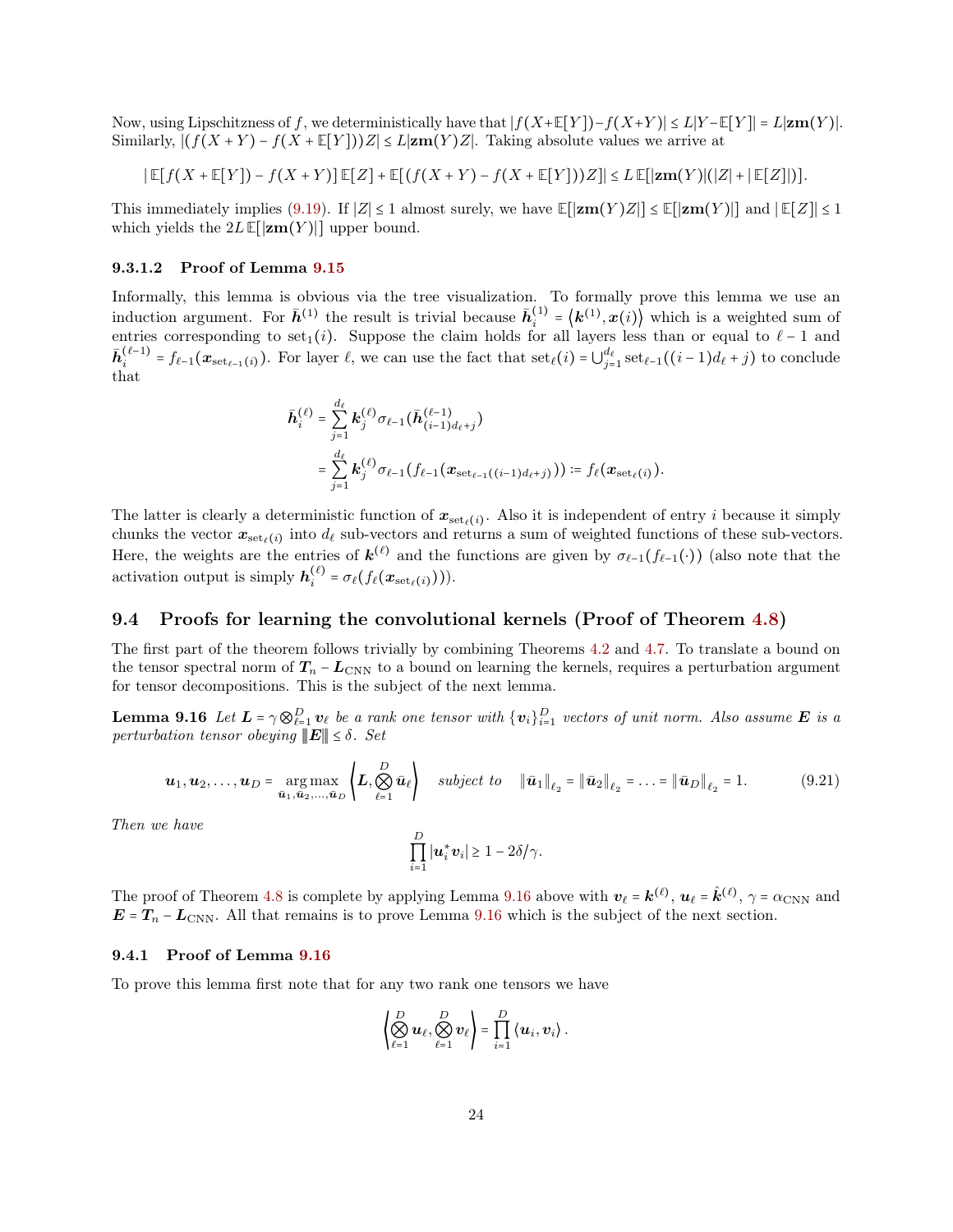Now, using Lipschitzness of $f$, we deterministically have that $|f(X+\mathbb{E}[Y])-f(X+Y)| \le L|Y-\mathbb{E}[Y]| = L|\mathbf{zm}(Y)|$. Similarly, $|(f(X+Y)-f(X+\mathbb{E}[Y]))Z| \le L|\mathbf{zm}(Y)Z|$. Taking absolute values we arrive at

$$|\,\mathbb{E}[f(X+\mathbb{E}[Y])-f(X+Y)]\,\mathbb{E}[Z]+\mathbb{E}[(f(X+Y)-f(X+\mathbb{E}[Y]))Z]| \le L\,\mathbb{E}[|\mathbf{zm}(Y)|(|Z|+|\,\mathbb{E}[Z]|)].$$

This immediately implies (9.19). If $|Z| \le 1$ almost surely, we have $\mathbb{E}[|\mathbf{zm}(Y)Z|] \le \mathbb{E}[|\mathbf{zm}(Y)|]$ and $|\,\mathbb{E}[Z]| \le 1$ which yields the $2L\,\mathbb{E}[|\mathbf{zm}(Y)|]$ upper bound.

#### 9.3.1.2 Proof of Lemma 9.15

Informally, this lemma is obvious via the tree visualization. To formally prove this lemma we use an induction argument. For $\bar{\boldsymbol{h}}^{(1)}$ the result is trivial because $\bar{\boldsymbol{h}}^{(1)}_i = \langle \boldsymbol{k}^{(1)}, \boldsymbol{x}(i)\rangle$ which is a weighted sum of entries corresponding to $\text{set}_1(i)$. Suppose the claim holds for all layers less than or equal to $\ell-1$ and $\bar{\boldsymbol{h}}^{(\ell-1)}_i = f_{\ell-1}(\boldsymbol{x}_{\text{set}_{\ell-1}(i)})$. For layer $\ell$, we can use the fact that $\text{set}_\ell(i) = \bigcup_{j=1}^{d_\ell}\text{set}_{\ell-1}((i-1)d_\ell+j)$ to conclude that

$$\begin{aligned}
\bar{\boldsymbol{h}}^{(\ell)}_i &= \sum_{j=1}^{d_\ell}\boldsymbol{k}^{(\ell)}_j\sigma_{\ell-1}(\bar{\boldsymbol{h}}^{(\ell-1)}_{(i-1)d_\ell+j})\\
&= \sum_{j=1}^{d_\ell}\boldsymbol{k}^{(\ell)}_j\sigma_{\ell-1}(f_{\ell-1}(\boldsymbol{x}_{\text{set}_{\ell-1}((i-1)d_\ell+j)})) := f_\ell(\boldsymbol{x}_{\text{set}_\ell(i)}).
\end{aligned}$$

The latter is clearly a deterministic function of $\boldsymbol{x}_{\text{set}_\ell(i)}$. Also it is independent of entry $i$ because it simply chunks the vector $\boldsymbol{x}_{\text{set}_\ell(i)}$ into $d_\ell$ sub-vectors and returns a sum of weighted functions of these sub-vectors. Here, the weights are the entries of $\boldsymbol{k}^{(\ell)}$ and the functions are given by $\sigma_{\ell-1}(f_{\ell-1}(\cdot))$ (also note that the activation output is simply $\boldsymbol{h}^{(\ell)}_i = \sigma_\ell(f_\ell(\boldsymbol{x}_{\text{set}_\ell(i)}))$).

## 9.4 Proofs for learning the convolutional kernels (Proof of Theorem 4.8)

The first part of the theorem follows trivially by combining Theorems 4.2 and 4.7. To translate a bound on the tensor spectral norm of $\boldsymbol{T}_n - \boldsymbol{L}_{\text{CNN}}$ to a bound on learning the kernels, requires a perturbation argument for tensor decompositions. This is the subject of the next lemma.

**Lemma 9.16** *Let $\boldsymbol{L} = \gamma\bigotimes_{\ell=1}^D \boldsymbol{v}_\ell$ be a rank one tensor with $\{\boldsymbol{v}_i\}_{i=1}^D$ vectors of unit norm. Also assume $\boldsymbol{E}$ is a perturbation tensor obeying $\|\boldsymbol{E}\| \le \delta$. Set*

$$\boldsymbol{u}_1,\boldsymbol{u}_2,\ldots,\boldsymbol{u}_D = \underset{\bar{\boldsymbol{u}}_1,\bar{\boldsymbol{u}}_2,\ldots,\bar{\boldsymbol{u}}_D}{\arg\max}\left\langle \boldsymbol{L}, \bigotimes_{\ell=1}^D \bar{\boldsymbol{u}}_\ell\right\rangle \quad \text{subject to} \quad \|\bar{\boldsymbol{u}}_1\|_{\ell_2} = \|\bar{\boldsymbol{u}}_2\|_{\ell_2} = \ldots = \|\bar{\boldsymbol{u}}_D\|_{\ell_2} = 1. \tag{9.21}$$

*Then we have*

$$\prod_{i=1}^D |\boldsymbol{u}_i^*\boldsymbol{v}_i| \ge 1 - 2\delta/\gamma.$$

The proof of Theorem 4.8 is complete by applying Lemma 9.16 above with $\boldsymbol{v}_\ell = \boldsymbol{k}^{(\ell)}$, $\boldsymbol{u}_\ell = \hat{\boldsymbol{k}}^{(\ell)}$, $\gamma = \alpha_{\text{CNN}}$ and $\boldsymbol{E} = \boldsymbol{T}_n - \boldsymbol{L}_{\text{CNN}}$. All that remains is to prove Lemma 9.16 which is the subject of the next section.

### 9.4.1 Proof of Lemma 9.16

To prove this lemma first note that for any two rank one tensors we have

$$\left\langle \bigotimes_{\ell=1}^D \boldsymbol{u}_\ell, \bigotimes_{\ell=1}^D \boldsymbol{v}_\ell\right\rangle = \prod_{i=1}^D \langle \boldsymbol{u}_i, \boldsymbol{v}_i\rangle.$$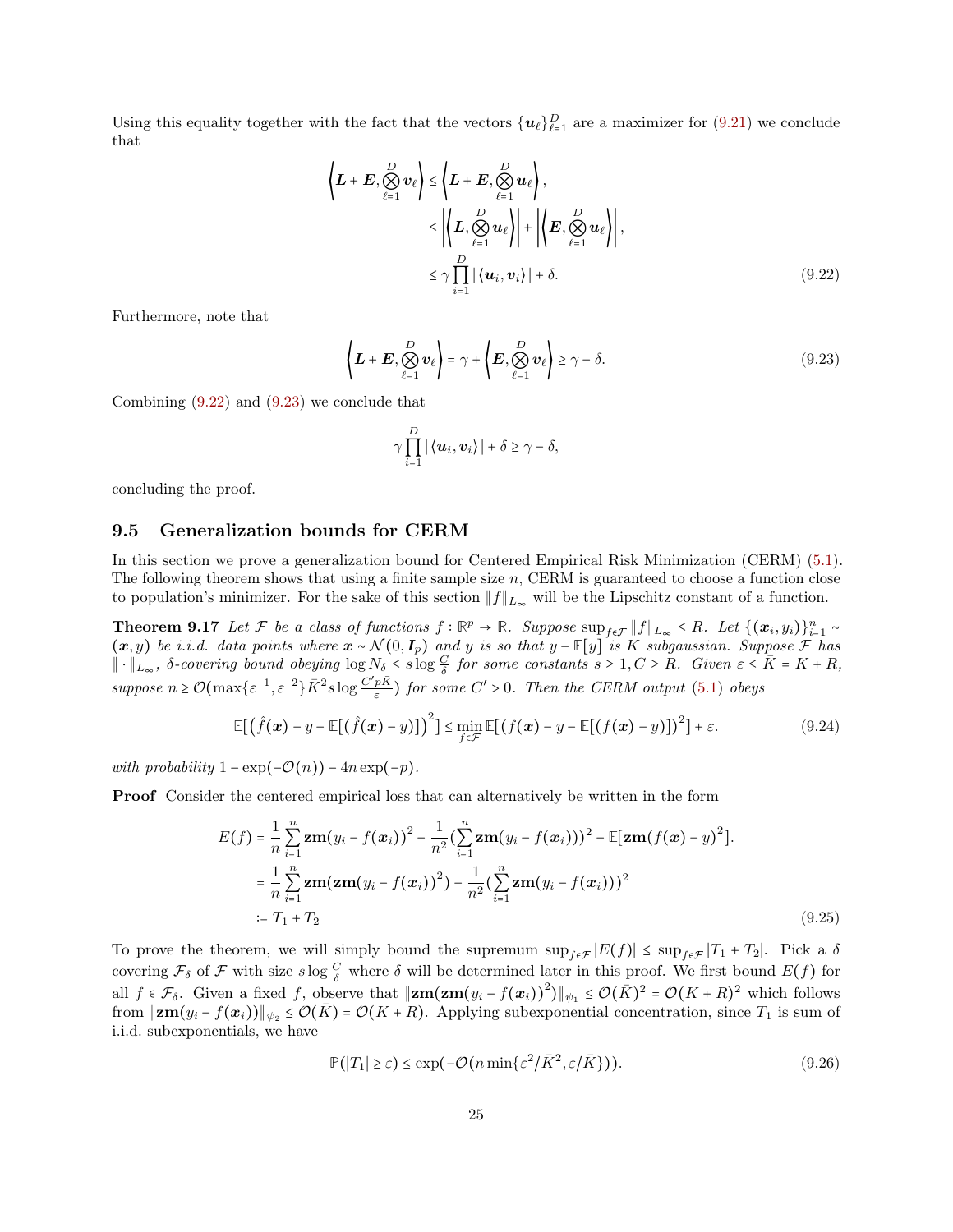Using this equality together with the fact that the vectors $\{\boldsymbol{u}_\ell\}_{\ell=1}^D$ are a maximizer for (9.21) we conclude that

$$
\begin{aligned}
\left\langle \boldsymbol{L}+\boldsymbol{E}, \bigotimes_{\ell=1}^{D} \boldsymbol{v}_\ell \right\rangle &\le \left\langle \boldsymbol{L}+\boldsymbol{E}, \bigotimes_{\ell=1}^{D} \boldsymbol{u}_\ell \right\rangle, \\
&\le \left| \left\langle \boldsymbol{L}, \bigotimes_{\ell=1}^{D} \boldsymbol{u}_\ell \right\rangle \right| + \left| \left\langle \boldsymbol{E}, \bigotimes_{\ell=1}^{D} \boldsymbol{u}_\ell \right\rangle \right|, \\
&\le \gamma \prod_{i=1}^{D} |\langle \boldsymbol{u}_i, \boldsymbol{v}_i \rangle| + \delta. \qquad (9.22)
\end{aligned}
$$

Furthermore, note that

$$
\left\langle \boldsymbol{L}+\boldsymbol{E}, \bigotimes_{\ell=1}^{D} \boldsymbol{v}_\ell \right\rangle = \gamma + \left\langle \boldsymbol{E}, \bigotimes_{\ell=1}^{D} \boldsymbol{v}_\ell \right\rangle \ge \gamma - \delta. \qquad (9.23)
$$

Combining (9.22) and (9.23) we conclude that

$$
\gamma \prod_{i=1}^{D} |\langle \boldsymbol{u}_i, \boldsymbol{v}_i \rangle| + \delta \ge \gamma - \delta,
$$

concluding the proof.

## 9.5 Generalization bounds for CERM

In this section we prove a generalization bound for Centered Empirical Risk Minimization (CERM) (5.1). The following theorem shows that using a finite sample size $n$, CERM is guaranteed to choose a function close to population's minimizer. For the sake of this section $\|f\|_{L_\infty}$ will be the Lipschitz constant of a function.

**Theorem 9.17** *Let $\mathcal{F}$ be a class of functions $f:\mathbb{R}^p \to \mathbb{R}$. Suppose $\sup_{f\in\mathcal{F}} \|f\|_{L_\infty} \le R$. Let $\{(\boldsymbol{x}_i, y_i)\}_{i=1}^n \sim (\boldsymbol{x}, y)$ be i.i.d. data points where $\boldsymbol{x} \sim \mathcal{N}(0, \boldsymbol{I}_p)$ and $y$ is so that $y - \mathbb{E}[y]$ is $K$ subgaussian. Suppose $\mathcal{F}$ has $\|\cdot\|_{L_\infty}$, $\delta$-covering bound obeying $\log N_\delta \le s \log \frac{C}{\delta}$ for some constants $s \ge 1, C \ge R$. Given $\varepsilon \le \bar{K} = K + R$, suppose $n \ge \mathcal{O}(\max\{\varepsilon^{-1}, \varepsilon^{-2}\}\bar{K}^2 s \log \frac{C' p \bar{K}}{\varepsilon})$ for some $C' > 0$. Then the CERM output (5.1) obeys*

$$
\mathbb{E}[(\hat{f}(\boldsymbol{x}) - y - \mathbb{E}[(\hat{f}(\boldsymbol{x}) - y)])^2] \le \min_{f\in\mathcal{F}} \mathbb{E}[(f(\boldsymbol{x}) - y - \mathbb{E}[(f(\boldsymbol{x}) - y)])^2] + \varepsilon. \qquad (9.24)
$$

*with probability $1 - \exp(-\mathcal{O}(n)) - 4n\exp(-p)$.*

**Proof** Consider the centered empirical loss that can alternatively be written in the form

$$
\begin{aligned}
E(f) &= \frac{1}{n}\sum_{i=1}^{n} \mathbf{zm}(y_i - f(\boldsymbol{x}_i))^2 - \frac{1}{n^2}\left(\sum_{i=1}^{n} \mathbf{zm}(y_i - f(\boldsymbol{x}_i))\right)^2 - \mathbb{E}[\mathbf{zm}(f(\boldsymbol{x}) - y)^2]. \\
&= \frac{1}{n}\sum_{i=1}^{n} \mathbf{zm}(\mathbf{zm}(y_i - f(\boldsymbol{x}_i))^2) - \frac{1}{n^2}\left(\sum_{i=1}^{n} \mathbf{zm}(y_i - f(\boldsymbol{x}_i))\right)^2 \\
&:= T_1 + T_2 \qquad (9.25)
\end{aligned}
$$

To prove the theorem, we will simply bound the supremum $\sup_{f\in\mathcal{F}} |E(f)| \le \sup_{f\in\mathcal{F}} |T_1 + T_2|$. Pick a $\delta$ covering $\mathcal{F}_\delta$ of $\mathcal{F}$ with size $s \log \frac{C}{\delta}$ where $\delta$ will be determined later in this proof. We first bound $E(f)$ for all $f \in \mathcal{F}_\delta$. Given a fixed $f$, observe that $\|\mathbf{zm}(\mathbf{zm}(y_i - f(\boldsymbol{x}_i))^2)\|_{\psi_1} \le \mathcal{O}(\bar{K})^2 = \mathcal{O}(K+R)^2$ which follows from $\|\mathbf{zm}(y_i - f(\boldsymbol{x}_i))\|_{\psi_2} \le \mathcal{O}(\bar{K}) = \mathcal{O}(K+R)$. Applying subexponential concentration, since $T_1$ is sum of i.i.d. subexponentials, we have

$$
\mathbb{P}(|T_1| \ge \varepsilon) \le \exp(-\mathcal{O}(n \min\{\varepsilon^2/\bar{K}^2, \varepsilon/\bar{K}\})). \qquad (9.26)
$$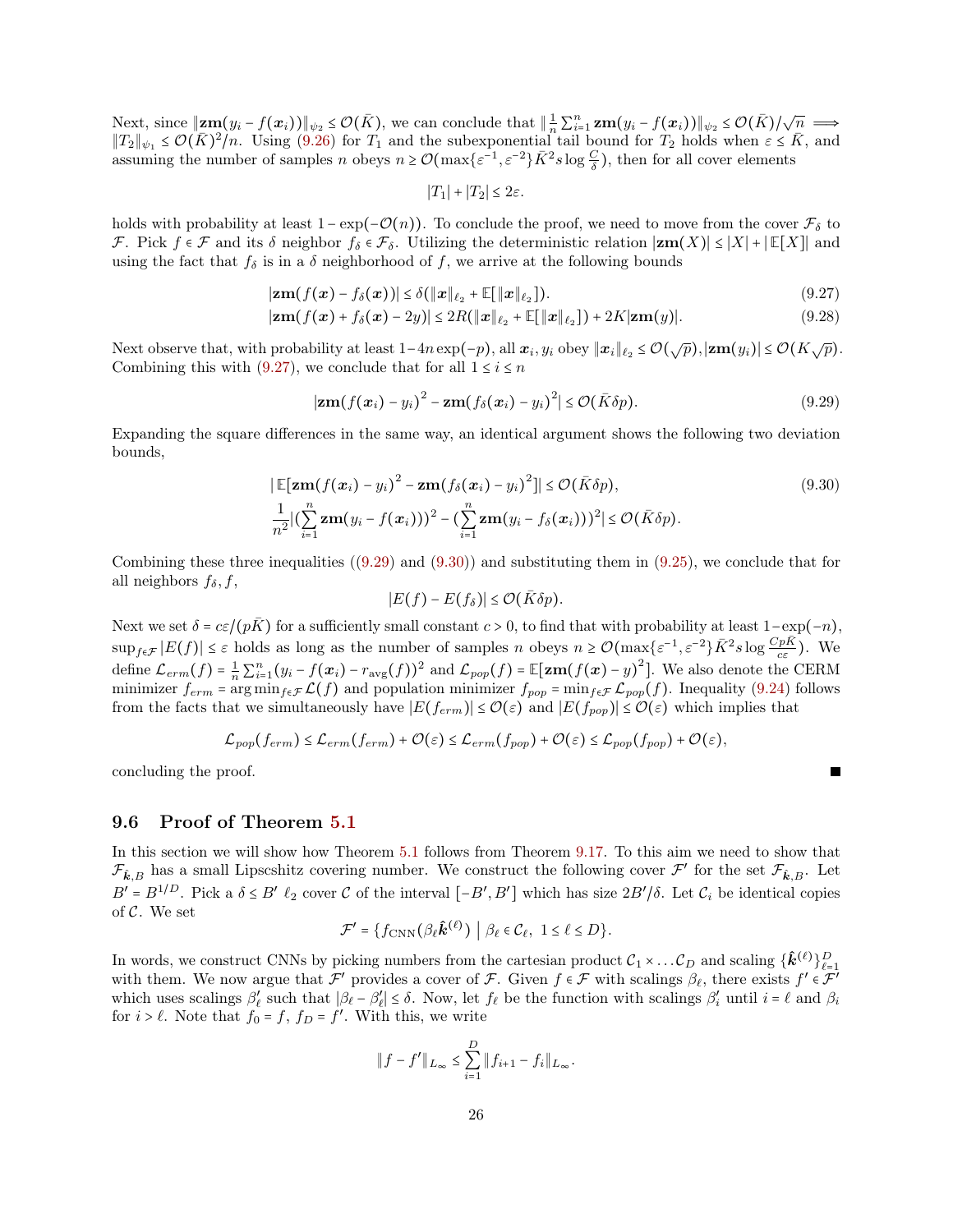Next, since $\|\mathbf{zm}(y_i - f(\boldsymbol{x}_i))\|_{\psi_2} \leq \mathcal{O}(\bar{K})$, we can conclude that $\|\frac{1}{n}\sum_{i=1}^n \mathbf{zm}(y_i - f(\boldsymbol{x}_i))\|_{\psi_2} \leq \mathcal{O}(\bar{K})/\sqrt{n} \implies \|T_2\|_{\psi_1} \leq \mathcal{O}(\bar{K})^2/n$. Using (9.26) for $T_1$ and the subexponential tail bound for $T_2$ holds when $\varepsilon \leq \bar{K}$, and assuming the number of samples $n$ obeys $n \geq \mathcal{O}(\max\{\varepsilon^{-1}, \varepsilon^{-2}\}\bar{K}^2 s \log \frac{C}{\delta})$, then for all cover elements

$$|T_1| + |T_2| \leq 2\varepsilon.$$

holds with probability at least $1 - \exp(-\mathcal{O}(n))$. To conclude the proof, we need to move from the cover $\mathcal{F}_\delta$ to $\mathcal{F}$. Pick $f \in \mathcal{F}$ and its $\delta$ neighbor $f_\delta \in \mathcal{F}_\delta$. Utilizing the deterministic relation $|\mathbf{zm}(X)| \leq |X| + |\mathbb{E}[X]|$ and using the fact that $f_\delta$ is in a $\delta$ neighborhood of $f$, we arrive at the following bounds

$$|\mathbf{zm}(f(\boldsymbol{x}) - f_\delta(\boldsymbol{x}))| \leq \delta(\|\boldsymbol{x}\|_{\ell_2} + \mathbb{E}[\|\boldsymbol{x}\|_{\ell_2}]). \tag{9.27}$$

$$|\mathbf{zm}(f(\boldsymbol{x}) + f_\delta(\boldsymbol{x}) - 2y)| \leq 2R(\|\boldsymbol{x}\|_{\ell_2} + \mathbb{E}[\|\boldsymbol{x}\|_{\ell_2}]) + 2K|\mathbf{zm}(y)|. \tag{9.28}$$

Next observe that, with probability at least $1 - 4n\exp(-p)$, all $\boldsymbol{x}_i, y_i$ obey $\|\boldsymbol{x}_i\|_{\ell_2} \leq \mathcal{O}(\sqrt{p}), |\mathbf{zm}(y_i)| \leq \mathcal{O}(K\sqrt{p})$. Combining this with (9.27), we conclude that for all $1 \leq i \leq n$

$$|\mathbf{zm}(f(\boldsymbol{x}_i) - y_i)^2 - \mathbf{zm}(f_\delta(\boldsymbol{x}_i) - y_i)^2| \leq \mathcal{O}(\bar{K}\delta p). \tag{9.29}$$

Expanding the square differences in the same way, an identical argument shows the following two deviation bounds,

$$|\,\mathbb{E}[\mathbf{zm}(f(\boldsymbol{x}_i) - y_i)^2 - \mathbf{zm}(f_\delta(\boldsymbol{x}_i) - y_i)^2]| \leq \mathcal{O}(\bar{K}\delta p), \tag{9.30}$$

$$\frac{1}{n^2}|(\sum_{i=1}^n \mathbf{zm}(y_i - f(\boldsymbol{x}_i)))^2 - (\sum_{i=1}^n \mathbf{zm}(y_i - f_\delta(\boldsymbol{x}_i)))^2| \leq \mathcal{O}(\bar{K}\delta p).$$

Combining these three inequalities ((9.29) and (9.30)) and substituting them in (9.25), we conclude that for all neighbors $f_\delta, f$,

$$|E(f) - E(f_\delta)| \leq \mathcal{O}(\bar{K}\delta p).$$

Next we set $\delta = c\varepsilon/(p\bar{K})$ for a sufficiently small constant $c > 0$, to find that with probability at least $1 - \exp(-n)$, $\sup_{f\in\mathcal{F}}|E(f)| \leq \varepsilon$ holds as long as the number of samples $n$ obeys $n \geq \mathcal{O}(\max\{\varepsilon^{-1}, \varepsilon^{-2}\}\bar{K}^2 s \log \frac{Cp\bar{K}}{c\varepsilon})$. We define $\mathcal{L}_{erm}(f) = \frac{1}{n}\sum_{i=1}^n (y_i - f(\boldsymbol{x}_i) - r_{\text{avg}}(f))^2$ and $\mathcal{L}_{pop}(f) = \mathbb{E}[\mathbf{zm}(f(\boldsymbol{x}) - y)^2]$. We also denote the CERM minimizer $f_{erm} = \arg\min_{f\in\mathcal{F}} \mathcal{L}(f)$ and population minimizer $f_{pop} = \min_{f\in\mathcal{F}} \mathcal{L}_{pop}(f)$. Inequality (9.24) follows from the facts that we simultaneously have $|E(f_{erm})| \leq \mathcal{O}(\varepsilon)$ and $|E(f_{pop})| \leq \mathcal{O}(\varepsilon)$ which implies that

$$\mathcal{L}_{pop}(f_{erm}) \leq \mathcal{L}_{erm}(f_{erm}) + \mathcal{O}(\varepsilon) \leq \mathcal{L}_{erm}(f_{pop}) + \mathcal{O}(\varepsilon) \leq \mathcal{L}_{pop}(f_{pop}) + \mathcal{O}(\varepsilon),$$

concluding the proof. ∎

## 9.6 Proof of Theorem 5.1

In this section we will show how Theorem 5.1 follows from Theorem 9.17. To this aim we need to show that $\mathcal{F}_{\hat{\boldsymbol{k}},B}$ has a small Lipscshitz covering number. We construct the following cover $\mathcal{F}'$ for the set $\mathcal{F}_{\hat{\boldsymbol{k}},B}$. Let $B' = B^{1/D}$. Pick a $\delta \leq B'$ $\ell_2$ cover $\mathcal{C}$ of the interval $[-B', B']$ which has size $2B'/\delta$. Let $\mathcal{C}_i$ be identical copies of $\mathcal{C}$. We set

$$\mathcal{F}' = \{f_{\text{CNN}}(\beta_\ell \hat{\boldsymbol{k}}^{(\ell)}) \;\big|\; \beta_\ell \in \mathcal{C}_\ell,\ 1 \leq \ell \leq D\}.$$

In words, we construct CNNs by picking numbers from the cartesian product $\mathcal{C}_1 \times \dots \mathcal{C}_D$ and scaling $\{\hat{\boldsymbol{k}}^{(\ell)}\}_{\ell=1}^D$ with them. We now argue that $\mathcal{F}'$ provides a cover of $\mathcal{F}$. Given $f \in \mathcal{F}$ with scalings $\beta_\ell$, there exists $f' \in \mathcal{F}'$ which uses scalings $\beta'_\ell$ such that $|\beta_\ell - \beta'_\ell| \leq \delta$. Now, let $f_\ell$ be the function with scalings $\beta'_i$ until $i = \ell$ and $\beta_i$ for $i > \ell$. Note that $f_0 = f$, $f_D = f'$. With this, we write

$$\|f - f'\|_{L_\infty} \leq \sum_{i=1}^D \|f_{i+1} - f_i\|_{L_\infty}.$$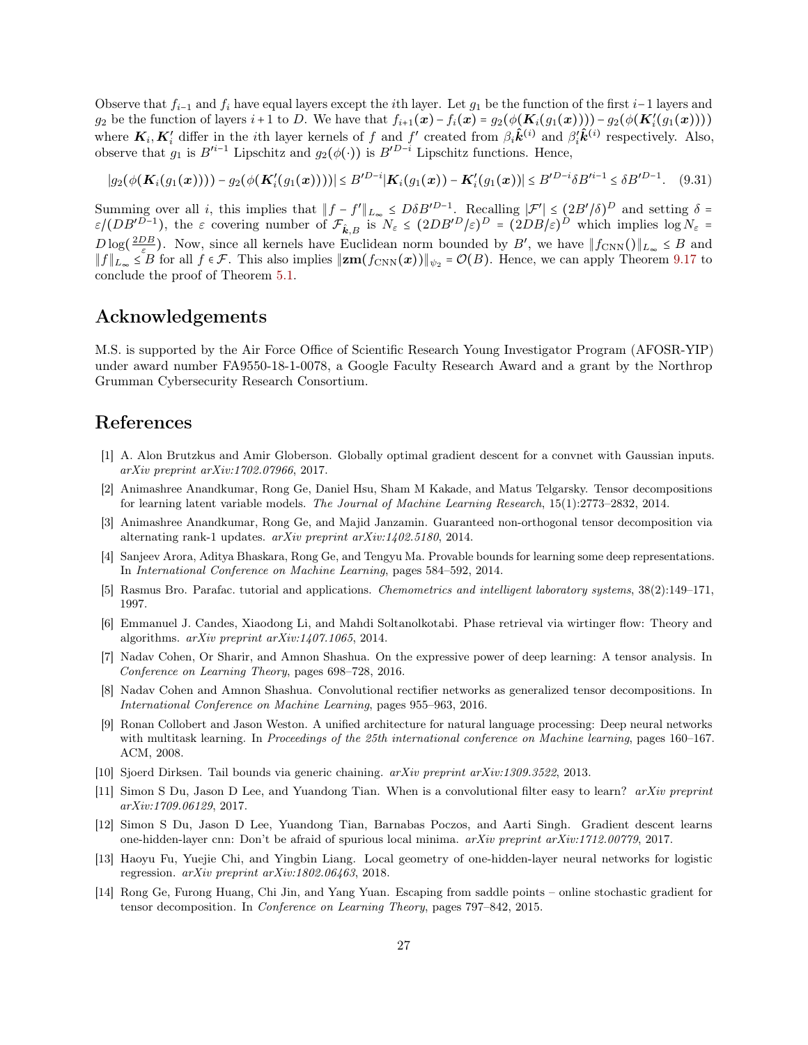Observe that $f_{i-1}$ and $f_i$ have equal layers except the $i$th layer. Let $g_1$ be the function of the first $i-1$ layers and $g_2$ be the function of layers $i+1$ to $D$. We have that $f_{i+1}(\boldsymbol{x}) - f_i(\boldsymbol{x}) = g_2(\phi(\boldsymbol{K}_i(g_1(\boldsymbol{x})))) - g_2(\phi(\boldsymbol{K}'_i(g_1(\boldsymbol{x}))))$ where $\boldsymbol{K}_i, \boldsymbol{K}'_i$ differ in the $i$th layer kernels of $f$ and $f'$ created from $\beta_i \hat{\boldsymbol{k}}^{(i)}$ and $\beta'_i \hat{\boldsymbol{k}}^{(i)}$ respectively. Also, observe that $g_1$ is $B'^{i-1}$ Lipschitz and $g_2(\phi(\cdot))$ is $B'^{D-i}$ Lipschitz functions. Hence,

$$|g_2(\phi(\boldsymbol{K}_i(g_1(\boldsymbol{x})))) - g_2(\phi(\boldsymbol{K}'_i(g_1(\boldsymbol{x}))))| \leq B'^{D-i}|\boldsymbol{K}_i(g_1(\boldsymbol{x})) - \boldsymbol{K}'_i(g_1(\boldsymbol{x}))| \leq B'^{D-i}\delta B'^{i-1} \leq \delta B'^{D-1}. \quad (9.31)$$

Summing over all $i$, this implies that $\|f - f'\|_{L_\infty} \leq D\delta B'^{D-1}$. Recalling $|\mathcal{F}'| \leq (2B'/\delta)^D$ and setting $\delta = \varepsilon/(DB'^{D-1})$, the $\varepsilon$ covering number of $\mathcal{F}_{\hat{\boldsymbol{k}},B}$ is $N_\varepsilon \leq (2DB'^D/\varepsilon)^D = (2DB/\varepsilon)^D$ which implies $\log N_\varepsilon = D\log(\frac{2DB}{\varepsilon})$. Now, since all kernels have Euclidean norm bounded by $B'$, we have $\|f_{\text{CNN}}()\|_{L_\infty} \leq B$ and $\|f\|_{L_\infty} \leq B$ for all $f \in \mathcal{F}$. This also implies $\|\mathbf{zm}(f_{\text{CNN}}(\boldsymbol{x}))\|_{\psi_2} = \mathcal{O}(B)$. Hence, we can apply Theorem 9.17 to conclude the proof of Theorem 5.1.

## Acknowledgements

M.S. is supported by the Air Force Office of Scientific Research Young Investigator Program (AFOSR-YIP) under award number FA9550-18-1-0078, a Google Faculty Research Award and a grant by the Northrop Grumman Cybersecurity Research Consortium.

## References

[1] A. Alon Brutzkus and Amir Globerson. Globally optimal gradient descent for a convnet with Gaussian inputs. *arXiv preprint arXiv:1702.07966*, 2017.

[2] Animashree Anandkumar, Rong Ge, Daniel Hsu, Sham M Kakade, and Matus Telgarsky. Tensor decompositions for learning latent variable models. *The Journal of Machine Learning Research*, 15(1):2773–2832, 2014.

[3] Animashree Anandkumar, Rong Ge, and Majid Janzamin. Guaranteed non-orthogonal tensor decomposition via alternating rank-1 updates. *arXiv preprint arXiv:1402.5180*, 2014.

[4] Sanjeev Arora, Aditya Bhaskara, Rong Ge, and Tengyu Ma. Provable bounds for learning some deep representations. In *International Conference on Machine Learning*, pages 584–592, 2014.

[5] Rasmus Bro. Parafac. tutorial and applications. *Chemometrics and intelligent laboratory systems*, 38(2):149–171, 1997.

[6] Emmanuel J. Candes, Xiaodong Li, and Mahdi Soltanolkotabi. Phase retrieval via wirtinger flow: Theory and algorithms. *arXiv preprint arXiv:1407.1065*, 2014.

[7] Nadav Cohen, Or Sharir, and Amnon Shashua. On the expressive power of deep learning: A tensor analysis. In *Conference on Learning Theory*, pages 698–728, 2016.

[8] Nadav Cohen and Amnon Shashua. Convolutional rectifier networks as generalized tensor decompositions. In *International Conference on Machine Learning*, pages 955–963, 2016.

[9] Ronan Collobert and Jason Weston. A unified architecture for natural language processing: Deep neural networks with multitask learning. In *Proceedings of the 25th international conference on Machine learning*, pages 160–167. ACM, 2008.

[10] Sjoerd Dirksen. Tail bounds via generic chaining. *arXiv preprint arXiv:1309.3522*, 2013.

[11] Simon S Du, Jason D Lee, and Yuandong Tian. When is a convolutional filter easy to learn? *arXiv preprint arXiv:1709.06129*, 2017.

[12] Simon S Du, Jason D Lee, Yuandong Tian, Barnabas Poczos, and Aarti Singh. Gradient descent learns one-hidden-layer cnn: Don't be afraid of spurious local minima. *arXiv preprint arXiv:1712.00779*, 2017.

[13] Haoyu Fu, Yuejie Chi, and Yingbin Liang. Local geometry of one-hidden-layer neural networks for logistic regression. *arXiv preprint arXiv:1802.06463*, 2018.

[14] Rong Ge, Furong Huang, Chi Jin, and Yang Yuan. Escaping from saddle points – online stochastic gradient for tensor decomposition. In *Conference on Learning Theory*, pages 797–842, 2015.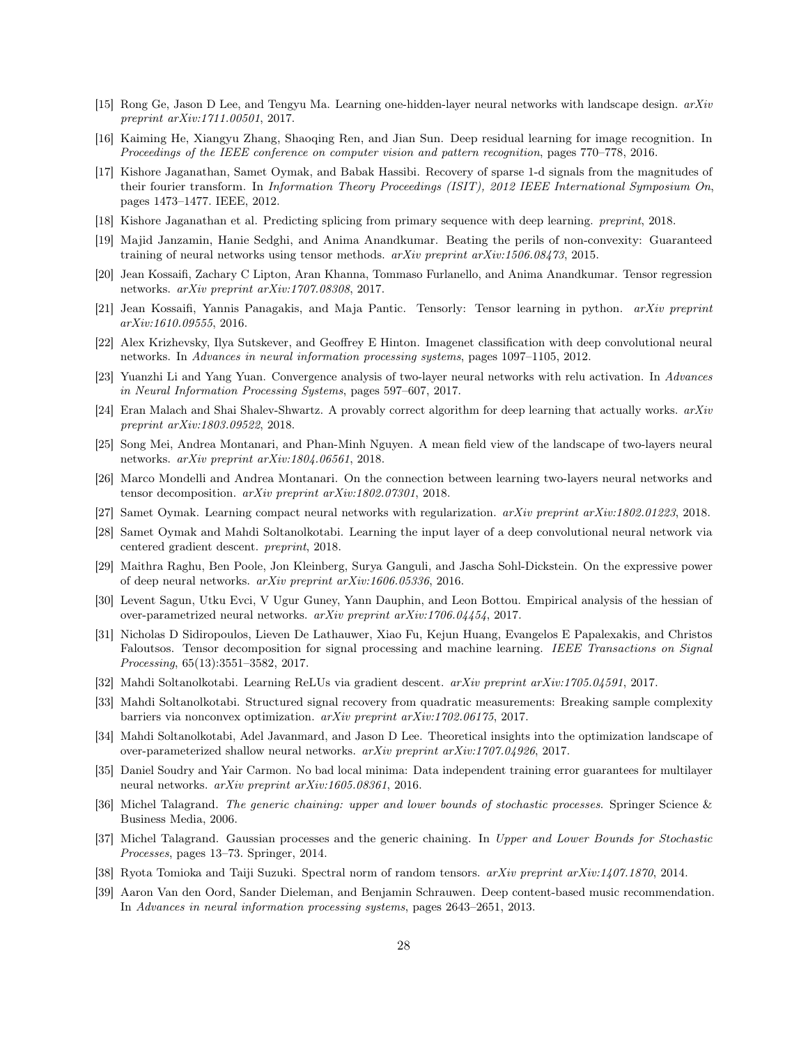[15] Rong Ge, Jason D Lee, and Tengyu Ma. Learning one-hidden-layer neural networks with landscape design. *arXiv preprint arXiv:1711.00501*, 2017.

[16] Kaiming He, Xiangyu Zhang, Shaoqing Ren, and Jian Sun. Deep residual learning for image recognition. In *Proceedings of the IEEE conference on computer vision and pattern recognition*, pages 770–778, 2016.

[17] Kishore Jaganathan, Samet Oymak, and Babak Hassibi. Recovery of sparse 1-d signals from the magnitudes of their fourier transform. In *Information Theory Proceedings (ISIT), 2012 IEEE International Symposium On*, pages 1473–1477. IEEE, 2012.

[18] Kishore Jaganathan et al. Predicting splicing from primary sequence with deep learning. *preprint*, 2018.

[19] Majid Janzamin, Hanie Sedghi, and Anima Anandkumar. Beating the perils of non-convexity: Guaranteed training of neural networks using tensor methods. *arXiv preprint arXiv:1506.08473*, 2015.

[20] Jean Kossaifi, Zachary C Lipton, Aran Khanna, Tommaso Furlanello, and Anima Anandkumar. Tensor regression networks. *arXiv preprint arXiv:1707.08308*, 2017.

[21] Jean Kossaifi, Yannis Panagakis, and Maja Pantic. Tensorly: Tensor learning in python. *arXiv preprint arXiv:1610.09555*, 2016.

[22] Alex Krizhevsky, Ilya Sutskever, and Geoffrey E Hinton. Imagenet classification with deep convolutional neural networks. In *Advances in neural information processing systems*, pages 1097–1105, 2012.

[23] Yuanzhi Li and Yang Yuan. Convergence analysis of two-layer neural networks with relu activation. In *Advances in Neural Information Processing Systems*, pages 597–607, 2017.

[24] Eran Malach and Shai Shalev-Shwartz. A provably correct algorithm for deep learning that actually works. *arXiv preprint arXiv:1803.09522*, 2018.

[25] Song Mei, Andrea Montanari, and Phan-Minh Nguyen. A mean field view of the landscape of two-layers neural networks. *arXiv preprint arXiv:1804.06561*, 2018.

[26] Marco Mondelli and Andrea Montanari. On the connection between learning two-layers neural networks and tensor decomposition. *arXiv preprint arXiv:1802.07301*, 2018.

[27] Samet Oymak. Learning compact neural networks with regularization. *arXiv preprint arXiv:1802.01223*, 2018.

[28] Samet Oymak and Mahdi Soltanolkotabi. Learning the input layer of a deep convolutional neural network via centered gradient descent. *preprint*, 2018.

[29] Maithra Raghu, Ben Poole, Jon Kleinberg, Surya Ganguli, and Jascha Sohl-Dickstein. On the expressive power of deep neural networks. *arXiv preprint arXiv:1606.05336*, 2016.

[30] Levent Sagun, Utku Evci, V Ugur Guney, Yann Dauphin, and Leon Bottou. Empirical analysis of the hessian of over-parametrized neural networks. *arXiv preprint arXiv:1706.04454*, 2017.

[31] Nicholas D Sidiropoulos, Lieven De Lathauwer, Xiao Fu, Kejun Huang, Evangelos E Papalexakis, and Christos Faloutsos. Tensor decomposition for signal processing and machine learning. *IEEE Transactions on Signal Processing*, 65(13):3551–3582, 2017.

[32] Mahdi Soltanolkotabi. Learning ReLUs via gradient descent. *arXiv preprint arXiv:1705.04591*, 2017.

[33] Mahdi Soltanolkotabi. Structured signal recovery from quadratic measurements: Breaking sample complexity barriers via nonconvex optimization. *arXiv preprint arXiv:1702.06175*, 2017.

[34] Mahdi Soltanolkotabi, Adel Javanmard, and Jason D Lee. Theoretical insights into the optimization landscape of over-parameterized shallow neural networks. *arXiv preprint arXiv:1707.04926*, 2017.

[35] Daniel Soudry and Yair Carmon. No bad local minima: Data independent training error guarantees for multilayer neural networks. *arXiv preprint arXiv:1605.08361*, 2016.

[36] Michel Talagrand. *The generic chaining: upper and lower bounds of stochastic processes*. Springer Science & Business Media, 2006.

[37] Michel Talagrand. Gaussian processes and the generic chaining. In *Upper and Lower Bounds for Stochastic Processes*, pages 13–73. Springer, 2014.

[38] Ryota Tomioka and Taiji Suzuki. Spectral norm of random tensors. *arXiv preprint arXiv:1407.1870*, 2014.

[39] Aaron Van den Oord, Sander Dieleman, and Benjamin Schrauwen. Deep content-based music recommendation. In *Advances in neural information processing systems*, pages 2643–2651, 2013.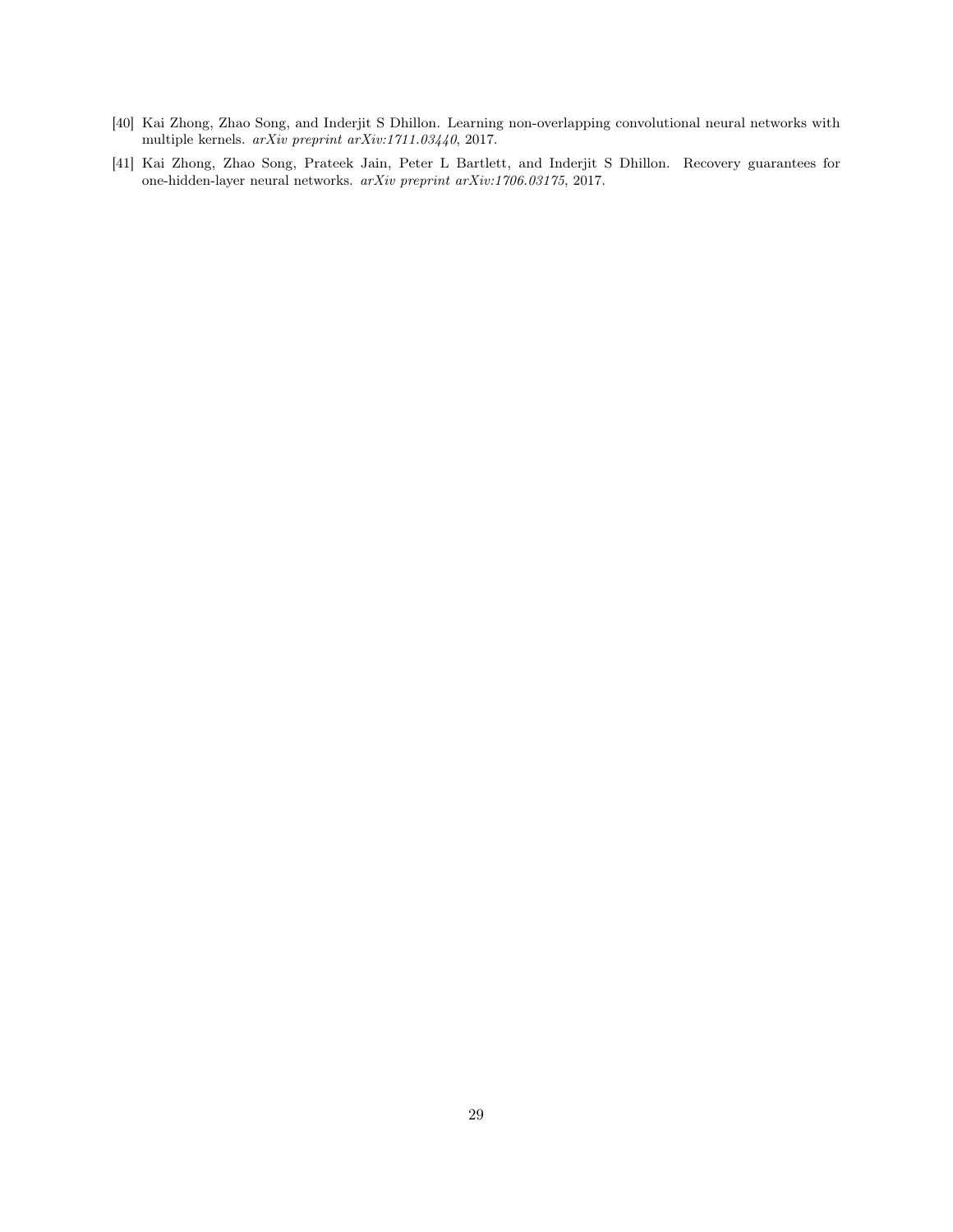[40] Kai Zhong, Zhao Song, and Inderjit S Dhillon. Learning non-overlapping convolutional neural networks with multiple kernels. *arXiv preprint arXiv:1711.03440*, 2017.

[41] Kai Zhong, Zhao Song, Prateek Jain, Peter L Bartlett, and Inderjit S Dhillon. Recovery guarantees for one-hidden-layer neural networks. *arXiv preprint arXiv:1706.03175*, 2017.